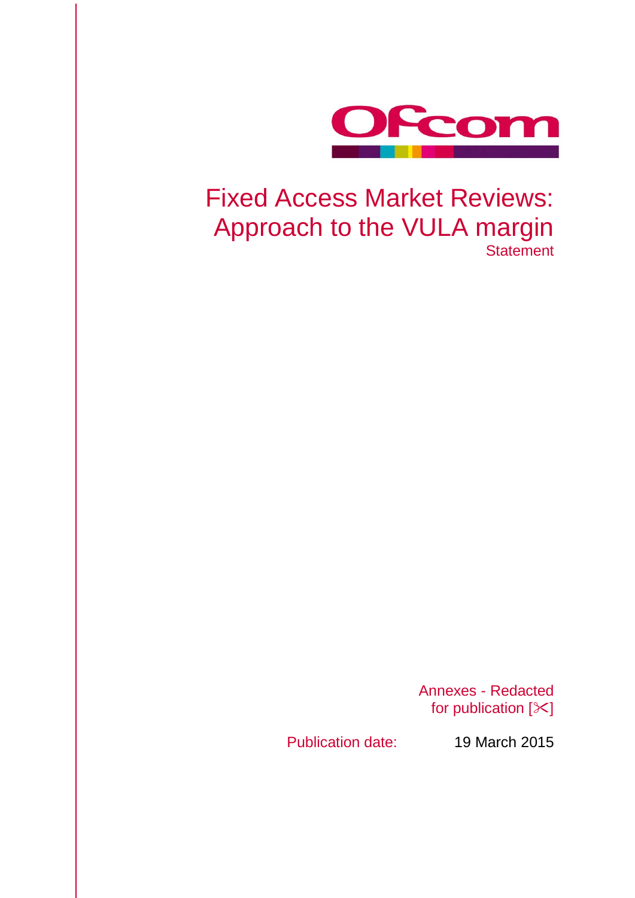# Fixed Access Market Reviews: Approach to the VULA margin

Statement

Annexes - Redacted for publication [✂]

Publication date: 19 March 2015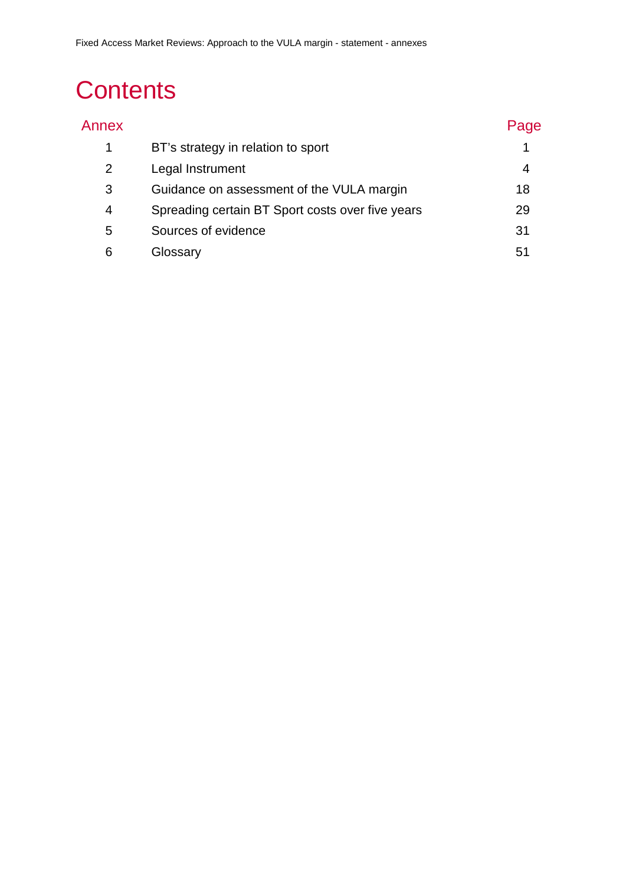# Contents

| Annex | | Page |
|---|---|---|
| 1 | BT’s strategy in relation to sport | 1 |
| 2 | Legal Instrument | 4 |
| 3 | Guidance on assessment of the VULA margin | 18 |
| 4 | Spreading certain BT Sport costs over five years | 29 |
| 5 | Sources of evidence | 31 |
| 6 | Glossary | 51 |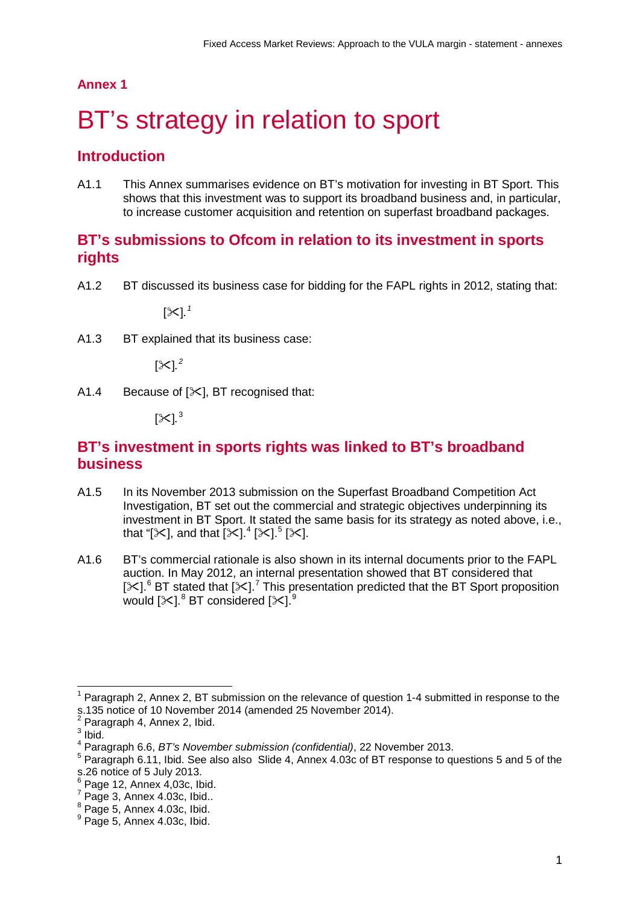## Annex 1

# BT's strategy in relation to sport

### Introduction

A1.1 This Annex summarises evidence on BT's motivation for investing in BT Sport. This shows that this investment was to support its broadband business and, in particular, to increase customer acquisition and retention on superfast broadband packages.

### BT's submissions to Ofcom in relation to its investment in sports rights

A1.2 BT discussed its business case for bidding for the FAPL rights in 2012, stating that:

> [✂].[1]

A1.3 BT explained that its business case:

> [✂].[2]

A1.4 Because of [✂], BT recognised that:

> [✂].[3]

### BT's investment in sports rights was linked to BT's broadband business

A1.5 In its November 2013 submission on the Superfast Broadband Competition Act Investigation, BT set out the commercial and strategic objectives underpinning its investment in BT Sport. It stated the same basis for its strategy as noted above, i.e., that "[✂], and that [✂].[4] [✂].[5] [✂].

A1.6 BT's commercial rationale is also shown in its internal documents prior to the FAPL auction. In May 2012, an internal presentation showed that BT considered that [✂].[6] BT stated that [✂].[7] This presentation predicted that the BT Sport proposition would [✂].[8] BT considered [✂].[9]

---

[1] Paragraph 2, Annex 2, BT submission on the relevance of question 1-4 submitted in response to the s.135 notice of 10 November 2014 (amended 25 November 2014).

[2] Paragraph 4, Annex 2, Ibid.

[3] Ibid.

[4] Paragraph 6.6, *BT's November submission (confidential)*, 22 November 2013.

[5] Paragraph 6.11, Ibid. See also also Slide 4, Annex 4.03c of BT response to questions 5 and 5 of the s.26 notice of 5 July 2013.

[6] Page 12, Annex 4,03c, Ibid.

[7] Page 3, Annex 4.03c, Ibid..

[8] Page 5, Annex 4.03c, Ibid.

[9] Page 5, Annex 4.03c, Ibid.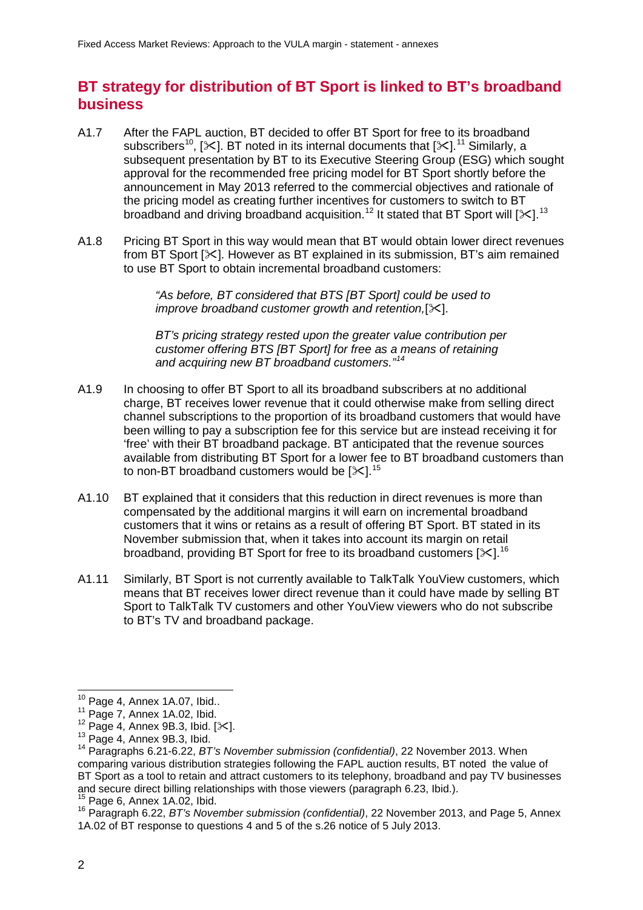## BT strategy for distribution of BT Sport is linked to BT's broadband business

A1.7 After the FAPL auction, BT decided to offer BT Sport for free to its broadband subscribers[10], [✂]. BT noted in its internal documents that [✂].[11] Similarly, a subsequent presentation by BT to its Executive Steering Group (ESG) which sought approval for the recommended free pricing model for BT Sport shortly before the announcement in May 2013 referred to the commercial objectives and rationale of the pricing model as creating further incentives for customers to switch to BT broadband and driving broadband acquisition.[12] It stated that BT Sport will [✂].[13]

A1.8 Pricing BT Sport in this way would mean that BT would obtain lower direct revenues from BT Sport [✂]. However as BT explained in its submission, BT's aim remained to use BT Sport to obtain incremental broadband customers:

> *"As before, BT considered that BTS [BT Sport] could be used to improve broadband customer growth and retention,*[✂].
>
> *BT's pricing strategy rested upon the greater value contribution per customer offering BTS [BT Sport] for free as a means of retaining and acquiring new BT broadband customers."*[14]

A1.9 In choosing to offer BT Sport to all its broadband subscribers at no additional charge, BT receives lower revenue that it could otherwise make from selling direct channel subscriptions to the proportion of its broadband customers that would have been willing to pay a subscription fee for this service but are instead receiving it for 'free' with their BT broadband package. BT anticipated that the revenue sources available from distributing BT Sport for a lower fee to BT broadband customers than to non-BT broadband customers would be [✂].[15]

A1.10 BT explained that it considers that this reduction in direct revenues is more than compensated by the additional margins it will earn on incremental broadband customers that it wins or retains as a result of offering BT Sport. BT stated in its November submission that, when it takes into account its margin on retail broadband, providing BT Sport for free to its broadband customers [✂].[16]

A1.11 Similarly, BT Sport is not currently available to TalkTalk YouView customers, which means that BT receives lower direct revenue than it could have made by selling BT Sport to TalkTalk TV customers and other YouView viewers who do not subscribe to BT's TV and broadband package.

---

[10] Page 4, Annex 1A.07, Ibid..

[11] Page 7, Annex 1A.02, Ibid.

[12] Page 4, Annex 9B.3, Ibid. [✂].

[13] Page 4, Annex 9B.3, Ibid.

[14] Paragraphs 6.21-6.22, *BT's November submission (confidential)*, 22 November 2013. When comparing various distribution strategies following the FAPL auction results, BT noted the value of BT Sport as a tool to retain and attract customers to its telephony, broadband and pay TV businesses and secure direct billing relationships with those viewers (paragraph 6.23, Ibid.).

[15] Page 6, Annex 1A.02, Ibid.

[16] Paragraph 6.22, *BT's November submission (confidential)*, 22 November 2013, and Page 5, Annex 1A.02 of BT response to questions 4 and 5 of the s.26 notice of 5 July 2013.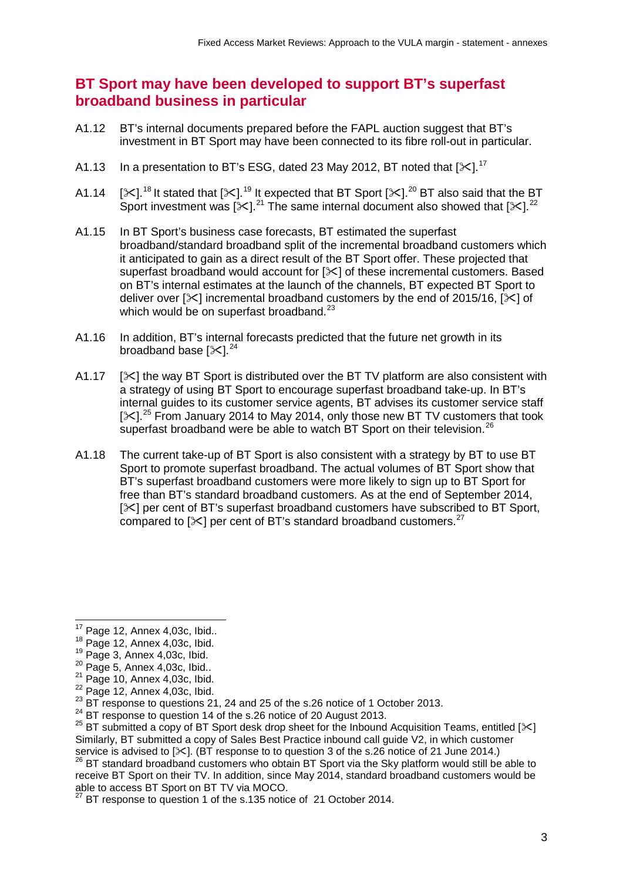## BT Sport may have been developed to support BT's superfast broadband business in particular

A1.12 BT's internal documents prepared before the FAPL auction suggest that BT's investment in BT Sport may have been connected to its fibre roll-out in particular.

A1.13 In a presentation to BT's ESG, dated 23 May 2012, BT noted that [✂].[17]

A1.14 [✂].[18] It stated that [✂].[19] It expected that BT Sport [✂].[20] BT also said that the BT Sport investment was [✂].[21] The same internal document also showed that [✂].[22]

A1.15 In BT Sport's business case forecasts, BT estimated the superfast broadband/standard broadband split of the incremental broadband customers which it anticipated to gain as a direct result of the BT Sport offer. These projected that superfast broadband would account for [✂] of these incremental customers. Based on BT's internal estimates at the launch of the channels, BT expected BT Sport to deliver over [✂] incremental broadband customers by the end of 2015/16, [✂] of which would be on superfast broadband.[23]

A1.16 In addition, BT's internal forecasts predicted that the future net growth in its broadband base [✂].[24]

A1.17 [✂] the way BT Sport is distributed over the BT TV platform are also consistent with a strategy of using BT Sport to encourage superfast broadband take-up. In BT's internal guides to its customer service agents, BT advises its customer service staff [✂].[25] From January 2014 to May 2014, only those new BT TV customers that took superfast broadband were be able to watch BT Sport on their television.[26]

A1.18 The current take-up of BT Sport is also consistent with a strategy by BT to use BT Sport to promote superfast broadband. The actual volumes of BT Sport show that BT's superfast broadband customers were more likely to sign up to BT Sport for free than BT's standard broadband customers. As at the end of September 2014, [✂] per cent of BT's superfast broadband customers have subscribed to BT Sport, compared to [✂] per cent of BT's standard broadband customers.[27]

---

[17] Page 12, Annex 4,03c, Ibid..

[18] Page 12, Annex 4,03c, Ibid.

[19] Page 3, Annex 4,03c, Ibid.

[20] Page 5, Annex 4,03c, Ibid..

[21] Page 10, Annex 4,03c, Ibid.

[22] Page 12, Annex 4,03c, Ibid.

[23] BT response to questions 21, 24 and 25 of the s.26 notice of 1 October 2013.

[24] BT response to question 14 of the s.26 notice of 20 August 2013.

[25] BT submitted a copy of BT Sport desk drop sheet for the Inbound Acquisition Teams, entitled [✂] Similarly, BT submitted a copy of Sales Best Practice inbound call guide V2, in which customer service is advised to [✂]. (BT response to to question 3 of the s.26 notice of 21 June 2014.)

[26] BT standard broadband customers who obtain BT Sport via the Sky platform would still be able to receive BT Sport on their TV. In addition, since May 2014, standard broadband customers would be able to access BT Sport on BT TV via MOCO.

[27] BT response to question 1 of the s.135 notice of 21 October 2014.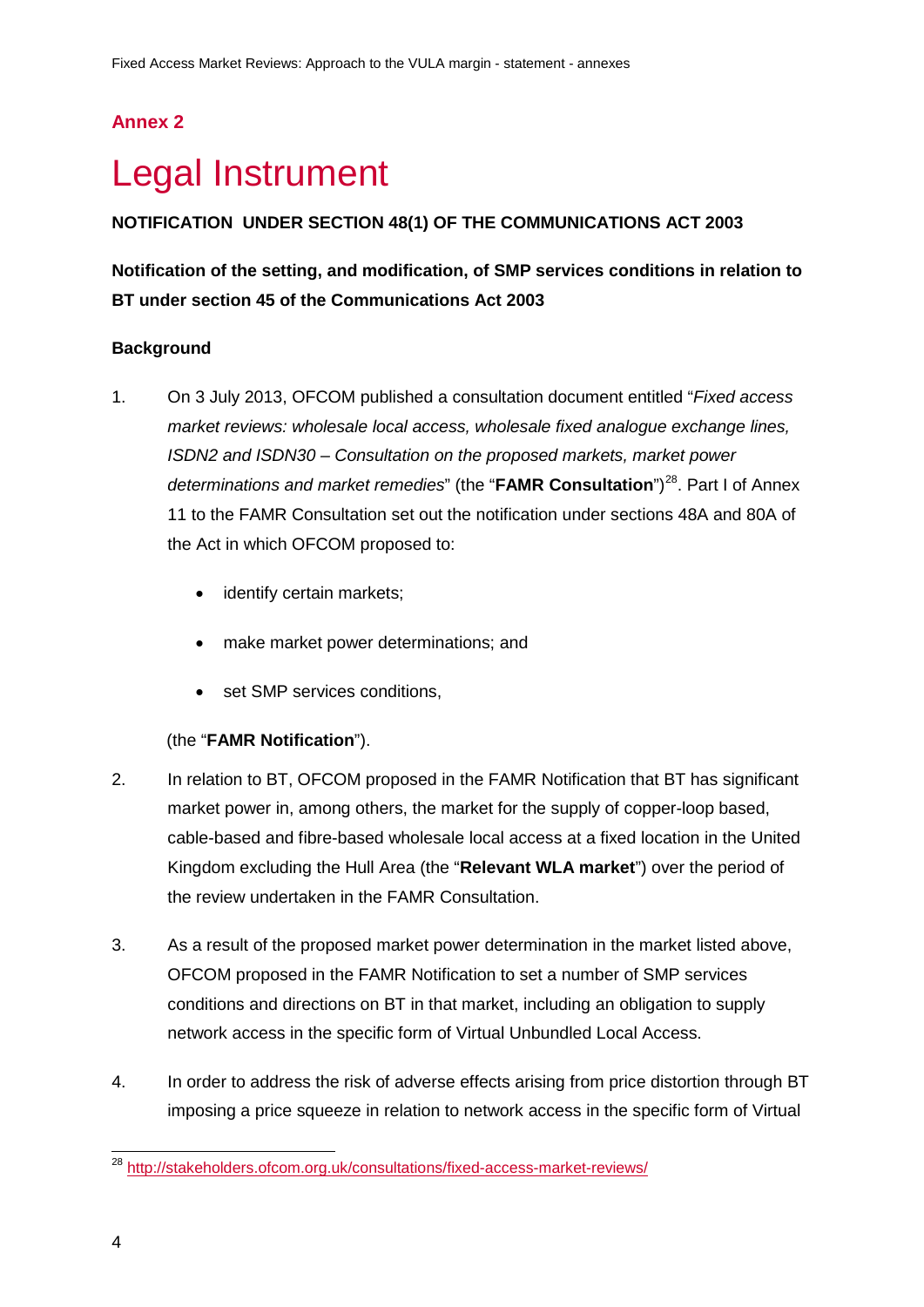## Annex 2

# Legal Instrument

**NOTIFICATION UNDER SECTION 48(1) OF THE COMMUNICATIONS ACT 2003**

**Notification of the setting, and modification, of SMP services conditions in relation to BT under section 45 of the Communications Act 2003**

**Background**

1. On 3 July 2013, OFCOM published a consultation document entitled "*Fixed access market reviews: wholesale local access, wholesale fixed analogue exchange lines, ISDN2 and ISDN30 – Consultation on the proposed markets, market power determinations and market remedies*" (the "**FAMR Consultation**")[28]. Part I of Annex 11 to the FAMR Consultation set out the notification under sections 48A and 80A of the Act in which OFCOM proposed to:

   - identify certain markets;
   - make market power determinations; and
   - set SMP services conditions,

   (the "**FAMR Notification**").

2. In relation to BT, OFCOM proposed in the FAMR Notification that BT has significant market power in, among others, the market for the supply of copper-loop based, cable-based and fibre-based wholesale local access at a fixed location in the United Kingdom excluding the Hull Area (the "**Relevant WLA market**") over the period of the review undertaken in the FAMR Consultation.

3. As a result of the proposed market power determination in the market listed above, OFCOM proposed in the FAMR Notification to set a number of SMP services conditions and directions on BT in that market, including an obligation to supply network access in the specific form of Virtual Unbundled Local Access.

4. In order to address the risk of adverse effects arising from price distortion through BT imposing a price squeeze in relation to network access in the specific form of Virtual

[28] http://stakeholders.ofcom.org.uk/consultations/fixed-access-market-reviews/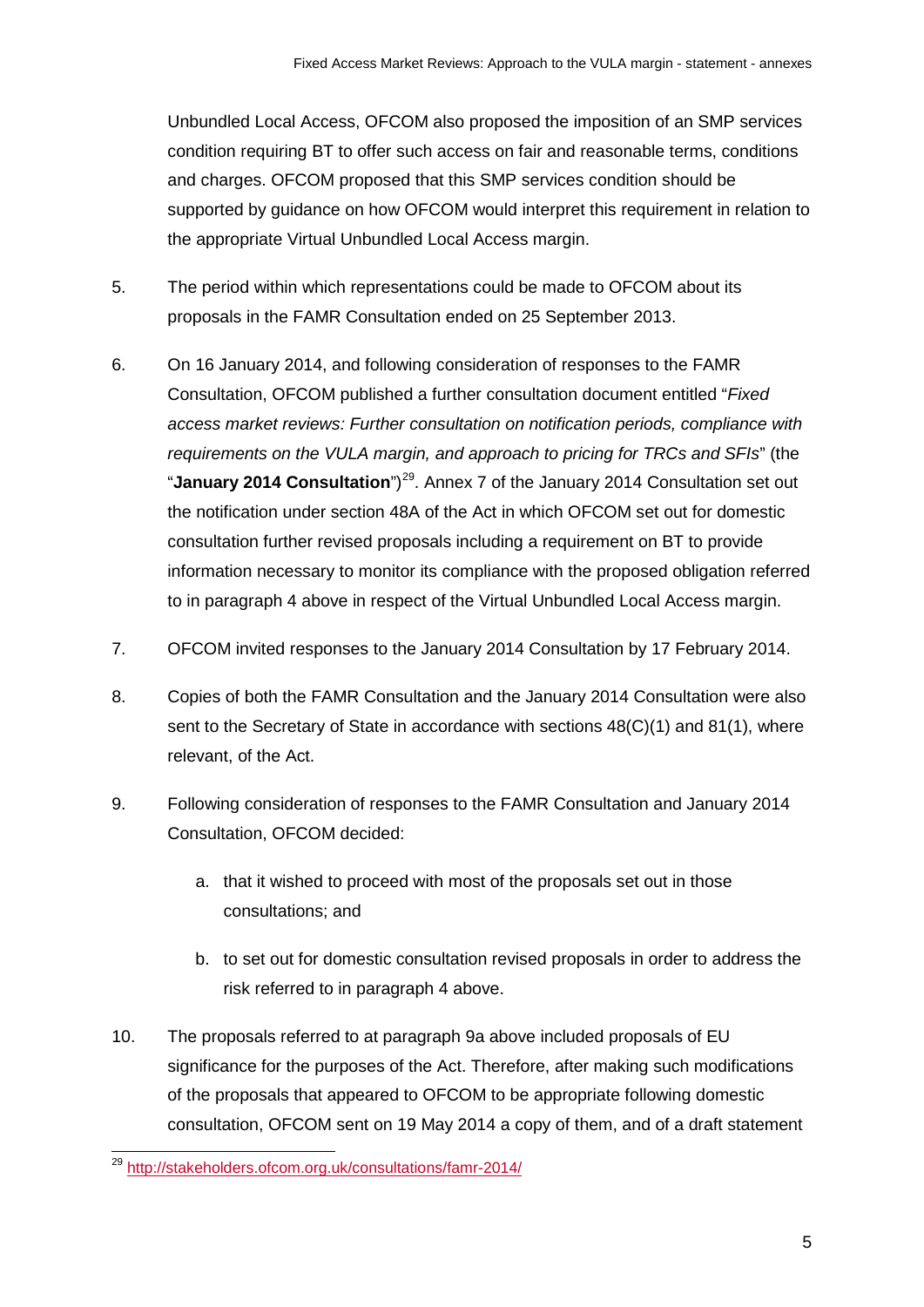Unbundled Local Access, OFCOM also proposed the imposition of an SMP services condition requiring BT to offer such access on fair and reasonable terms, conditions and charges. OFCOM proposed that this SMP services condition should be supported by guidance on how OFCOM would interpret this requirement in relation to the appropriate Virtual Unbundled Local Access margin.

5. The period within which representations could be made to OFCOM about its proposals in the FAMR Consultation ended on 25 September 2013.

6. On 16 January 2014, and following consideration of responses to the FAMR Consultation, OFCOM published a further consultation document entitled "*Fixed access market reviews: Further consultation on notification periods, compliance with requirements on the VULA margin, and approach to pricing for TRCs and SFIs*" (the "**January 2014 Consultation**")[29]. Annex 7 of the January 2014 Consultation set out the notification under section 48A of the Act in which OFCOM set out for domestic consultation further revised proposals including a requirement on BT to provide information necessary to monitor its compliance with the proposed obligation referred to in paragraph 4 above in respect of the Virtual Unbundled Local Access margin.

7. OFCOM invited responses to the January 2014 Consultation by 17 February 2014.

8. Copies of both the FAMR Consultation and the January 2014 Consultation were also sent to the Secretary of State in accordance with sections 48(C)(1) and 81(1), where relevant, of the Act.

9. Following consideration of responses to the FAMR Consultation and January 2014 Consultation, OFCOM decided:

   a. that it wished to proceed with most of the proposals set out in those consultations; and

   b. to set out for domestic consultation revised proposals in order to address the risk referred to in paragraph 4 above.

10. The proposals referred to at paragraph 9a above included proposals of EU significance for the purposes of the Act. Therefore, after making such modifications of the proposals that appeared to OFCOM to be appropriate following domestic consultation, OFCOM sent on 19 May 2014 a copy of them, and of a draft statement

[29] http://stakeholders.ofcom.org.uk/consultations/famr-2014/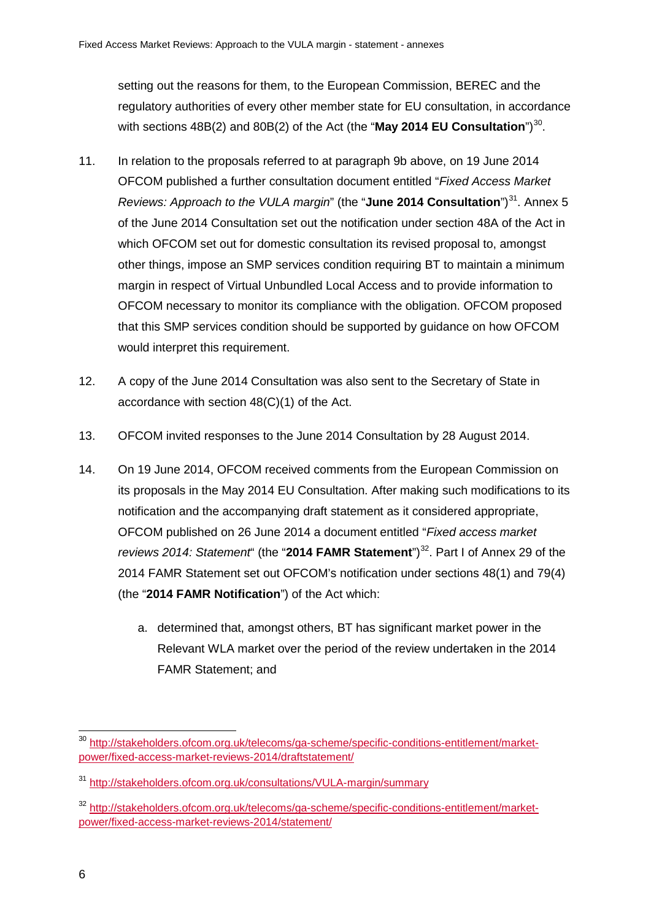setting out the reasons for them, to the European Commission, BEREC and the regulatory authorities of every other member state for EU consultation, in accordance with sections 48B(2) and 80B(2) of the Act (the "**May 2014 EU Consultation**")[30].

11. In relation to the proposals referred to at paragraph 9b above, on 19 June 2014 OFCOM published a further consultation document entitled "*Fixed Access Market Reviews: Approach to the VULA margin*" (the "**June 2014 Consultation**")[31]. Annex 5 of the June 2014 Consultation set out the notification under section 48A of the Act in which OFCOM set out for domestic consultation its revised proposal to, amongst other things, impose an SMP services condition requiring BT to maintain a minimum margin in respect of Virtual Unbundled Local Access and to provide information to OFCOM necessary to monitor its compliance with the obligation. OFCOM proposed that this SMP services condition should be supported by guidance on how OFCOM would interpret this requirement.

12. A copy of the June 2014 Consultation was also sent to the Secretary of State in accordance with section 48(C)(1) of the Act.

13. OFCOM invited responses to the June 2014 Consultation by 28 August 2014.

14. On 19 June 2014, OFCOM received comments from the European Commission on its proposals in the May 2014 EU Consultation. After making such modifications to its notification and the accompanying draft statement as it considered appropriate, OFCOM published on 26 June 2014 a document entitled "*Fixed access market reviews 2014: Statement*" (the "**2014 FAMR Statement**")[32]. Part I of Annex 29 of the 2014 FAMR Statement set out OFCOM's notification under sections 48(1) and 79(4) (the "**2014 FAMR Notification**") of the Act which:

    a. determined that, amongst others, BT has significant market power in the Relevant WLA market over the period of the review undertaken in the 2014 FAMR Statement; and

---

[30] http://stakeholders.ofcom.org.uk/telecoms/ga-scheme/specific-conditions-entitlement/market-power/fixed-access-market-reviews-2014/draftstatement/

[31] http://stakeholders.ofcom.org.uk/consultations/VULA-margin/summary

[32] http://stakeholders.ofcom.org.uk/telecoms/ga-scheme/specific-conditions-entitlement/market-power/fixed-access-market-reviews-2014/statement/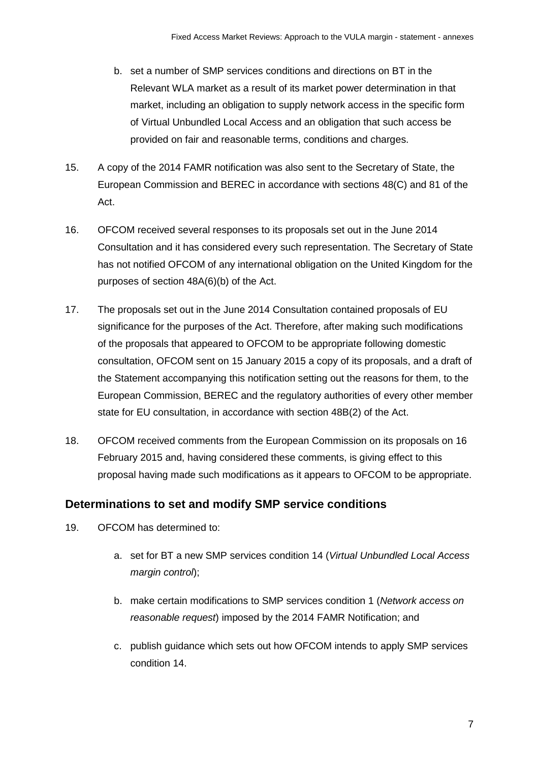b. set a number of SMP services conditions and directions on BT in the Relevant WLA market as a result of its market power determination in that market, including an obligation to supply network access in the specific form of Virtual Unbundled Local Access and an obligation that such access be provided on fair and reasonable terms, conditions and charges.

15. A copy of the 2014 FAMR notification was also sent to the Secretary of State, the European Commission and BEREC in accordance with sections 48(C) and 81 of the Act.

16. OFCOM received several responses to its proposals set out in the June 2014 Consultation and it has considered every such representation. The Secretary of State has not notified OFCOM of any international obligation on the United Kingdom for the purposes of section 48A(6)(b) of the Act.

17. The proposals set out in the June 2014 Consultation contained proposals of EU significance for the purposes of the Act. Therefore, after making such modifications of the proposals that appeared to OFCOM to be appropriate following domestic consultation, OFCOM sent on 15 January 2015 a copy of its proposals, and a draft of the Statement accompanying this notification setting out the reasons for them, to the European Commission, BEREC and the regulatory authorities of every other member state for EU consultation, in accordance with section 48B(2) of the Act.

18. OFCOM received comments from the European Commission on its proposals on 16 February 2015 and, having considered these comments, is giving effect to this proposal having made such modifications as it appears to OFCOM to be appropriate.

## Determinations to set and modify SMP service conditions

19. OFCOM has determined to:

   a. set for BT a new SMP services condition 14 (*Virtual Unbundled Local Access margin control*);

   b. make certain modifications to SMP services condition 1 (*Network access on reasonable request*) imposed by the 2014 FAMR Notification; and

   c. publish guidance which sets out how OFCOM intends to apply SMP services condition 14.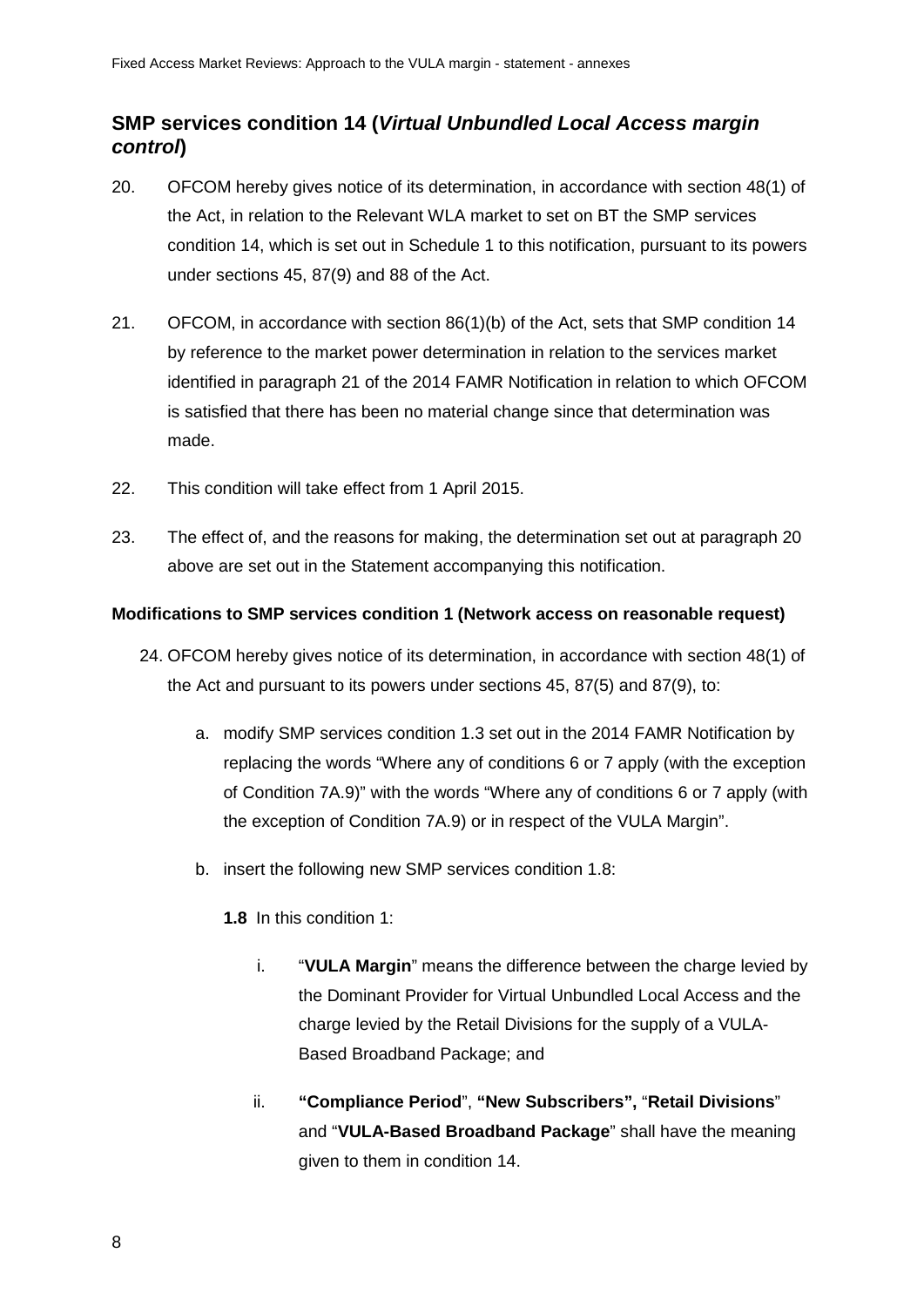## SMP services condition 14 (*Virtual Unbundled Local Access margin control*)

20. OFCOM hereby gives notice of its determination, in accordance with section 48(1) of the Act, in relation to the Relevant WLA market to set on BT the SMP services condition 14, which is set out in Schedule 1 to this notification, pursuant to its powers under sections 45, 87(9) and 88 of the Act.

21. OFCOM, in accordance with section 86(1)(b) of the Act, sets that SMP condition 14 by reference to the market power determination in relation to the services market identified in paragraph 21 of the 2014 FAMR Notification in relation to which OFCOM is satisfied that there has been no material change since that determination was made.

22. This condition will take effect from 1 April 2015.

23. The effect of, and the reasons for making, the determination set out at paragraph 20 above are set out in the Statement accompanying this notification.

**Modifications to SMP services condition 1 (Network access on reasonable request)**

24. OFCOM hereby gives notice of its determination, in accordance with section 48(1) of the Act and pursuant to its powers under sections 45, 87(5) and 87(9), to:

    a. modify SMP services condition 1.3 set out in the 2014 FAMR Notification by replacing the words "Where any of conditions 6 or 7 apply (with the exception of Condition 7A.9)" with the words "Where any of conditions 6 or 7 apply (with the exception of Condition 7A.9) or in respect of the VULA Margin".

    b. insert the following new SMP services condition 1.8:

    **1.8** In this condition 1:

    i. "**VULA Margin**" means the difference between the charge levied by the Dominant Provider for Virtual Unbundled Local Access and the charge levied by the Retail Divisions for the supply of a VULA-Based Broadband Package; and

    ii. **"Compliance Period"**, **"New Subscribers",** "**Retail Divisions**" and "**VULA-Based Broadband Package**" shall have the meaning given to them in condition 14.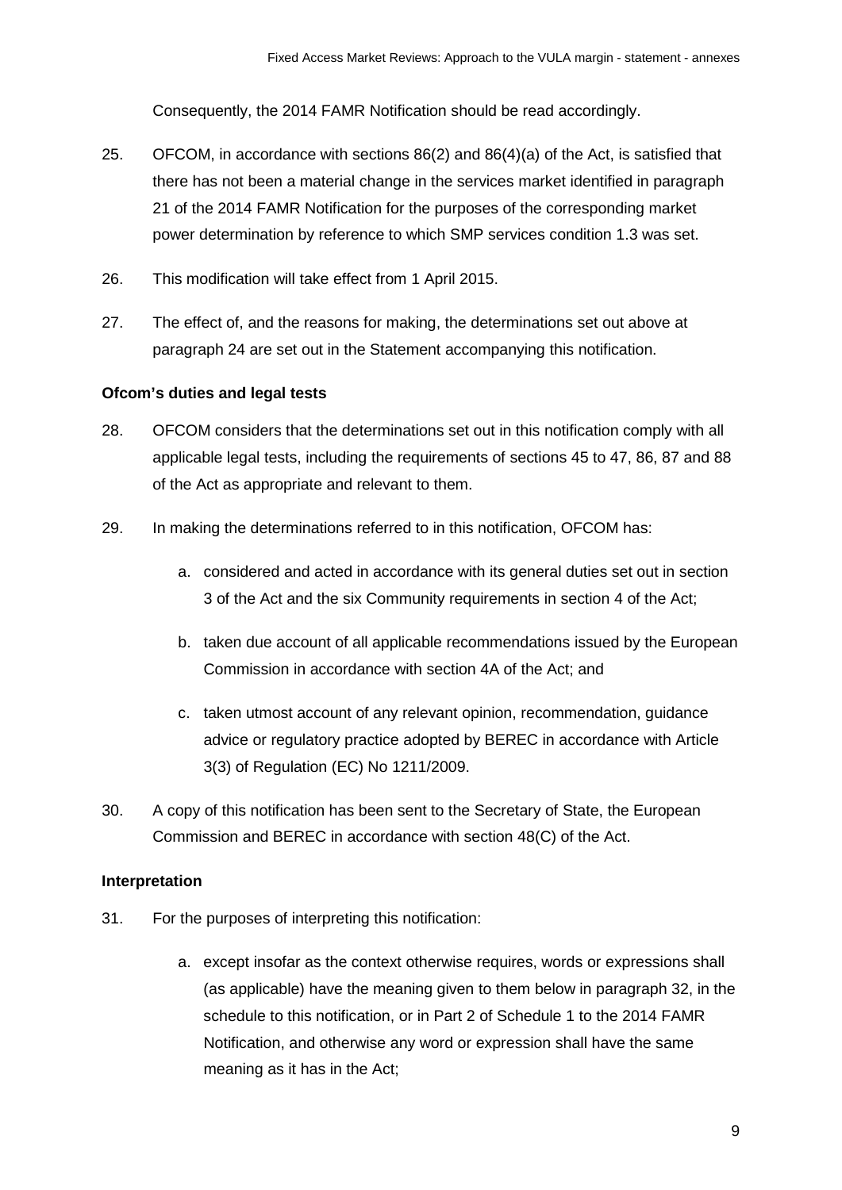Consequently, the 2014 FAMR Notification should be read accordingly.

25. OFCOM, in accordance with sections 86(2) and 86(4)(a) of the Act, is satisfied that there has not been a material change in the services market identified in paragraph 21 of the 2014 FAMR Notification for the purposes of the corresponding market power determination by reference to which SMP services condition 1.3 was set.

26. This modification will take effect from 1 April 2015.

27. The effect of, and the reasons for making, the determinations set out above at paragraph 24 are set out in the Statement accompanying this notification.

**Ofcom's duties and legal tests**

28. OFCOM considers that the determinations set out in this notification comply with all applicable legal tests, including the requirements of sections 45 to 47, 86, 87 and 88 of the Act as appropriate and relevant to them.

29. In making the determinations referred to in this notification, OFCOM has:

    a. considered and acted in accordance with its general duties set out in section 3 of the Act and the six Community requirements in section 4 of the Act;

    b. taken due account of all applicable recommendations issued by the European Commission in accordance with section 4A of the Act; and

    c. taken utmost account of any relevant opinion, recommendation, guidance advice or regulatory practice adopted by BEREC in accordance with Article 3(3) of Regulation (EC) No 1211/2009.

30. A copy of this notification has been sent to the Secretary of State, the European Commission and BEREC in accordance with section 48(C) of the Act.

**Interpretation**

31. For the purposes of interpreting this notification:

    a. except insofar as the context otherwise requires, words or expressions shall (as applicable) have the meaning given to them below in paragraph 32, in the schedule to this notification, or in Part 2 of Schedule 1 to the 2014 FAMR Notification, and otherwise any word or expression shall have the same meaning as it has in the Act;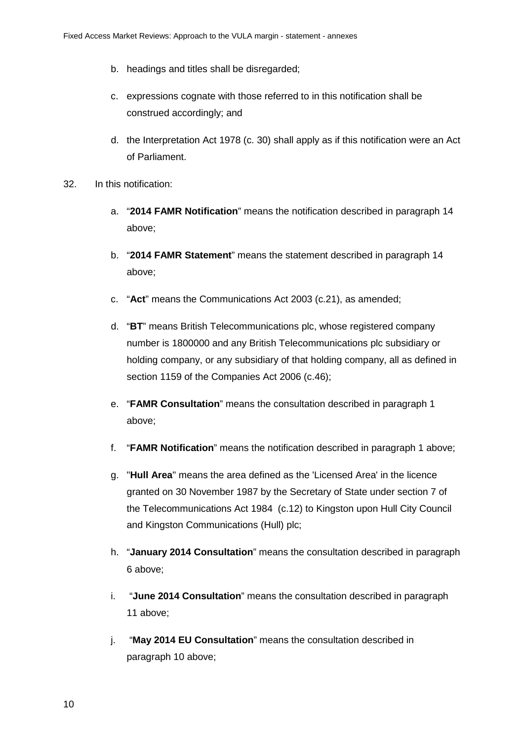b. headings and titles shall be disregarded;

c. expressions cognate with those referred to in this notification shall be construed accordingly; and

d. the Interpretation Act 1978 (c. 30) shall apply as if this notification were an Act of Parliament.

32. In this notification:

a. "**2014 FAMR Notification**" means the notification described in paragraph 14 above;

b. "**2014 FAMR Statement**" means the statement described in paragraph 14 above;

c. "**Act**" means the Communications Act 2003 (c.21), as amended;

d. "**BT**" means British Telecommunications plc, whose registered company number is 1800000 and any British Telecommunications plc subsidiary or holding company, or any subsidiary of that holding company, all as defined in section 1159 of the Companies Act 2006 (c.46);

e. "**FAMR Consultation**" means the consultation described in paragraph 1 above;

f. "**FAMR Notification**" means the notification described in paragraph 1 above;

g. "**Hull Area**" means the area defined as the 'Licensed Area' in the licence granted on 30 November 1987 by the Secretary of State under section 7 of the Telecommunications Act 1984 (c.12) to Kingston upon Hull City Council and Kingston Communications (Hull) plc;

h. "**January 2014 Consultation**" means the consultation described in paragraph 6 above;

i. "**June 2014 Consultation**" means the consultation described in paragraph 11 above;

j. "**May 2014 EU Consultation**" means the consultation described in paragraph 10 above;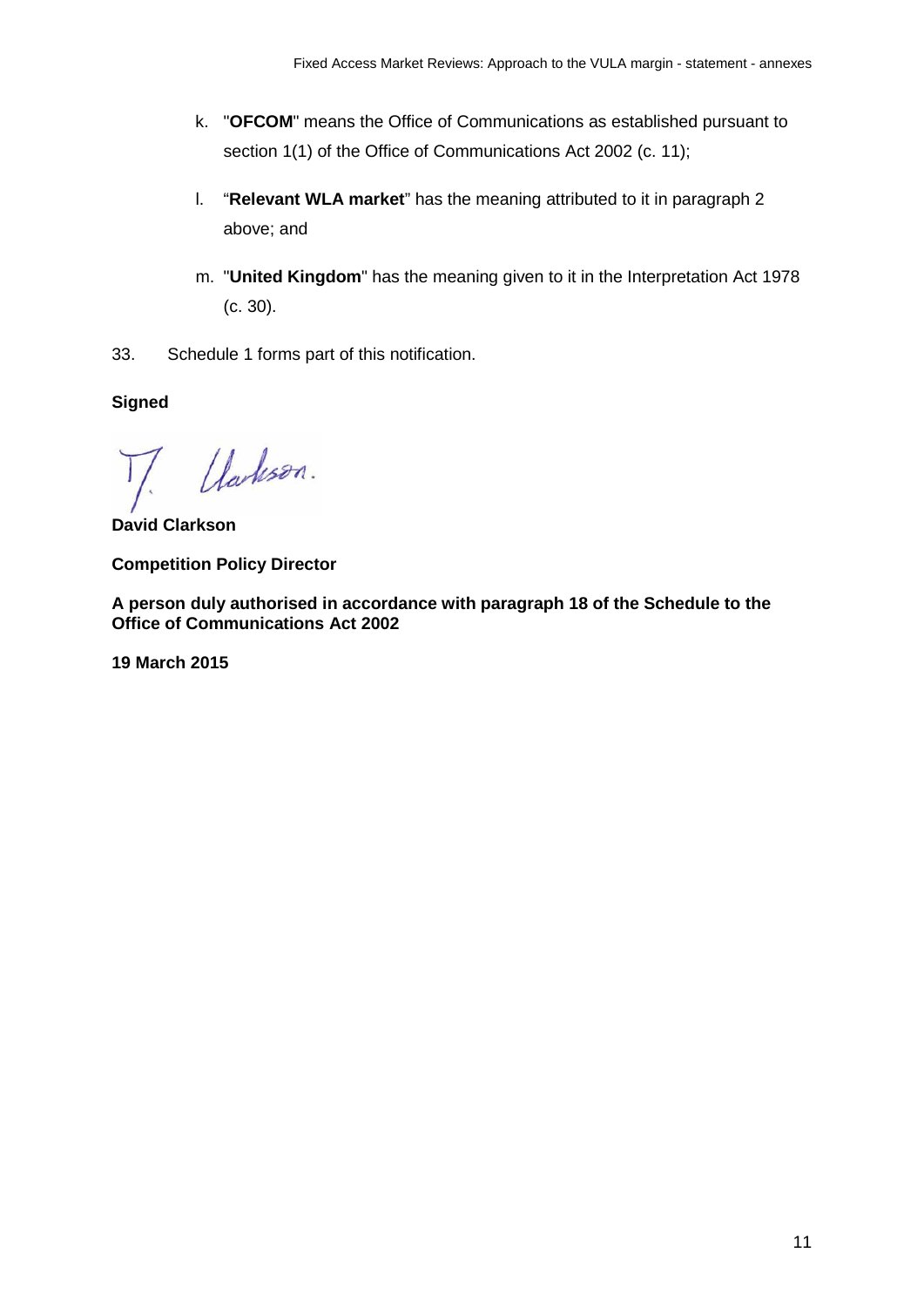k. "**OFCOM**" means the Office of Communications as established pursuant to section 1(1) of the Office of Communications Act 2002 (c. 11);

l. "**Relevant WLA market**" has the meaning attributed to it in paragraph 2 above; and

m. "**United Kingdom**" has the meaning given to it in the Interpretation Act 1978 (c. 30).

33. Schedule 1 forms part of this notification.

**Signed**

**David Clarkson**

**Competition Policy Director**

**A person duly authorised in accordance with paragraph 18 of the Schedule to the Office of Communications Act 2002**

**19 March 2015**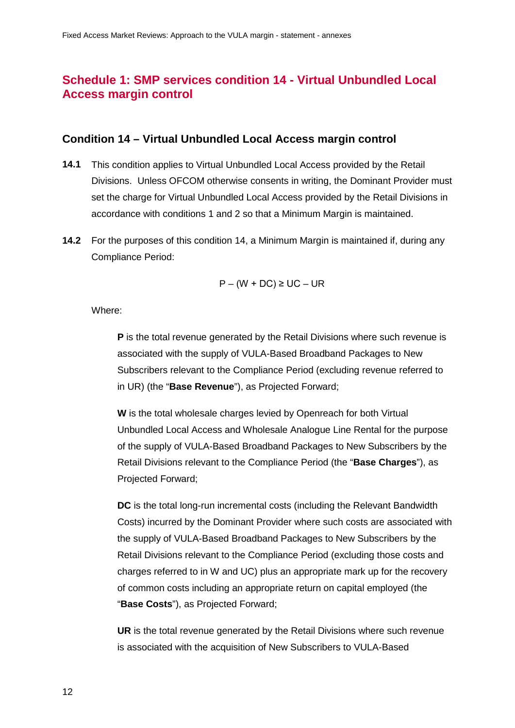## Schedule 1: SMP services condition 14 - Virtual Unbundled Local Access margin control

### Condition 14 – Virtual Unbundled Local Access margin control

**14.1** This condition applies to Virtual Unbundled Local Access provided by the Retail Divisions. Unless OFCOM otherwise consents in writing, the Dominant Provider must set the charge for Virtual Unbundled Local Access provided by the Retail Divisions in accordance with conditions 1 and 2 so that a Minimum Margin is maintained.

**14.2** For the purposes of this condition 14, a Minimum Margin is maintained if, during any Compliance Period:

$$P - (W + DC) \geq UC - UR$$

Where:

**P** is the total revenue generated by the Retail Divisions where such revenue is associated with the supply of VULA-Based Broadband Packages to New Subscribers relevant to the Compliance Period (excluding revenue referred to in UR) (the "**Base Revenue**"), as Projected Forward;

**W** is the total wholesale charges levied by Openreach for both Virtual Unbundled Local Access and Wholesale Analogue Line Rental for the purpose of the supply of VULA-Based Broadband Packages to New Subscribers by the Retail Divisions relevant to the Compliance Period (the "**Base Charges**"), as Projected Forward;

**DC** is the total long-run incremental costs (including the Relevant Bandwidth Costs) incurred by the Dominant Provider where such costs are associated with the supply of VULA-Based Broadband Packages to New Subscribers by the Retail Divisions relevant to the Compliance Period (excluding those costs and charges referred to in W and UC) plus an appropriate mark up for the recovery of common costs including an appropriate return on capital employed (the "**Base Costs**"), as Projected Forward;

**UR** is the total revenue generated by the Retail Divisions where such revenue is associated with the acquisition of New Subscribers to VULA-Based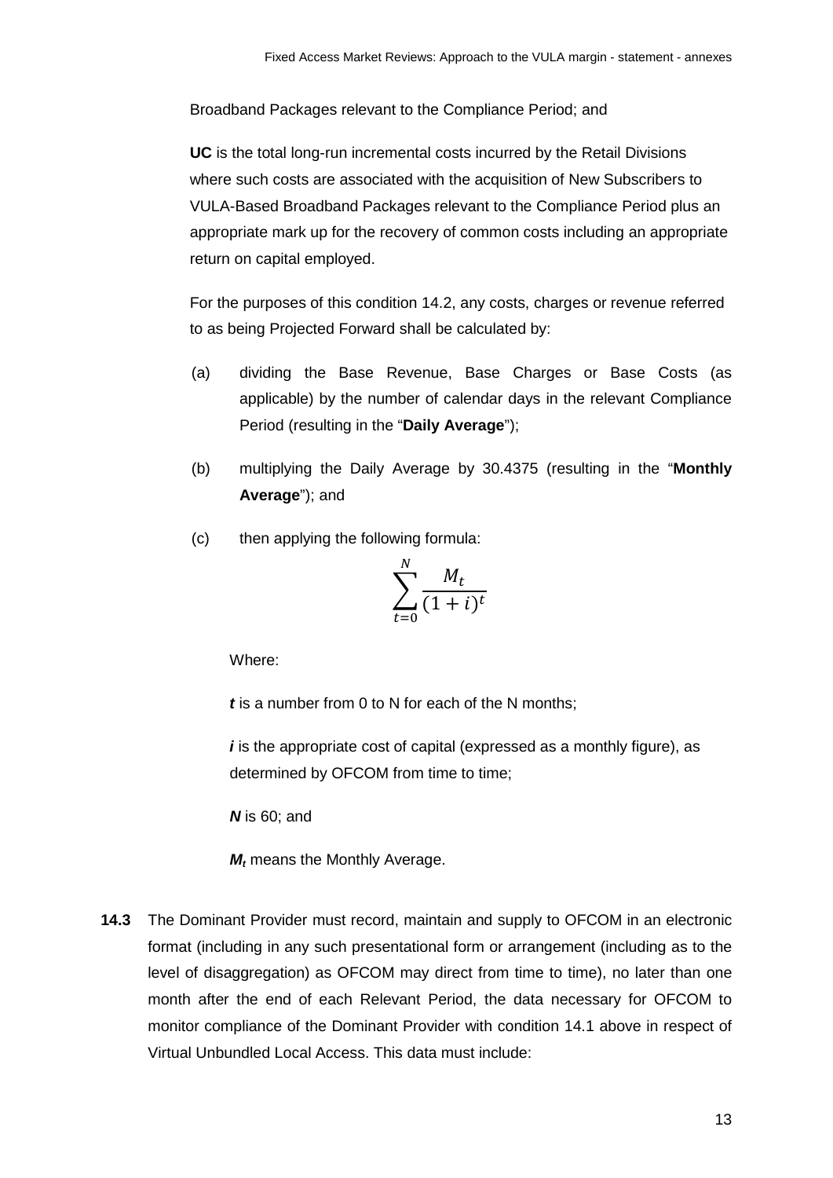Broadband Packages relevant to the Compliance Period; and

**UC** is the total long-run incremental costs incurred by the Retail Divisions where such costs are associated with the acquisition of New Subscribers to VULA-Based Broadband Packages relevant to the Compliance Period plus an appropriate mark up for the recovery of common costs including an appropriate return on capital employed.

For the purposes of this condition 14.2, any costs, charges or revenue referred to as being Projected Forward shall be calculated by:

(a) dividing the Base Revenue, Base Charges or Base Costs (as applicable) by the number of calendar days in the relevant Compliance Period (resulting in the "**Daily Average**");

(b) multiplying the Daily Average by 30.4375 (resulting in the "**Monthly Average**"); and

(c) then applying the following formula:

$$\sum_{t=0}^{N} \frac{M_t}{(1+i)^t}$$

Where:

***t*** is a number from 0 to N for each of the N months;

***i*** is the appropriate cost of capital (expressed as a monthly figure), as determined by OFCOM from time to time;

***N*** is 60; and

$M_t$ means the Monthly Average.

**14.3** The Dominant Provider must record, maintain and supply to OFCOM in an electronic format (including in any such presentational form or arrangement (including as to the level of disaggregation) as OFCOM may direct from time to time), no later than one month after the end of each Relevant Period, the data necessary for OFCOM to monitor compliance of the Dominant Provider with condition 14.1 above in respect of Virtual Unbundled Local Access. This data must include: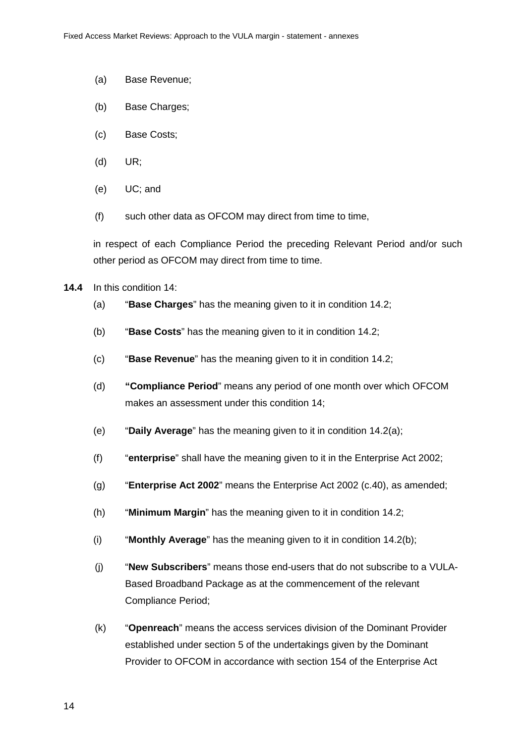(a) Base Revenue;

(b) Base Charges;

(c) Base Costs;

(d) UR;

(e) UC; and

(f) such other data as OFCOM may direct from time to time,

in respect of each Compliance Period the preceding Relevant Period and/or such other period as OFCOM may direct from time to time.

**14.4** In this condition 14:

(a) "**Base Charges**" has the meaning given to it in condition 14.2;

(b) "**Base Costs**" has the meaning given to it in condition 14.2;

(c) "**Base Revenue**" has the meaning given to it in condition 14.2;

(d) "**Compliance Period**" means any period of one month over which OFCOM makes an assessment under this condition 14;

(e) "**Daily Average**" has the meaning given to it in condition 14.2(a);

(f) "**enterprise**" shall have the meaning given to it in the Enterprise Act 2002;

(g) "**Enterprise Act 2002**" means the Enterprise Act 2002 (c.40), as amended;

(h) "**Minimum Margin**" has the meaning given to it in condition 14.2;

(i) "**Monthly Average**" has the meaning given to it in condition 14.2(b);

(j) "**New Subscribers**" means those end-users that do not subscribe to a VULA-Based Broadband Package as at the commencement of the relevant Compliance Period;

(k) "**Openreach**" means the access services division of the Dominant Provider established under section 5 of the undertakings given by the Dominant Provider to OFCOM in accordance with section 154 of the Enterprise Act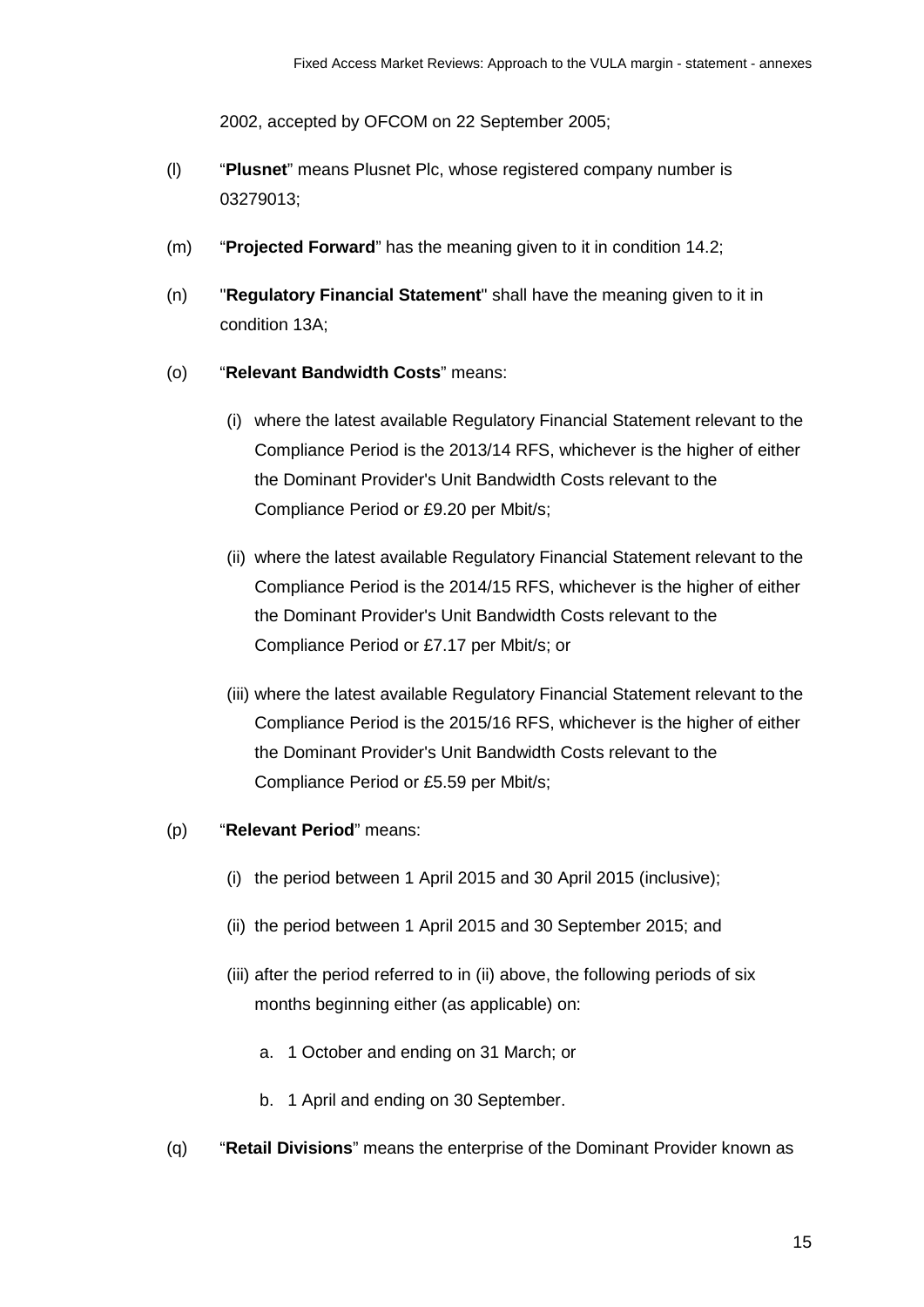2002, accepted by OFCOM on 22 September 2005;

(l) “**Plusnet**” means Plusnet Plc, whose registered company number is 03279013;

(m) “**Projected Forward**” has the meaning given to it in condition 14.2;

(n) "**Regulatory Financial Statement**" shall have the meaning given to it in condition 13A;

(o) “**Relevant Bandwidth Costs**” means:

   (i) where the latest available Regulatory Financial Statement relevant to the Compliance Period is the 2013/14 RFS, whichever is the higher of either the Dominant Provider's Unit Bandwidth Costs relevant to the Compliance Period or £9.20 per Mbit/s;

   (ii) where the latest available Regulatory Financial Statement relevant to the Compliance Period is the 2014/15 RFS, whichever is the higher of either the Dominant Provider's Unit Bandwidth Costs relevant to the Compliance Period or £7.17 per Mbit/s; or

   (iii) where the latest available Regulatory Financial Statement relevant to the Compliance Period is the 2015/16 RFS, whichever is the higher of either the Dominant Provider's Unit Bandwidth Costs relevant to the Compliance Period or £5.59 per Mbit/s;

(p) “**Relevant Period**” means:

   (i) the period between 1 April 2015 and 30 April 2015 (inclusive);

   (ii) the period between 1 April 2015 and 30 September 2015; and

   (iii) after the period referred to in (ii) above, the following periods of six months beginning either (as applicable) on:

      a. 1 October and ending on 31 March; or

      b. 1 April and ending on 30 September.

(q) “**Retail Divisions**” means the enterprise of the Dominant Provider known as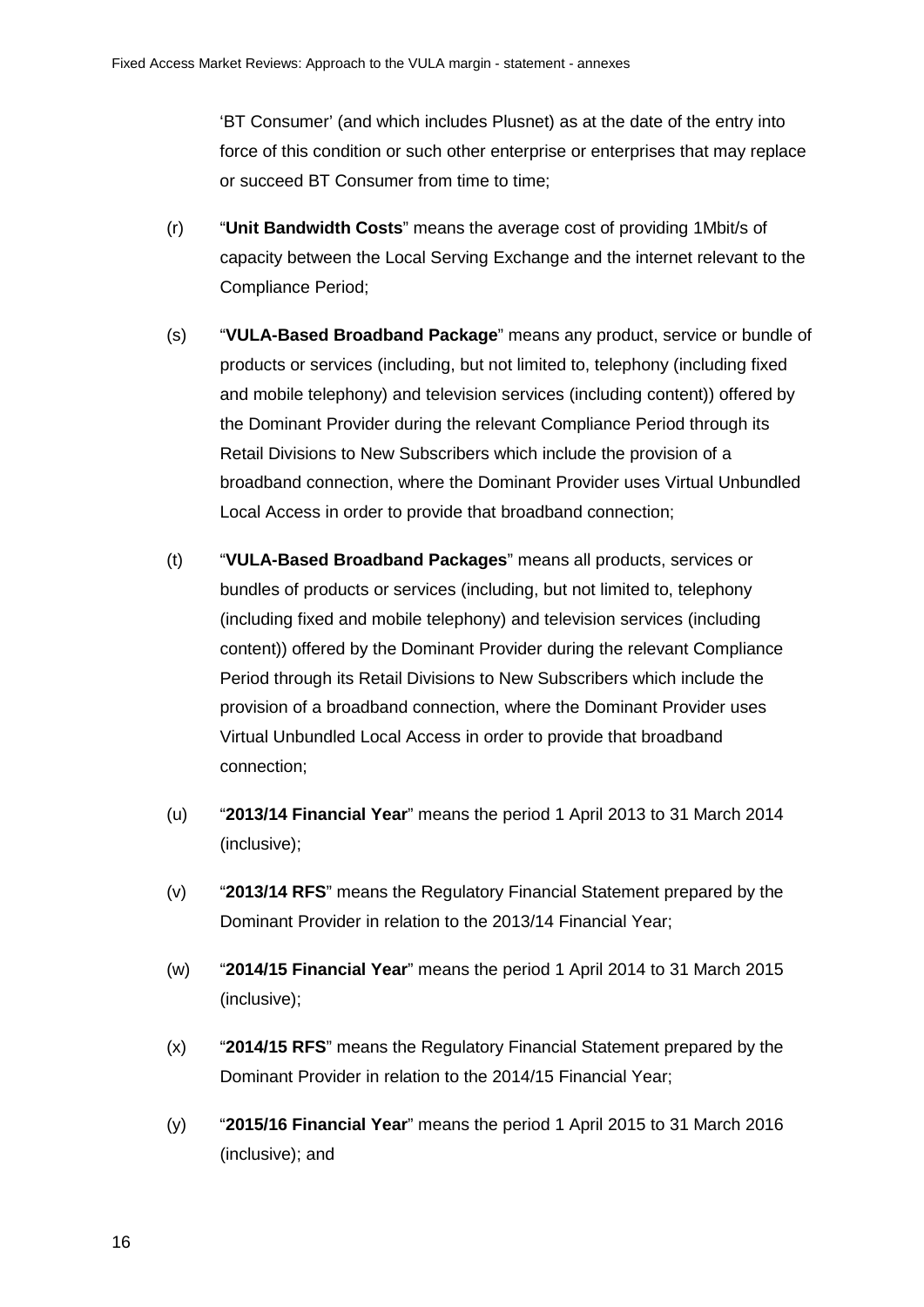'BT Consumer' (and which includes Plusnet) as at the date of the entry into force of this condition or such other enterprise or enterprises that may replace or succeed BT Consumer from time to time;

(r) "**Unit Bandwidth Costs**" means the average cost of providing 1Mbit/s of capacity between the Local Serving Exchange and the internet relevant to the Compliance Period;

(s) "**VULA-Based Broadband Package**" means any product, service or bundle of products or services (including, but not limited to, telephony (including fixed and mobile telephony) and television services (including content)) offered by the Dominant Provider during the relevant Compliance Period through its Retail Divisions to New Subscribers which include the provision of a broadband connection, where the Dominant Provider uses Virtual Unbundled Local Access in order to provide that broadband connection;

(t) "**VULA-Based Broadband Packages**" means all products, services or bundles of products or services (including, but not limited to, telephony (including fixed and mobile telephony) and television services (including content)) offered by the Dominant Provider during the relevant Compliance Period through its Retail Divisions to New Subscribers which include the provision of a broadband connection, where the Dominant Provider uses Virtual Unbundled Local Access in order to provide that broadband connection;

(u) "**2013/14 Financial Year**" means the period 1 April 2013 to 31 March 2014 (inclusive);

(v) "**2013/14 RFS**" means the Regulatory Financial Statement prepared by the Dominant Provider in relation to the 2013/14 Financial Year;

(w) "**2014/15 Financial Year**" means the period 1 April 2014 to 31 March 2015 (inclusive);

(x) "**2014/15 RFS**" means the Regulatory Financial Statement prepared by the Dominant Provider in relation to the 2014/15 Financial Year;

(y) "**2015/16 Financial Year**" means the period 1 April 2015 to 31 March 2016 (inclusive); and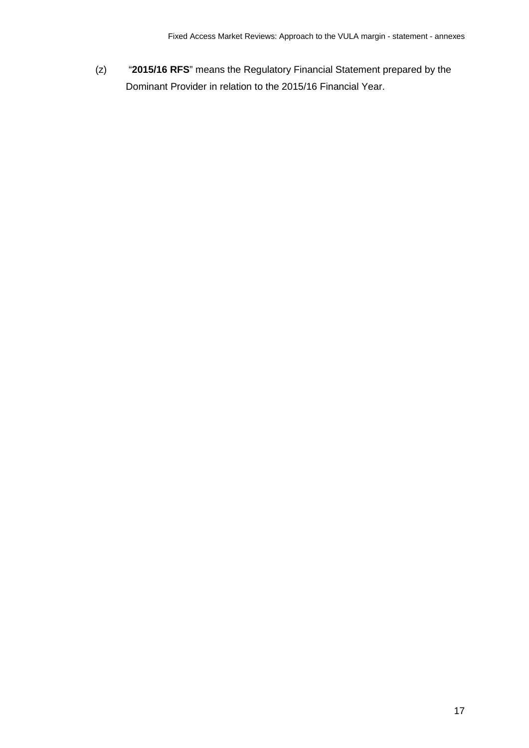(z) "**2015/16 RFS**" means the Regulatory Financial Statement prepared by the Dominant Provider in relation to the 2015/16 Financial Year.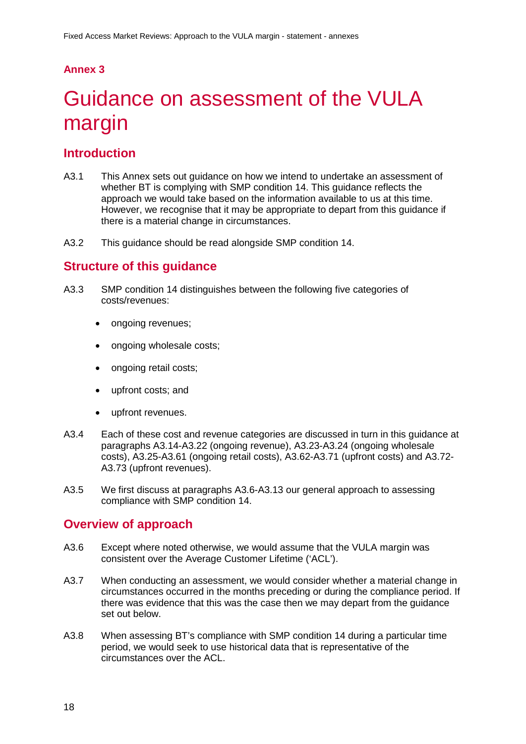## Annex 3

# Guidance on assessment of the VULA margin

## Introduction

A3.1 This Annex sets out guidance on how we intend to undertake an assessment of whether BT is complying with SMP condition 14. This guidance reflects the approach we would take based on the information available to us at this time. However, we recognise that it may be appropriate to depart from this guidance if there is a material change in circumstances.

A3.2 This guidance should be read alongside SMP condition 14.

## Structure of this guidance

A3.3 SMP condition 14 distinguishes between the following five categories of costs/revenues:

- ongoing revenues;
- ongoing wholesale costs;
- ongoing retail costs;
- upfront costs; and
- upfront revenues.

A3.4 Each of these cost and revenue categories are discussed in turn in this guidance at paragraphs A3.14-A3.22 (ongoing revenue), A3.23-A3.24 (ongoing wholesale costs), A3.25-A3.61 (ongoing retail costs), A3.62-A3.71 (upfront costs) and A3.72-A3.73 (upfront revenues).

A3.5 We first discuss at paragraphs A3.6-A3.13 our general approach to assessing compliance with SMP condition 14.

## Overview of approach

A3.6 Except where noted otherwise, we would assume that the VULA margin was consistent over the Average Customer Lifetime ('ACL').

A3.7 When conducting an assessment, we would consider whether a material change in circumstances occurred in the months preceding or during the compliance period. If there was evidence that this was the case then we may depart from the guidance set out below.

A3.8 When assessing BT's compliance with SMP condition 14 during a particular time period, we would seek to use historical data that is representative of the circumstances over the ACL.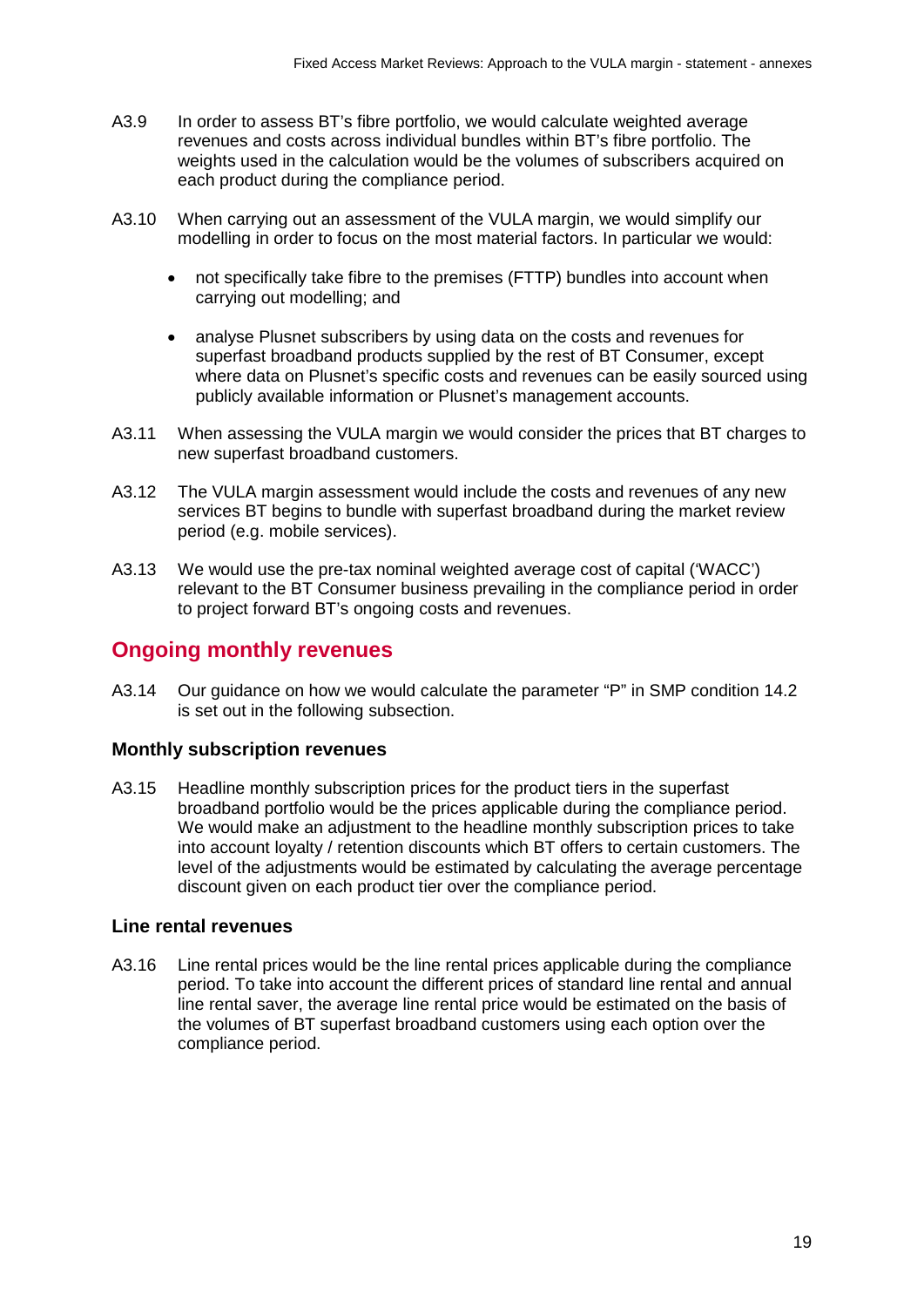A3.9 In order to assess BT's fibre portfolio, we would calculate weighted average revenues and costs across individual bundles within BT's fibre portfolio. The weights used in the calculation would be the volumes of subscribers acquired on each product during the compliance period.

A3.10 When carrying out an assessment of the VULA margin, we would simplify our modelling in order to focus on the most material factors. In particular we would:

- not specifically take fibre to the premises (FTTP) bundles into account when carrying out modelling; and
- analyse Plusnet subscribers by using data on the costs and revenues for superfast broadband products supplied by the rest of BT Consumer, except where data on Plusnet's specific costs and revenues can be easily sourced using publicly available information or Plusnet's management accounts.

A3.11 When assessing the VULA margin we would consider the prices that BT charges to new superfast broadband customers.

A3.12 The VULA margin assessment would include the costs and revenues of any new services BT begins to bundle with superfast broadband during the market review period (e.g. mobile services).

A3.13 We would use the pre-tax nominal weighted average cost of capital ('WACC') relevant to the BT Consumer business prevailing in the compliance period in order to project forward BT's ongoing costs and revenues.

## Ongoing monthly revenues

A3.14 Our guidance on how we would calculate the parameter "P" in SMP condition 14.2 is set out in the following subsection.

### Monthly subscription revenues

A3.15 Headline monthly subscription prices for the product tiers in the superfast broadband portfolio would be the prices applicable during the compliance period. We would make an adjustment to the headline monthly subscription prices to take into account loyalty / retention discounts which BT offers to certain customers. The level of the adjustments would be estimated by calculating the average percentage discount given on each product tier over the compliance period.

### Line rental revenues

A3.16 Line rental prices would be the line rental prices applicable during the compliance period. To take into account the different prices of standard line rental and annual line rental saver, the average line rental price would be estimated on the basis of the volumes of BT superfast broadband customers using each option over the compliance period.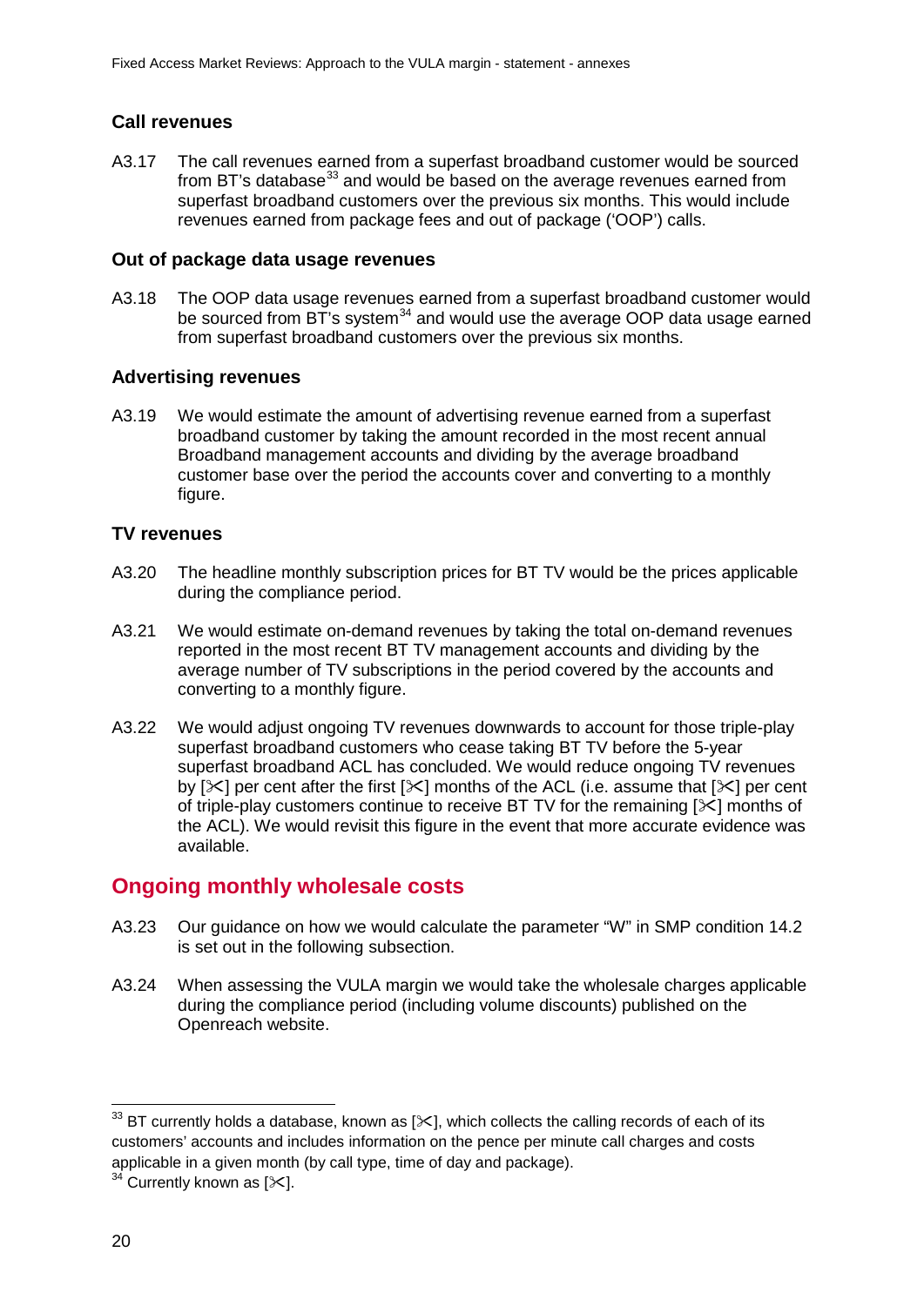### Call revenues

A3.17 The call revenues earned from a superfast broadband customer would be sourced from BT's database[33] and would be based on the average revenues earned from superfast broadband customers over the previous six months. This would include revenues earned from package fees and out of package ('OOP') calls.

### Out of package data usage revenues

A3.18 The OOP data usage revenues earned from a superfast broadband customer would be sourced from BT's system[34] and would use the average OOP data usage earned from superfast broadband customers over the previous six months.

### Advertising revenues

A3.19 We would estimate the amount of advertising revenue earned from a superfast broadband customer by taking the amount recorded in the most recent annual Broadband management accounts and dividing by the average broadband customer base over the period the accounts cover and converting to a monthly figure.

### TV revenues

A3.20 The headline monthly subscription prices for BT TV would be the prices applicable during the compliance period.

A3.21 We would estimate on-demand revenues by taking the total on-demand revenues reported in the most recent BT TV management accounts and dividing by the average number of TV subscriptions in the period covered by the accounts and converting to a monthly figure.

A3.22 We would adjust ongoing TV revenues downwards to account for those triple-play superfast broadband customers who cease taking BT TV before the 5-year superfast broadband ACL has concluded. We would reduce ongoing TV revenues by [✂] per cent after the first [✂] months of the ACL (i.e. assume that [✂] per cent of triple-play customers continue to receive BT TV for the remaining [✂] months of the ACL). We would revisit this figure in the event that more accurate evidence was available.

## Ongoing monthly wholesale costs

A3.23 Our guidance on how we would calculate the parameter "W" in SMP condition 14.2 is set out in the following subsection.

A3.24 When assessing the VULA margin we would take the wholesale charges applicable during the compliance period (including volume discounts) published on the Openreach website.

[33] BT currently holds a database, known as [✂], which collects the calling records of each of its customers' accounts and includes information on the pence per minute call charges and costs applicable in a given month (by call type, time of day and package).

[34] Currently known as [✂].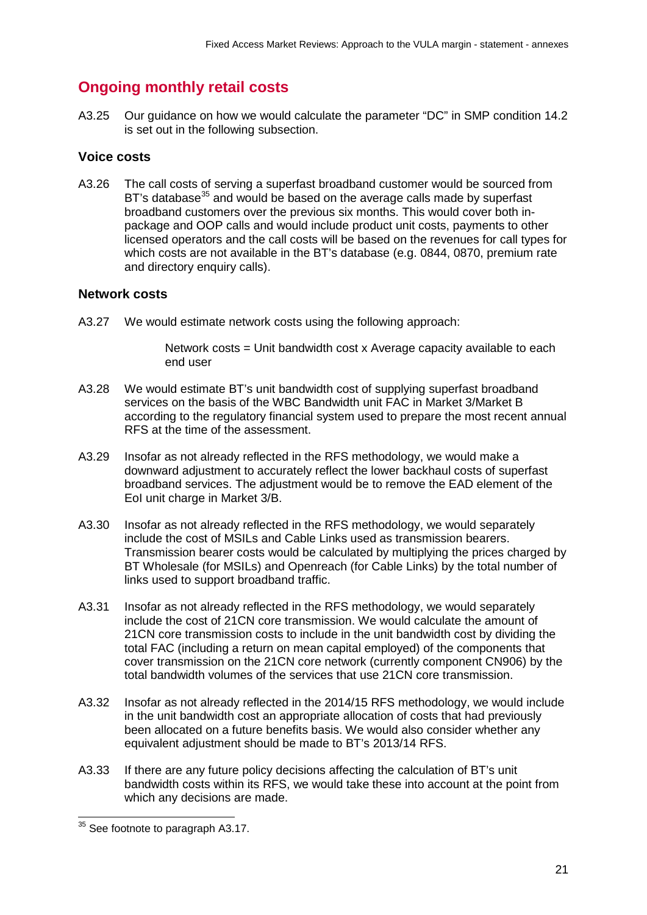## Ongoing monthly retail costs

A3.25 Our guidance on how we would calculate the parameter "DC" in SMP condition 14.2 is set out in the following subsection.

### Voice costs

A3.26 The call costs of serving a superfast broadband customer would be sourced from BT's database[35] and would be based on the average calls made by superfast broadband customers over the previous six months. This would cover both in-package and OOP calls and would include product unit costs, payments to other licensed operators and the call costs will be based on the revenues for call types for which costs are not available in the BT's database (e.g. 0844, 0870, premium rate and directory enquiry calls).

### Network costs

A3.27 We would estimate network costs using the following approach:

> Network costs = Unit bandwidth cost x Average capacity available to each end user

A3.28 We would estimate BT's unit bandwidth cost of supplying superfast broadband services on the basis of the WBC Bandwidth unit FAC in Market 3/Market B according to the regulatory financial system used to prepare the most recent annual RFS at the time of the assessment.

A3.29 Insofar as not already reflected in the RFS methodology, we would make a downward adjustment to accurately reflect the lower backhaul costs of superfast broadband services. The adjustment would be to remove the EAD element of the EoI unit charge in Market 3/B.

A3.30 Insofar as not already reflected in the RFS methodology, we would separately include the cost of MSILs and Cable Links used as transmission bearers. Transmission bearer costs would be calculated by multiplying the prices charged by BT Wholesale (for MSILs) and Openreach (for Cable Links) by the total number of links used to support broadband traffic.

A3.31 Insofar as not already reflected in the RFS methodology, we would separately include the cost of 21CN core transmission. We would calculate the amount of 21CN core transmission costs to include in the unit bandwidth cost by dividing the total FAC (including a return on mean capital employed) of the components that cover transmission on the 21CN core network (currently component CN906) by the total bandwidth volumes of the services that use 21CN core transmission.

A3.32 Insofar as not already reflected in the 2014/15 RFS methodology, we would include in the unit bandwidth cost an appropriate allocation of costs that had previously been allocated on a future benefits basis. We would also consider whether any equivalent adjustment should be made to BT's 2013/14 RFS.

A3.33 If there are any future policy decisions affecting the calculation of BT's unit bandwidth costs within its RFS, we would take these into account at the point from which any decisions are made.

[35] See footnote to paragraph A3.17.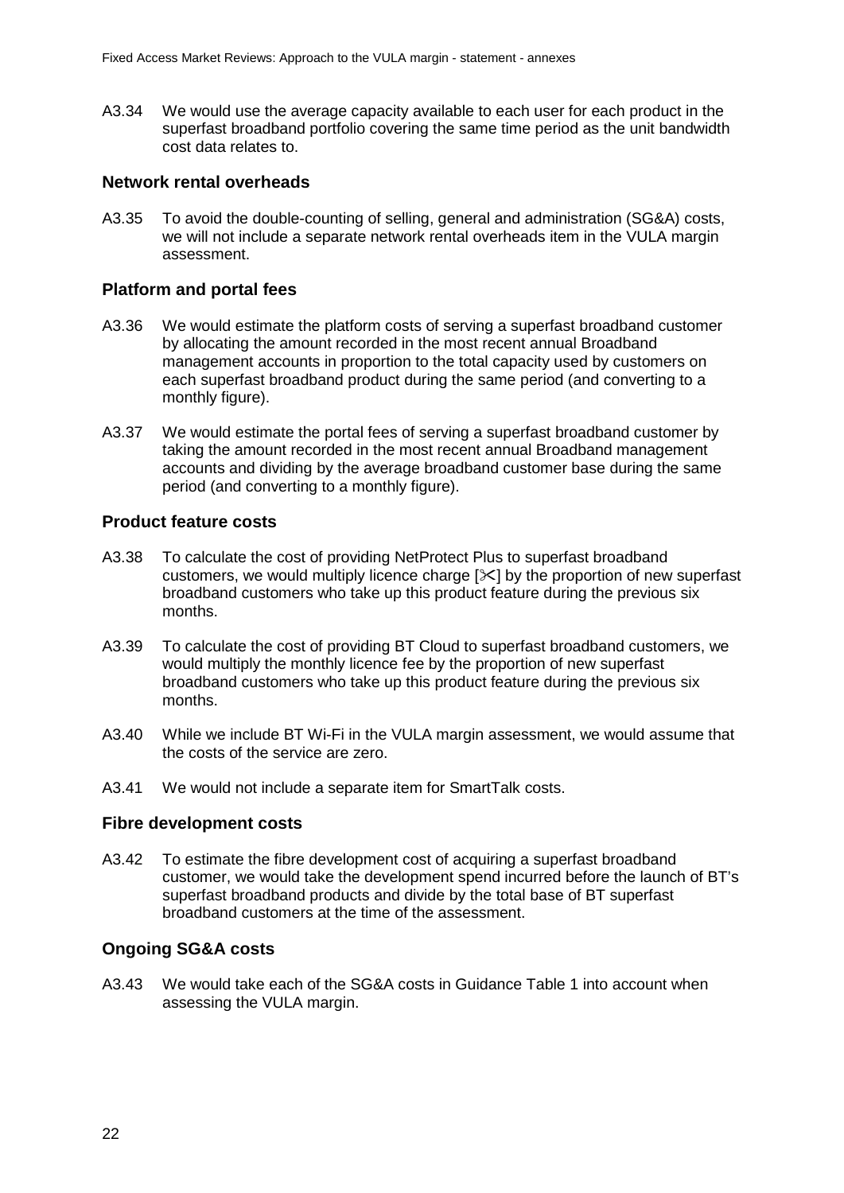A3.34 We would use the average capacity available to each user for each product in the superfast broadband portfolio covering the same time period as the unit bandwidth cost data relates to.

### Network rental overheads

A3.35 To avoid the double-counting of selling, general and administration (SG&A) costs, we will not include a separate network rental overheads item in the VULA margin assessment.

### Platform and portal fees

A3.36 We would estimate the platform costs of serving a superfast broadband customer by allocating the amount recorded in the most recent annual Broadband management accounts in proportion to the total capacity used by customers on each superfast broadband product during the same period (and converting to a monthly figure).

A3.37 We would estimate the portal fees of serving a superfast broadband customer by taking the amount recorded in the most recent annual Broadband management accounts and dividing by the average broadband customer base during the same period (and converting to a monthly figure).

### Product feature costs

A3.38 To calculate the cost of providing NetProtect Plus to superfast broadband customers, we would multiply licence charge [✂] by the proportion of new superfast broadband customers who take up this product feature during the previous six months.

A3.39 To calculate the cost of providing BT Cloud to superfast broadband customers, we would multiply the monthly licence fee by the proportion of new superfast broadband customers who take up this product feature during the previous six months.

A3.40 While we include BT Wi-Fi in the VULA margin assessment, we would assume that the costs of the service are zero.

A3.41 We would not include a separate item for SmartTalk costs.

### Fibre development costs

A3.42 To estimate the fibre development cost of acquiring a superfast broadband customer, we would take the development spend incurred before the launch of BT's superfast broadband products and divide by the total base of BT superfast broadband customers at the time of the assessment.

### Ongoing SG&A costs

A3.43 We would take each of the SG&A costs in Guidance Table 1 into account when assessing the VULA margin.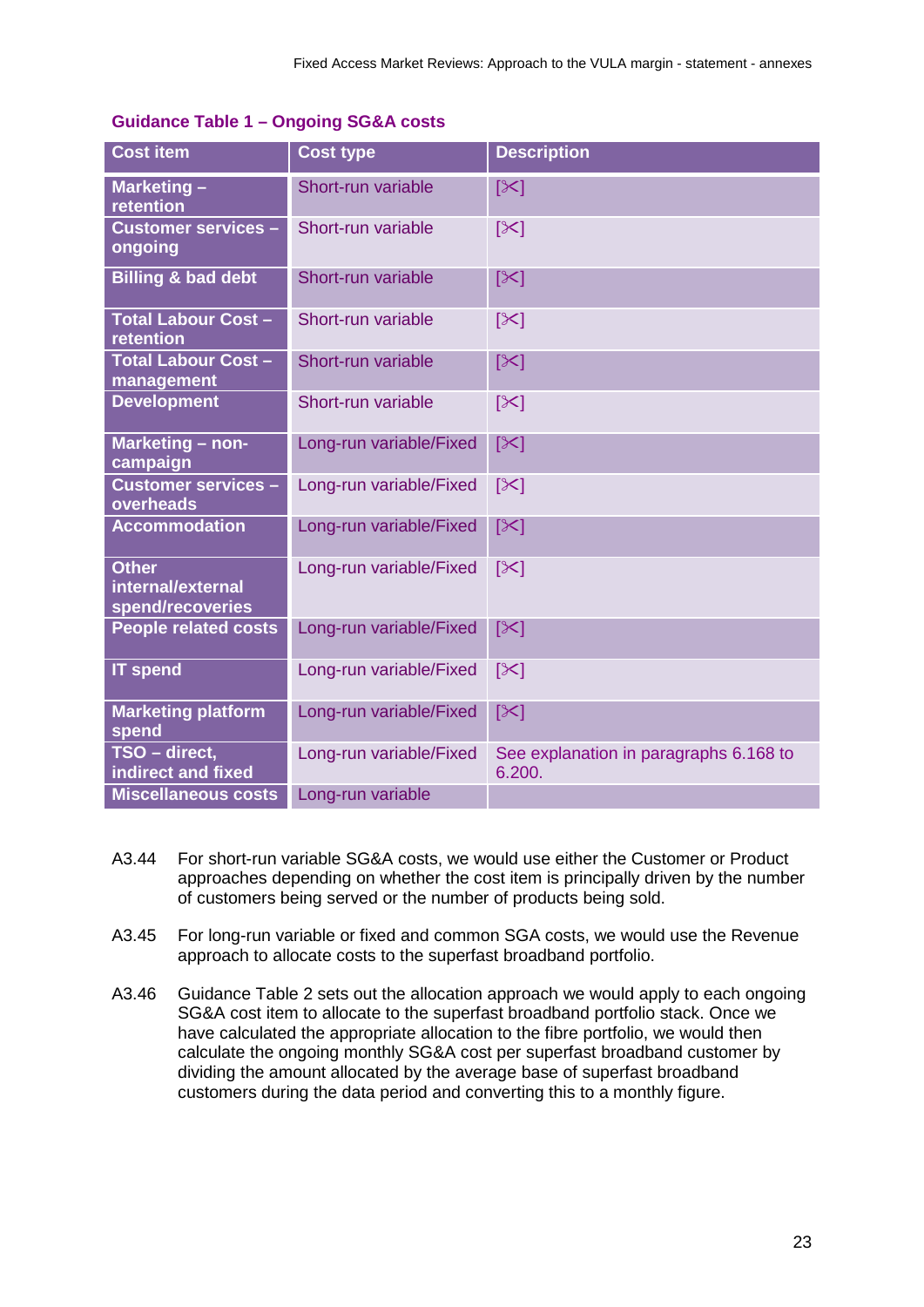**Guidance Table 1 – Ongoing SG&A costs**

| Cost item | Cost type | Description |
|---|---|---|
| **Marketing – retention** | Short-run variable | [✂] |
| **Customer services – ongoing** | Short-run variable | [✂] |
| **Billing & bad debt** | Short-run variable | [✂] |
| **Total Labour Cost – retention** | Short-run variable | [✂] |
| **Total Labour Cost – management** | Short-run variable | [✂] |
| **Development** | Short-run variable | [✂] |
| **Marketing – non-campaign** | Long-run variable/Fixed | [✂] |
| **Customer services – overheads** | Long-run variable/Fixed | [✂] |
| **Accommodation** | Long-run variable/Fixed | [✂] |
| **Other internal/external spend/recoveries** | Long-run variable/Fixed | [✂] |
| **People related costs** | Long-run variable/Fixed | [✂] |
| **IT spend** | Long-run variable/Fixed | [✂] |
| **Marketing platform spend** | Long-run variable/Fixed | [✂] |
| **TSO – direct, indirect and fixed** | Long-run variable/Fixed | See explanation in paragraphs 6.168 to 6.200. |
| **Miscellaneous costs** | Long-run variable | |

A3.44 For short-run variable SG&A costs, we would use either the Customer or Product approaches depending on whether the cost item is principally driven by the number of customers being served or the number of products being sold.

A3.45 For long-run variable or fixed and common SGA costs, we would use the Revenue approach to allocate costs to the superfast broadband portfolio.

A3.46 Guidance Table 2 sets out the allocation approach we would apply to each ongoing SG&A cost item to allocate to the superfast broadband portfolio stack. Once we have calculated the appropriate allocation to the fibre portfolio, we would then calculate the ongoing monthly SG&A cost per superfast broadband customer by dividing the amount allocated by the average base of superfast broadband customers during the data period and converting this to a monthly figure.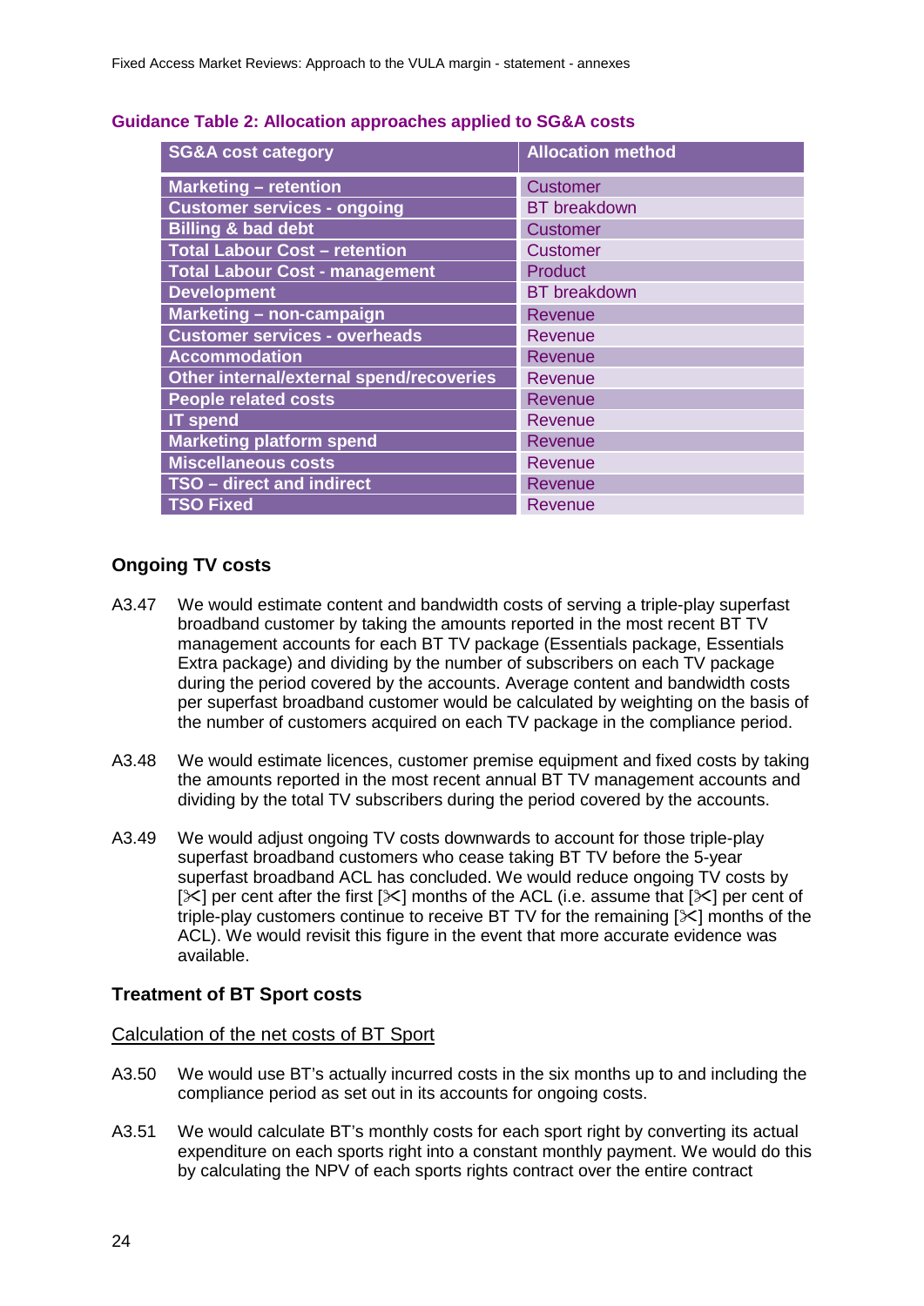**Guidance Table 2: Allocation approaches applied to SG&A costs**

| SG&A cost category | Allocation method |
|---|---|
| Marketing – retention | Customer |
| Customer services - ongoing | BT breakdown |
| Billing & bad debt | Customer |
| Total Labour Cost – retention | Customer |
| Total Labour Cost - management | Product |
| Development | BT breakdown |
| Marketing – non-campaign | Revenue |
| Customer services - overheads | Revenue |
| Accommodation | Revenue |
| Other internal/external spend/recoveries | Revenue |
| People related costs | Revenue |
| IT spend | Revenue |
| Marketing platform spend | Revenue |
| Miscellaneous costs | Revenue |
| TSO – direct and indirect | Revenue |
| TSO Fixed | Revenue |

### Ongoing TV costs

A3.47 We would estimate content and bandwidth costs of serving a triple-play superfast broadband customer by taking the amounts reported in the most recent BT TV management accounts for each BT TV package (Essentials package, Essentials Extra package) and dividing by the number of subscribers on each TV package during the period covered by the accounts. Average content and bandwidth costs per superfast broadband customer would be calculated by weighting on the basis of the number of customers acquired on each TV package in the compliance period.

A3.48 We would estimate licences, customer premise equipment and fixed costs by taking the amounts reported in the most recent annual BT TV management accounts and dividing by the total TV subscribers during the period covered by the accounts.

A3.49 We would adjust ongoing TV costs downwards to account for those triple-play superfast broadband customers who cease taking BT TV before the 5-year superfast broadband ACL has concluded. We would reduce ongoing TV costs by [✂] per cent after the first [✂] months of the ACL (i.e. assume that [✂] per cent of triple-play customers continue to receive BT TV for the remaining [✂] months of the ACL). We would revisit this figure in the event that more accurate evidence was available.

### Treatment of BT Sport costs

Calculation of the net costs of BT Sport

A3.50 We would use BT's actually incurred costs in the six months up to and including the compliance period as set out in its accounts for ongoing costs.

A3.51 We would calculate BT's monthly costs for each sport right by converting its actual expenditure on each sports right into a constant monthly payment. We would do this by calculating the NPV of each sports rights contract over the entire contract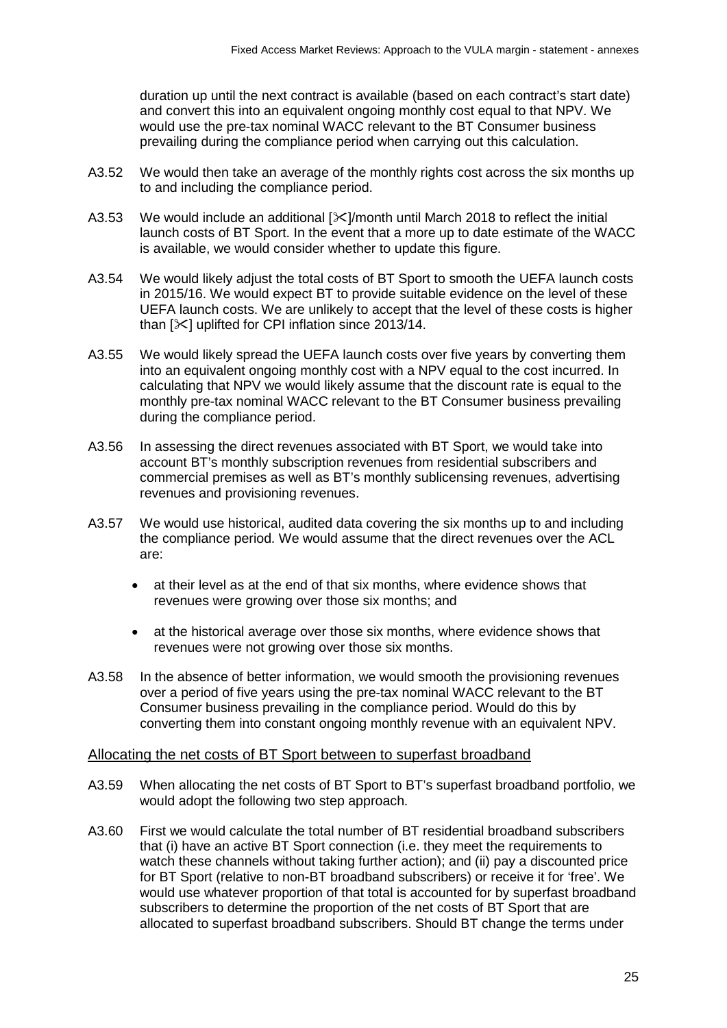duration up until the next contract is available (based on each contract's start date) and convert this into an equivalent ongoing monthly cost equal to that NPV. We would use the pre-tax nominal WACC relevant to the BT Consumer business prevailing during the compliance period when carrying out this calculation.

A3.52 We would then take an average of the monthly rights cost across the six months up to and including the compliance period.

A3.53 We would include an additional [✂]/month until March 2018 to reflect the initial launch costs of BT Sport. In the event that a more up to date estimate of the WACC is available, we would consider whether to update this figure.

A3.54 We would likely adjust the total costs of BT Sport to smooth the UEFA launch costs in 2015/16. We would expect BT to provide suitable evidence on the level of these UEFA launch costs. We are unlikely to accept that the level of these costs is higher than [✂] uplifted for CPI inflation since 2013/14.

A3.55 We would likely spread the UEFA launch costs over five years by converting them into an equivalent ongoing monthly cost with a NPV equal to the cost incurred. In calculating that NPV we would likely assume that the discount rate is equal to the monthly pre-tax nominal WACC relevant to the BT Consumer business prevailing during the compliance period.

A3.56 In assessing the direct revenues associated with BT Sport, we would take into account BT's monthly subscription revenues from residential subscribers and commercial premises as well as BT's monthly sublicensing revenues, advertising revenues and provisioning revenues.

A3.57 We would use historical, audited data covering the six months up to and including the compliance period. We would assume that the direct revenues over the ACL are:

- at their level as at the end of that six months, where evidence shows that revenues were growing over those six months; and
- at the historical average over those six months, where evidence shows that revenues were not growing over those six months.

A3.58 In the absence of better information, we would smooth the provisioning revenues over a period of five years using the pre-tax nominal WACC relevant to the BT Consumer business prevailing in the compliance period. Would do this by converting them into constant ongoing monthly revenue with an equivalent NPV.

## Allocating the net costs of BT Sport between to superfast broadband

A3.59 When allocating the net costs of BT Sport to BT's superfast broadband portfolio, we would adopt the following two step approach.

A3.60 First we would calculate the total number of BT residential broadband subscribers that (i) have an active BT Sport connection (i.e. they meet the requirements to watch these channels without taking further action); and (ii) pay a discounted price for BT Sport (relative to non-BT broadband subscribers) or receive it for 'free'. We would use whatever proportion of that total is accounted for by superfast broadband subscribers to determine the proportion of the net costs of BT Sport that are allocated to superfast broadband subscribers. Should BT change the terms under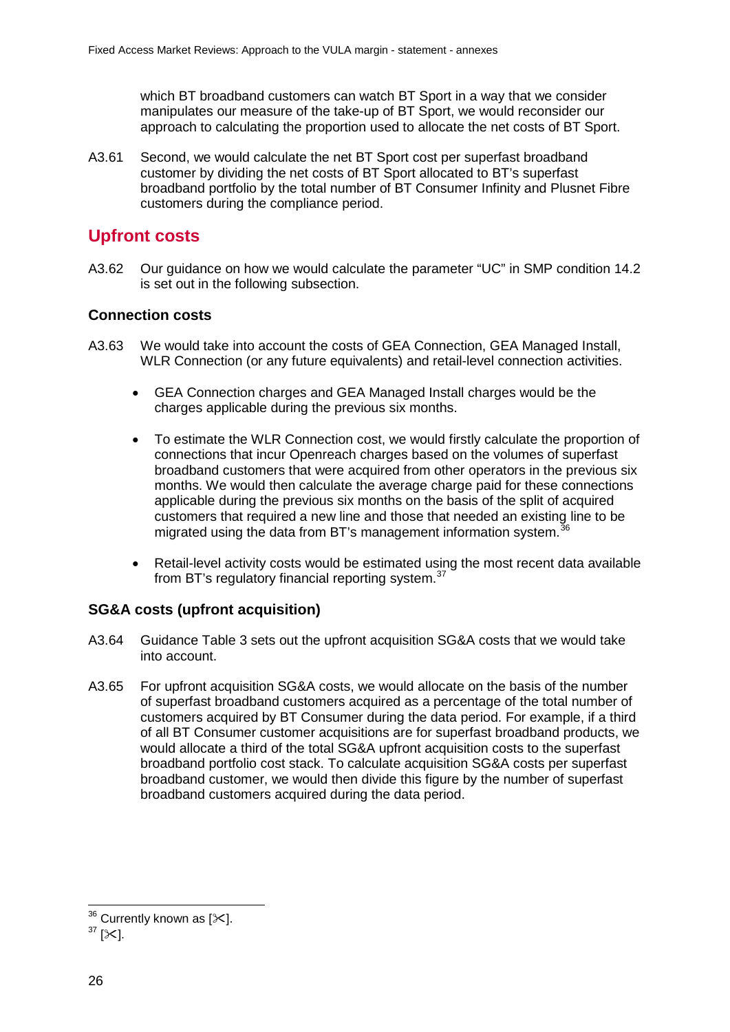which BT broadband customers can watch BT Sport in a way that we consider manipulates our measure of the take-up of BT Sport, we would reconsider our approach to calculating the proportion used to allocate the net costs of BT Sport.

A3.61 Second, we would calculate the net BT Sport cost per superfast broadband customer by dividing the net costs of BT Sport allocated to BT's superfast broadband portfolio by the total number of BT Consumer Infinity and Plusnet Fibre customers during the compliance period.

## Upfront costs

A3.62 Our guidance on how we would calculate the parameter "UC" in SMP condition 14.2 is set out in the following subsection.

### Connection costs

A3.63 We would take into account the costs of GEA Connection, GEA Managed Install, WLR Connection (or any future equivalents) and retail-level connection activities.

- GEA Connection charges and GEA Managed Install charges would be the charges applicable during the previous six months.
- To estimate the WLR Connection cost, we would firstly calculate the proportion of connections that incur Openreach charges based on the volumes of superfast broadband customers that were acquired from other operators in the previous six months. We would then calculate the average charge paid for these connections applicable during the previous six months on the basis of the split of acquired customers that required a new line and those that needed an existing line to be migrated using the data from BT's management information system.[36]
- Retail-level activity costs would be estimated using the most recent data available from BT's regulatory financial reporting system.[37]

### SG&A costs (upfront acquisition)

A3.64 Guidance Table 3 sets out the upfront acquisition SG&A costs that we would take into account.

A3.65 For upfront acquisition SG&A costs, we would allocate on the basis of the number of superfast broadband customers acquired as a percentage of the total number of customers acquired by BT Consumer during the data period. For example, if a third of all BT Consumer customer acquisitions are for superfast broadband products, we would allocate a third of the total SG&A upfront acquisition costs to the superfast broadband portfolio cost stack. To calculate acquisition SG&A costs per superfast broadband customer, we would then divide this figure by the number of superfast broadband customers acquired during the data period.

---

[36] Currently known as [✂].

[37] [✂].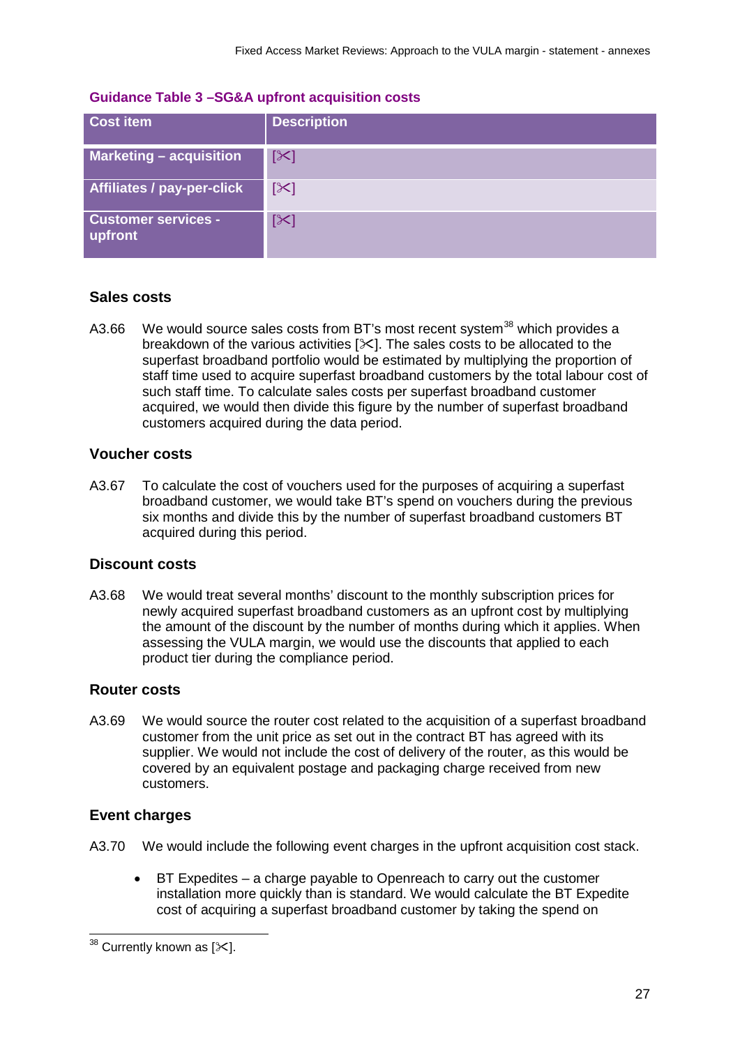**Guidance Table 3 –SG&A upfront acquisition costs**

| Cost item | Description |
| --- | --- |
| Marketing – acquisition | [✂] |
| Affiliates / pay-per-click | [✂] |
| Customer services - upfront | [✂] |

### Sales costs

A3.66 We would source sales costs from BT's most recent system[38] which provides a breakdown of the various activities [✂]. The sales costs to be allocated to the superfast broadband portfolio would be estimated by multiplying the proportion of staff time used to acquire superfast broadband customers by the total labour cost of such staff time. To calculate sales costs per superfast broadband customer acquired, we would then divide this figure by the number of superfast broadband customers acquired during the data period.

### Voucher costs

A3.67 To calculate the cost of vouchers used for the purposes of acquiring a superfast broadband customer, we would take BT's spend on vouchers during the previous six months and divide this by the number of superfast broadband customers BT acquired during this period.

### Discount costs

A3.68 We would treat several months' discount to the monthly subscription prices for newly acquired superfast broadband customers as an upfront cost by multiplying the amount of the discount by the number of months during which it applies. When assessing the VULA margin, we would use the discounts that applied to each product tier during the compliance period.

### Router costs

A3.69 We would source the router cost related to the acquisition of a superfast broadband customer from the unit price as set out in the contract BT has agreed with its supplier. We would not include the cost of delivery of the router, as this would be covered by an equivalent postage and packaging charge received from new customers.

### Event charges

A3.70 We would include the following event charges in the upfront acquisition cost stack.

- BT Expedites – a charge payable to Openreach to carry out the customer installation more quickly than is standard. We would calculate the BT Expedite cost of acquiring a superfast broadband customer by taking the spend on

[38] Currently known as [✂].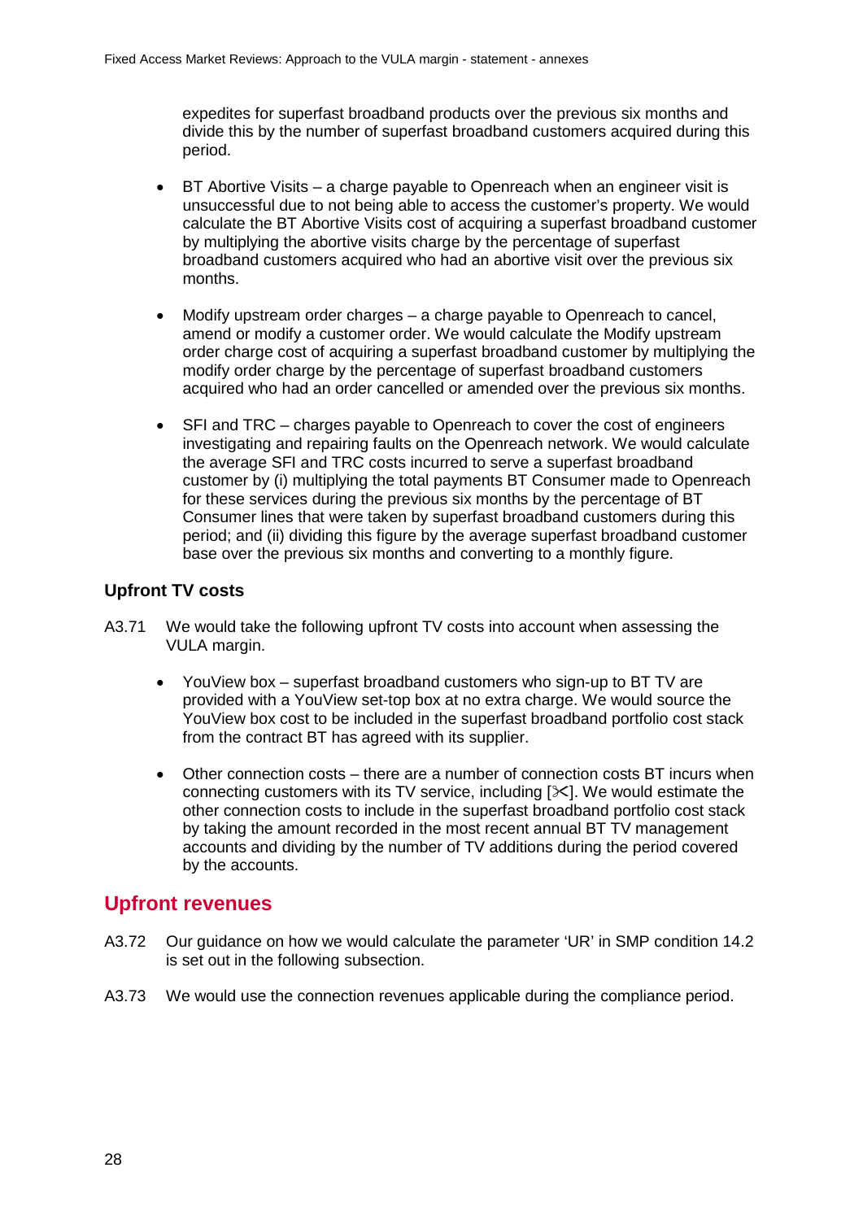expedites for superfast broadband products over the previous six months and divide this by the number of superfast broadband customers acquired during this period.

- BT Abortive Visits – a charge payable to Openreach when an engineer visit is unsuccessful due to not being able to access the customer's property. We would calculate the BT Abortive Visits cost of acquiring a superfast broadband customer by multiplying the abortive visits charge by the percentage of superfast broadband customers acquired who had an abortive visit over the previous six months.

- Modify upstream order charges – a charge payable to Openreach to cancel, amend or modify a customer order. We would calculate the Modify upstream order charge cost of acquiring a superfast broadband customer by multiplying the modify order charge by the percentage of superfast broadband customers acquired who had an order cancelled or amended over the previous six months.

- SFI and TRC – charges payable to Openreach to cover the cost of engineers investigating and repairing faults on the Openreach network. We would calculate the average SFI and TRC costs incurred to serve a superfast broadband customer by (i) multiplying the total payments BT Consumer made to Openreach for these services during the previous six months by the percentage of BT Consumer lines that were taken by superfast broadband customers during this period; and (ii) dividing this figure by the average superfast broadband customer base over the previous six months and converting to a monthly figure.

### Upfront TV costs

A3.71 We would take the following upfront TV costs into account when assessing the VULA margin.

- YouView box – superfast broadband customers who sign-up to BT TV are provided with a YouView set-top box at no extra charge. We would source the YouView box cost to be included in the superfast broadband portfolio cost stack from the contract BT has agreed with its supplier.

- Other connection costs – there are a number of connection costs BT incurs when connecting customers with its TV service, including [✂]. We would estimate the other connection costs to include in the superfast broadband portfolio cost stack by taking the amount recorded in the most recent annual BT TV management accounts and dividing by the number of TV additions during the period covered by the accounts.

## Upfront revenues

A3.72 Our guidance on how we would calculate the parameter 'UR' in SMP condition 14.2 is set out in the following subsection.

A3.73 We would use the connection revenues applicable during the compliance period.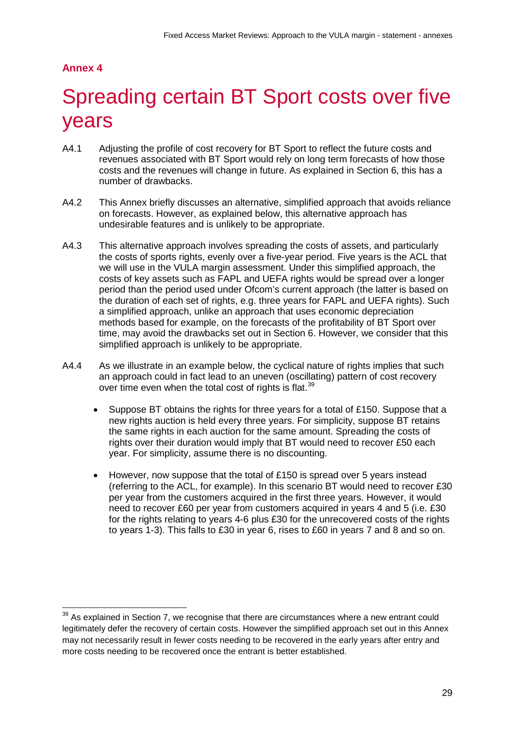**Annex 4**

# Spreading certain BT Sport costs over five years

A4.1 Adjusting the profile of cost recovery for BT Sport to reflect the future costs and revenues associated with BT Sport would rely on long term forecasts of how those costs and the revenues will change in future. As explained in Section 6, this has a number of drawbacks.

A4.2 This Annex briefly discusses an alternative, simplified approach that avoids reliance on forecasts. However, as explained below, this alternative approach has undesirable features and is unlikely to be appropriate.

A4.3 This alternative approach involves spreading the costs of assets, and particularly the costs of sports rights, evenly over a five-year period. Five years is the ACL that we will use in the VULA margin assessment. Under this simplified approach, the costs of key assets such as FAPL and UEFA rights would be spread over a longer period than the period used under Ofcom's current approach (the latter is based on the duration of each set of rights, e.g. three years for FAPL and UEFA rights). Such a simplified approach, unlike an approach that uses economic depreciation methods based for example, on the forecasts of the profitability of BT Sport over time, may avoid the drawbacks set out in Section 6. However, we consider that this simplified approach is unlikely to be appropriate.

A4.4 As we illustrate in an example below, the cyclical nature of rights implies that such an approach could in fact lead to an uneven (oscillating) pattern of cost recovery over time even when the total cost of rights is flat.[39]

- Suppose BT obtains the rights for three years for a total of £150. Suppose that a new rights auction is held every three years. For simplicity, suppose BT retains the same rights in each auction for the same amount. Spreading the costs of rights over their duration would imply that BT would need to recover £50 each year. For simplicity, assume there is no discounting.
- However, now suppose that the total of £150 is spread over 5 years instead (referring to the ACL, for example). In this scenario BT would need to recover £30 per year from the customers acquired in the first three years. However, it would need to recover £60 per year from customers acquired in years 4 and 5 (i.e. £30 for the rights relating to years 4-6 plus £30 for the unrecovered costs of the rights to years 1-3). This falls to £30 in year 6, rises to £60 in years 7 and 8 and so on.

[39] As explained in Section 7, we recognise that there are circumstances where a new entrant could legitimately defer the recovery of certain costs. However the simplified approach set out in this Annex may not necessarily result in fewer costs needing to be recovered in the early years after entry and more costs needing to be recovered once the entrant is better established.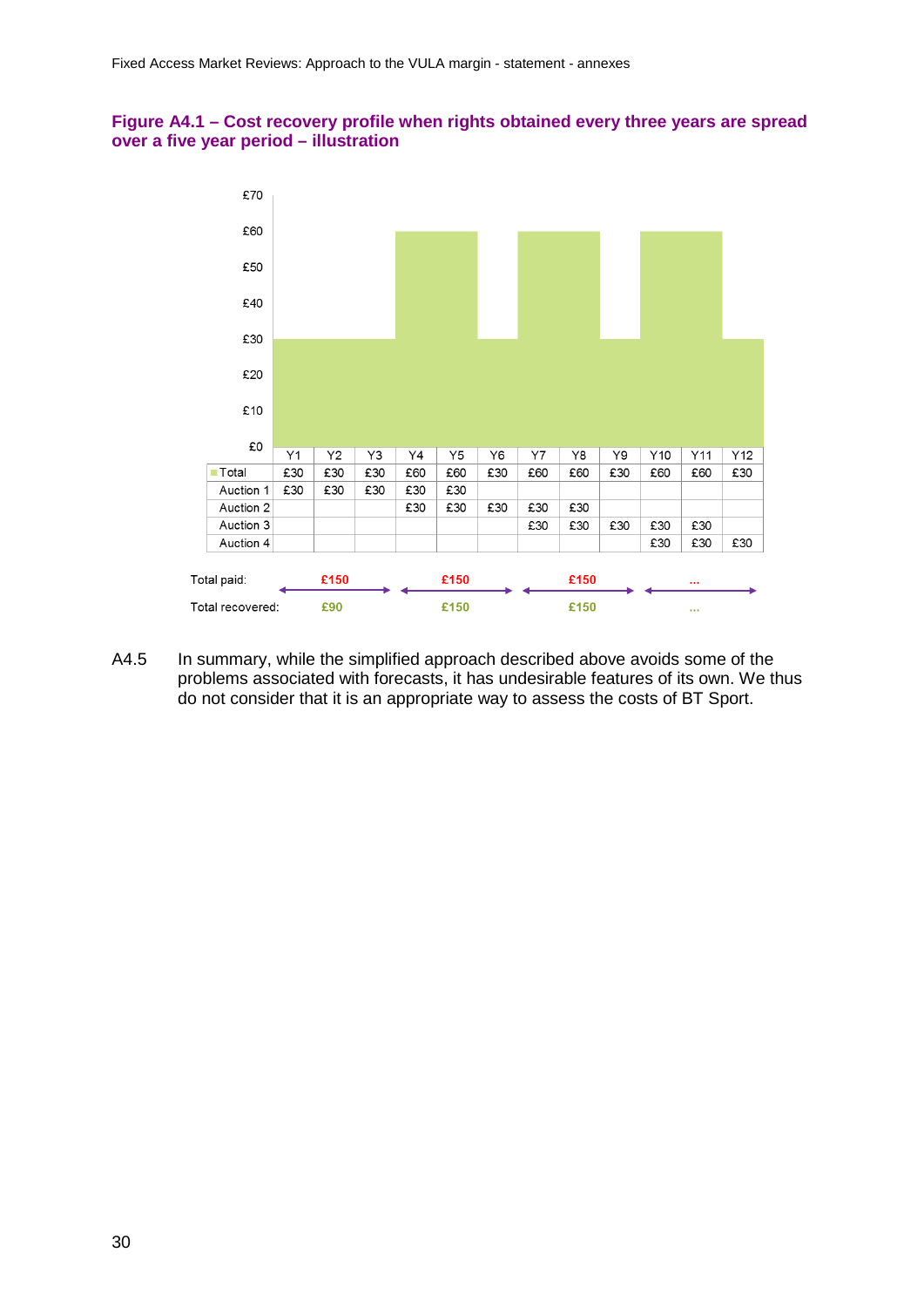**Figure A4.1 – Cost recovery profile when rights obtained every three years are spread over a five year period – illustration**

| | Y1 | Y2 | Y3 | Y4 | Y5 | Y6 | Y7 | Y8 | Y9 | Y10 | Y11 | Y12 |
|---|---|---|---|---|---|---|---|---|---|---|---|---|
| Total | £30 | £30 | £30 | £60 | £60 | £30 | £60 | £60 | £30 | £60 | £60 | £30 |
| Auction 1 | £30 | £30 | £30 | £30 | £30 | | | | | | | |
| Auction 2 | | | | £30 | £30 | £30 | £30 | £30 | | | | |
| Auction 3 | | | | | | | £30 | £30 | £30 | £30 | £30 | |
| Auction 4 | | | | | | | | | | £30 | £30 | £30 |

| | Y1–Y3 | Y4–Y6 | Y7–Y9 | Y10–Y12 |
|---|---|---|---|---|
| Total paid: | £150 | £150 | £150 | ... |
| Total recovered: | £90 | £150 | £150 | ... |

A4.5 In summary, while the simplified approach described above avoids some of the problems associated with forecasts, it has undesirable features of its own. We thus do not consider that it is an appropriate way to assess the costs of BT Sport.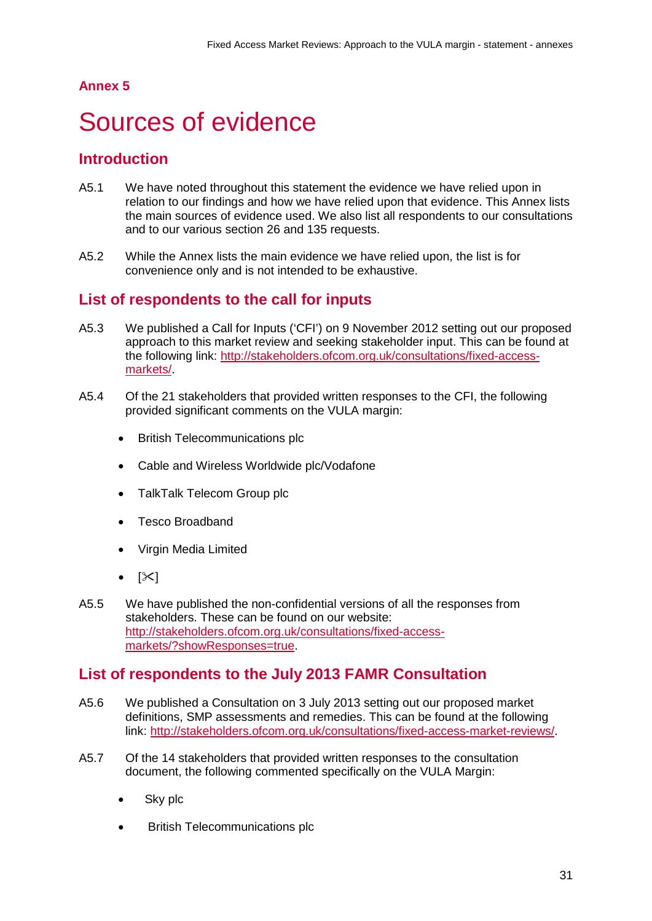## Annex 5

# Sources of evidence

## Introduction

A5.1 We have noted throughout this statement the evidence we have relied upon in relation to our findings and how we have relied upon that evidence. This Annex lists the main sources of evidence used. We also list all respondents to our consultations and to our various section 26 and 135 requests.

A5.2 While the Annex lists the main evidence we have relied upon, the list is for convenience only and is not intended to be exhaustive.

## List of respondents to the call for inputs

A5.3 We published a Call for Inputs ('CFI') on 9 November 2012 setting out our proposed approach to this market review and seeking stakeholder input. This can be found at the following link: [http://stakeholders.ofcom.org.uk/consultations/fixed-access-markets/](http://stakeholders.ofcom.org.uk/consultations/fixed-access-markets/).

A5.4 Of the 21 stakeholders that provided written responses to the CFI, the following provided significant comments on the VULA margin:

- British Telecommunications plc
- Cable and Wireless Worldwide plc/Vodafone
- TalkTalk Telecom Group plc
- Tesco Broadband
- Virgin Media Limited
- [✂]

A5.5 We have published the non-confidential versions of all the responses from stakeholders. These can be found on our website: [http://stakeholders.ofcom.org.uk/consultations/fixed-access-markets/?showResponses=true](http://stakeholders.ofcom.org.uk/consultations/fixed-access-markets/?showResponses=true).

## List of respondents to the July 2013 FAMR Consultation

A5.6 We published a Consultation on 3 July 2013 setting out our proposed market definitions, SMP assessments and remedies. This can be found at the following link: [http://stakeholders.ofcom.org.uk/consultations/fixed-access-market-reviews/](http://stakeholders.ofcom.org.uk/consultations/fixed-access-market-reviews/).

A5.7 Of the 14 stakeholders that provided written responses to the consultation document, the following commented specifically on the VULA Margin:

- Sky plc
- British Telecommunications plc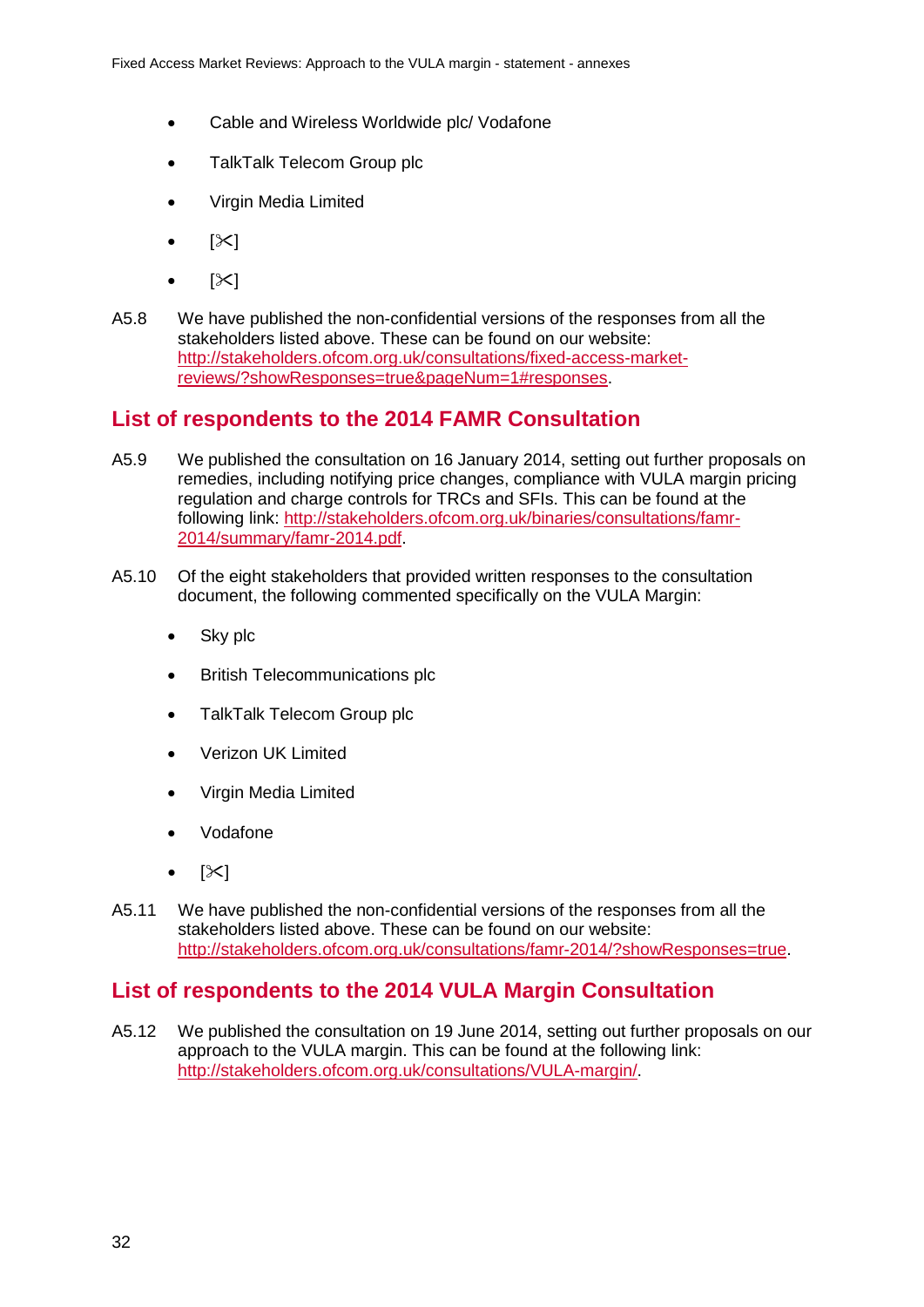- Cable and Wireless Worldwide plc/ Vodafone
- TalkTalk Telecom Group plc
- Virgin Media Limited
- [✂]
- [✂]

A5.8 We have published the non-confidential versions of the responses from all the stakeholders listed above. These can be found on our website: http://stakeholders.ofcom.org.uk/consultations/fixed-access-market-reviews/?showResponses=true&pageNum=1#responses.

## List of respondents to the 2014 FAMR Consultation

A5.9 We published the consultation on 16 January 2014, setting out further proposals on remedies, including notifying price changes, compliance with VULA margin pricing regulation and charge controls for TRCs and SFIs. This can be found at the following link: http://stakeholders.ofcom.org.uk/binaries/consultations/famr-2014/summary/famr-2014.pdf.

A5.10 Of the eight stakeholders that provided written responses to the consultation document, the following commented specifically on the VULA Margin:

- Sky plc
- British Telecommunications plc
- TalkTalk Telecom Group plc
- Verizon UK Limited
- Virgin Media Limited
- Vodafone
- [✂]

A5.11 We have published the non-confidential versions of the responses from all the stakeholders listed above. These can be found on our website: http://stakeholders.ofcom.org.uk/consultations/famr-2014/?showResponses=true.

## List of respondents to the 2014 VULA Margin Consultation

A5.12 We published the consultation on 19 June 2014, setting out further proposals on our approach to the VULA margin. This can be found at the following link: http://stakeholders.ofcom.org.uk/consultations/VULA-margin/.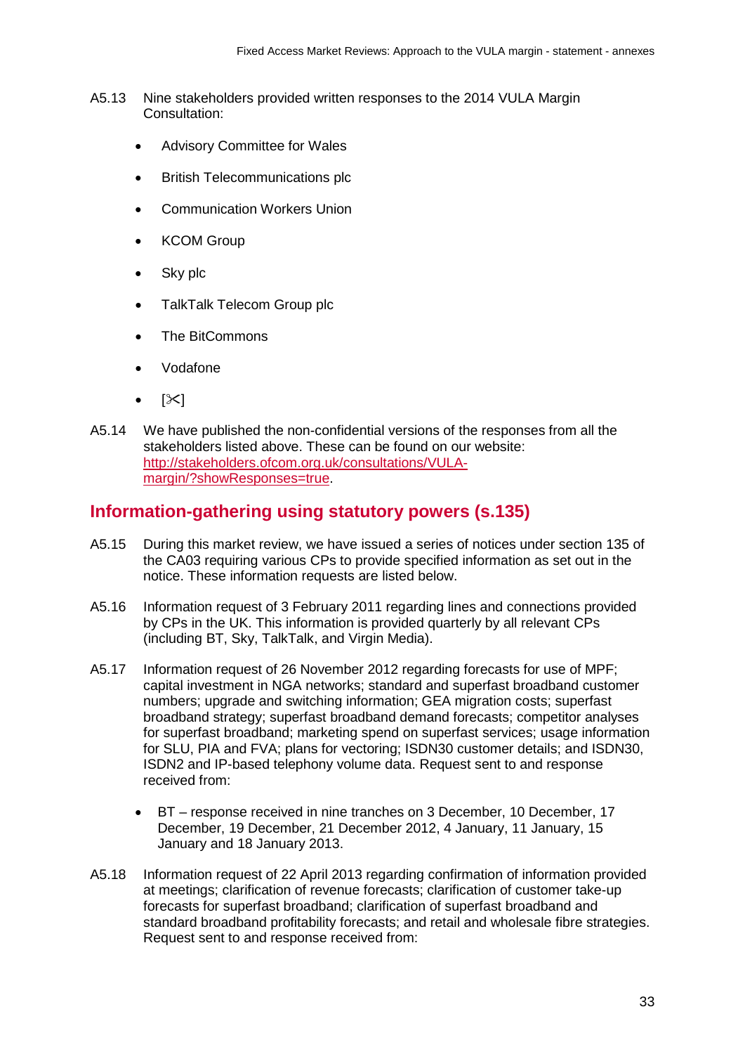A5.13 Nine stakeholders provided written responses to the 2014 VULA Margin Consultation:

- Advisory Committee for Wales
- British Telecommunications plc
- Communication Workers Union
- KCOM Group
- Sky plc
- TalkTalk Telecom Group plc
- The BitCommons
- Vodafone
- [✂]

A5.14 We have published the non-confidential versions of the responses from all the stakeholders listed above. These can be found on our website: [http://stakeholders.ofcom.org.uk/consultations/VULA-margin/?showResponses=true](http://stakeholders.ofcom.org.uk/consultations/VULA-margin/?showResponses=true).

## Information-gathering using statutory powers (s.135)

A5.15 During this market review, we have issued a series of notices under section 135 of the CA03 requiring various CPs to provide specified information as set out in the notice. These information requests are listed below.

A5.16 Information request of 3 February 2011 regarding lines and connections provided by CPs in the UK. This information is provided quarterly by all relevant CPs (including BT, Sky, TalkTalk, and Virgin Media).

A5.17 Information request of 26 November 2012 regarding forecasts for use of MPF; capital investment in NGA networks; standard and superfast broadband customer numbers; upgrade and switching information; GEA migration costs; superfast broadband strategy; superfast broadband demand forecasts; competitor analyses for superfast broadband; marketing spend on superfast services; usage information for SLU, PIA and FVA; plans for vectoring; ISDN30 customer details; and ISDN30, ISDN2 and IP-based telephony volume data. Request sent to and response received from:

- BT – response received in nine tranches on 3 December, 10 December, 17 December, 19 December, 21 December 2012, 4 January, 11 January, 15 January and 18 January 2013.

A5.18 Information request of 22 April 2013 regarding confirmation of information provided at meetings; clarification of revenue forecasts; clarification of customer take-up forecasts for superfast broadband; clarification of superfast broadband and standard broadband profitability forecasts; and retail and wholesale fibre strategies. Request sent to and response received from: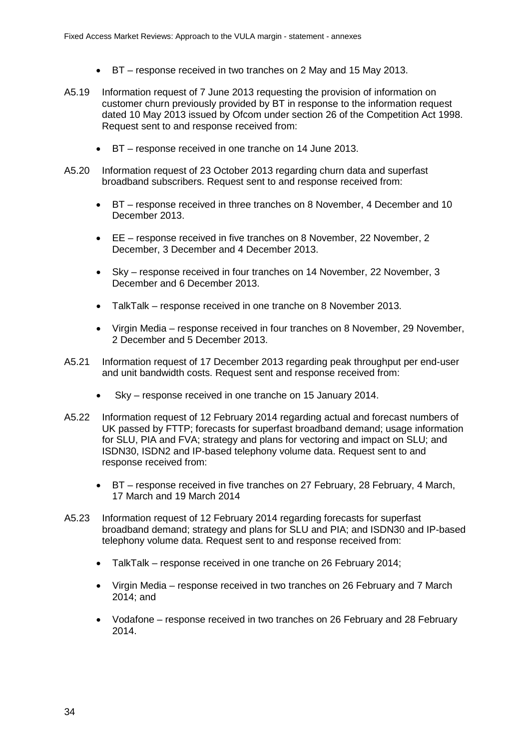- BT – response received in two tranches on 2 May and 15 May 2013.

A5.19 Information request of 7 June 2013 requesting the provision of information on customer churn previously provided by BT in response to the information request dated 10 May 2013 issued by Ofcom under section 26 of the Competition Act 1998. Request sent to and response received from:

- BT – response received in one tranche on 14 June 2013.

A5.20 Information request of 23 October 2013 regarding churn data and superfast broadband subscribers. Request sent to and response received from:

- BT – response received in three tranches on 8 November, 4 December and 10 December 2013.
- EE – response received in five tranches on 8 November, 22 November, 2 December, 3 December and 4 December 2013.
- Sky – response received in four tranches on 14 November, 22 November, 3 December and 6 December 2013.
- TalkTalk – response received in one tranche on 8 November 2013.
- Virgin Media – response received in four tranches on 8 November, 29 November, 2 December and 5 December 2013.

A5.21 Information request of 17 December 2013 regarding peak throughput per end-user and unit bandwidth costs. Request sent and response received from:

- Sky – response received in one tranche on 15 January 2014.

A5.22 Information request of 12 February 2014 regarding actual and forecast numbers of UK passed by FTTP; forecasts for superfast broadband demand; usage information for SLU, PIA and FVA; strategy and plans for vectoring and impact on SLU; and ISDN30, ISDN2 and IP-based telephony volume data. Request sent to and response received from:

- BT – response received in five tranches on 27 February, 28 February, 4 March, 17 March and 19 March 2014

A5.23 Information request of 12 February 2014 regarding forecasts for superfast broadband demand; strategy and plans for SLU and PIA; and ISDN30 and IP-based telephony volume data. Request sent to and response received from:

- TalkTalk – response received in one tranche on 26 February 2014;
- Virgin Media – response received in two tranches on 26 February and 7 March 2014; and
- Vodafone – response received in two tranches on 26 February and 28 February 2014.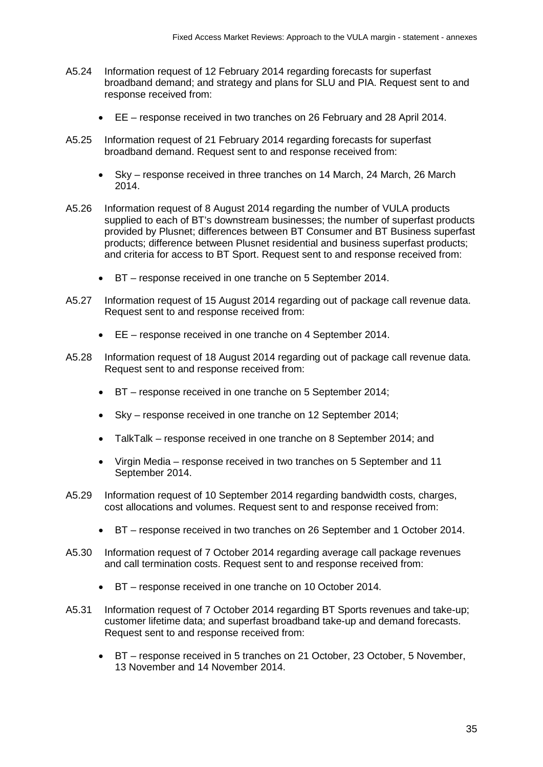A5.24 Information request of 12 February 2014 regarding forecasts for superfast broadband demand; and strategy and plans for SLU and PIA. Request sent to and response received from:

- EE – response received in two tranches on 26 February and 28 April 2014.

A5.25 Information request of 21 February 2014 regarding forecasts for superfast broadband demand. Request sent to and response received from:

- Sky – response received in three tranches on 14 March, 24 March, 26 March 2014.

A5.26 Information request of 8 August 2014 regarding the number of VULA products supplied to each of BT's downstream businesses; the number of superfast products provided by Plusnet; differences between BT Consumer and BT Business superfast products; difference between Plusnet residential and business superfast products; and criteria for access to BT Sport. Request sent to and response received from:

- BT – response received in one tranche on 5 September 2014.

A5.27 Information request of 15 August 2014 regarding out of package call revenue data. Request sent to and response received from:

- EE – response received in one tranche on 4 September 2014.

A5.28 Information request of 18 August 2014 regarding out of package call revenue data. Request sent to and response received from:

- BT – response received in one tranche on 5 September 2014;
- Sky – response received in one tranche on 12 September 2014;
- TalkTalk – response received in one tranche on 8 September 2014; and
- Virgin Media – response received in two tranches on 5 September and 11 September 2014.

A5.29 Information request of 10 September 2014 regarding bandwidth costs, charges, cost allocations and volumes. Request sent to and response received from:

- BT – response received in two tranches on 26 September and 1 October 2014.

A5.30 Information request of 7 October 2014 regarding average call package revenues and call termination costs. Request sent to and response received from:

- BT – response received in one tranche on 10 October 2014.

A5.31 Information request of 7 October 2014 regarding BT Sports revenues and take-up; customer lifetime data; and superfast broadband take-up and demand forecasts. Request sent to and response received from:

- BT – response received in 5 tranches on 21 October, 23 October, 5 November, 13 November and 14 November 2014.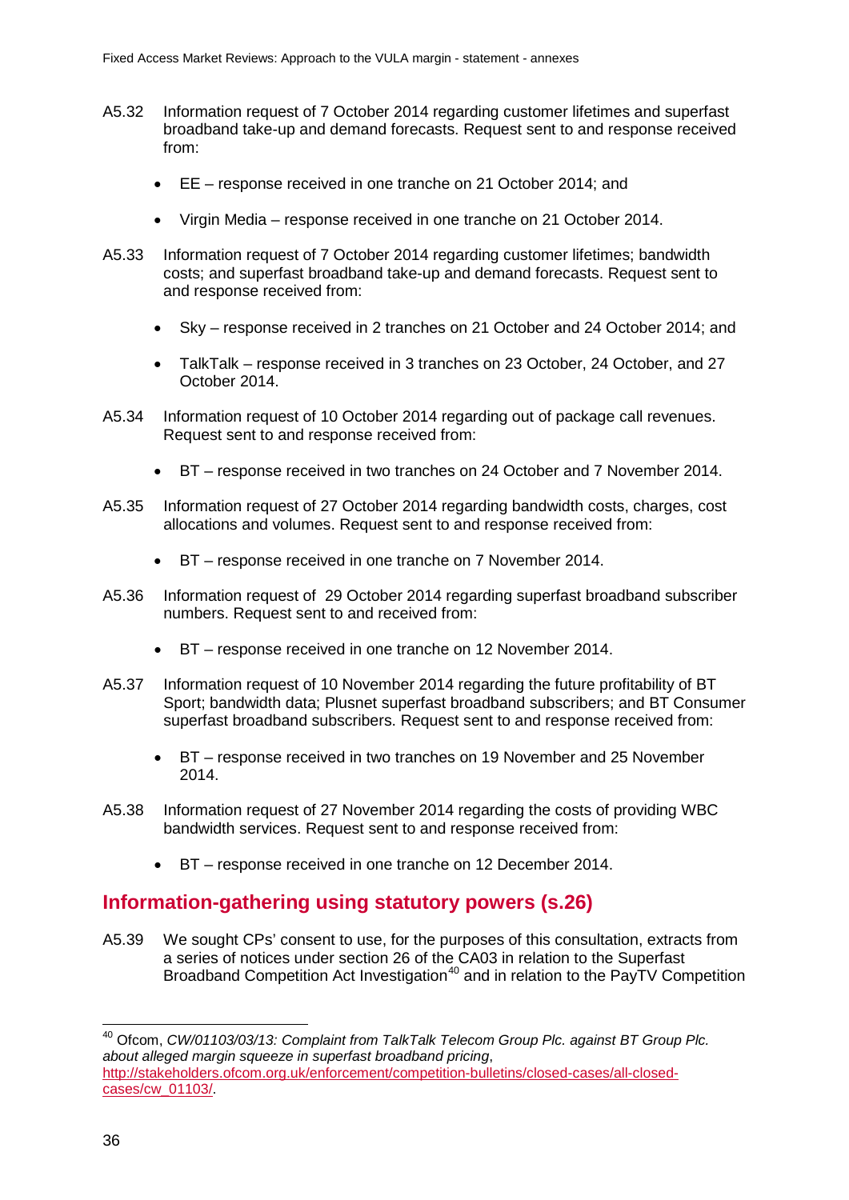A5.32 Information request of 7 October 2014 regarding customer lifetimes and superfast broadband take-up and demand forecasts. Request sent to and response received from:

- EE – response received in one tranche on 21 October 2014; and
- Virgin Media – response received in one tranche on 21 October 2014.

A5.33 Information request of 7 October 2014 regarding customer lifetimes; bandwidth costs; and superfast broadband take-up and demand forecasts. Request sent to and response received from:

- Sky – response received in 2 tranches on 21 October and 24 October 2014; and
- TalkTalk – response received in 3 tranches on 23 October, 24 October, and 27 October 2014.

A5.34 Information request of 10 October 2014 regarding out of package call revenues. Request sent to and response received from:

- BT – response received in two tranches on 24 October and 7 November 2014.

A5.35 Information request of 27 October 2014 regarding bandwidth costs, charges, cost allocations and volumes. Request sent to and response received from:

- BT – response received in one tranche on 7 November 2014.

A5.36 Information request of 29 October 2014 regarding superfast broadband subscriber numbers. Request sent to and received from:

- BT – response received in one tranche on 12 November 2014.

A5.37 Information request of 10 November 2014 regarding the future profitability of BT Sport; bandwidth data; Plusnet superfast broadband subscribers; and BT Consumer superfast broadband subscribers. Request sent to and response received from:

- BT – response received in two tranches on 19 November and 25 November 2014.

A5.38 Information request of 27 November 2014 regarding the costs of providing WBC bandwidth services. Request sent to and response received from:

- BT – response received in one tranche on 12 December 2014.

## Information-gathering using statutory powers (s.26)

A5.39 We sought CPs' consent to use, for the purposes of this consultation, extracts from a series of notices under section 26 of the CA03 in relation to the Superfast Broadband Competition Act Investigation[40] and in relation to the PayTV Competition

[40] Ofcom, *CW/01103/03/13: Complaint from TalkTalk Telecom Group Plc. against BT Group Plc. about alleged margin squeeze in superfast broadband pricing*, http://stakeholders.ofcom.org.uk/enforcement/competition-bulletins/closed-cases/all-closed-cases/cw_01103/.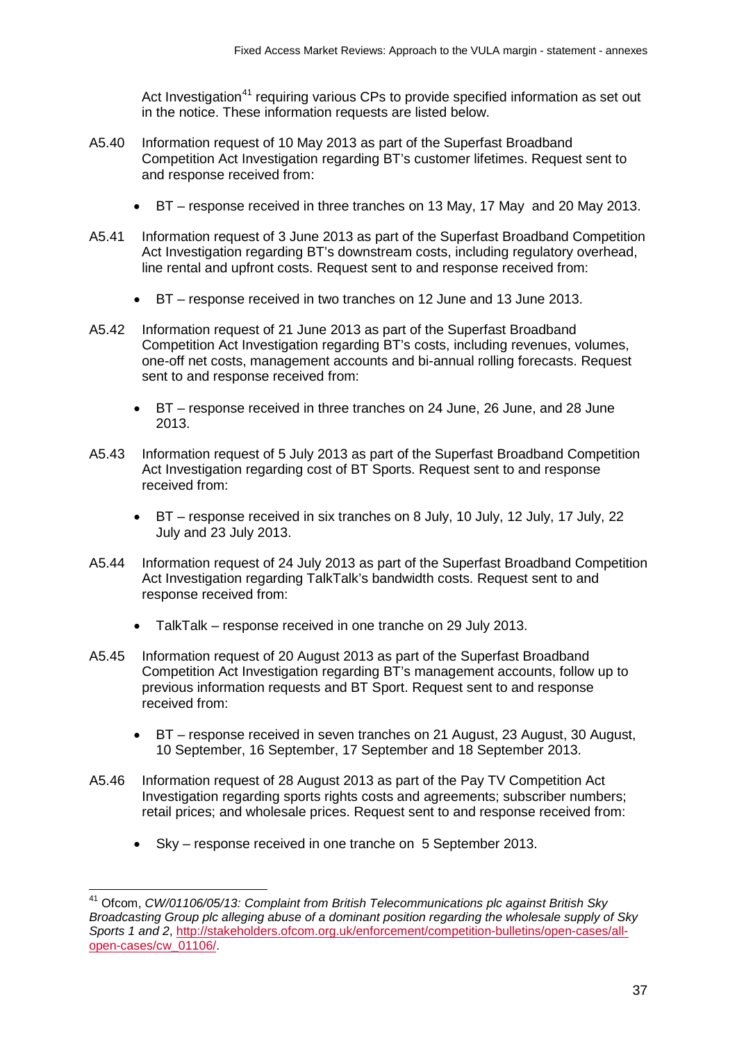Act Investigation[41] requiring various CPs to provide specified information as set out in the notice. These information requests are listed below.

A5.40 Information request of 10 May 2013 as part of the Superfast Broadband Competition Act Investigation regarding BT's customer lifetimes. Request sent to and response received from:

- BT – response received in three tranches on 13 May, 17 May and 20 May 2013.

A5.41 Information request of 3 June 2013 as part of the Superfast Broadband Competition Act Investigation regarding BT's downstream costs, including regulatory overhead, line rental and upfront costs. Request sent to and response received from:

- BT – response received in two tranches on 12 June and 13 June 2013.

A5.42 Information request of 21 June 2013 as part of the Superfast Broadband Competition Act Investigation regarding BT's costs, including revenues, volumes, one-off net costs, management accounts and bi-annual rolling forecasts. Request sent to and response received from:

- BT – response received in three tranches on 24 June, 26 June, and 28 June 2013.

A5.43 Information request of 5 July 2013 as part of the Superfast Broadband Competition Act Investigation regarding cost of BT Sports. Request sent to and response received from:

- BT – response received in six tranches on 8 July, 10 July, 12 July, 17 July, 22 July and 23 July 2013.

A5.44 Information request of 24 July 2013 as part of the Superfast Broadband Competition Act Investigation regarding TalkTalk's bandwidth costs. Request sent to and response received from:

- TalkTalk – response received in one tranche on 29 July 2013.

A5.45 Information request of 20 August 2013 as part of the Superfast Broadband Competition Act Investigation regarding BT's management accounts, follow up to previous information requests and BT Sport. Request sent to and response received from:

- BT – response received in seven tranches on 21 August, 23 August, 30 August, 10 September, 16 September, 17 September and 18 September 2013.

A5.46 Information request of 28 August 2013 as part of the Pay TV Competition Act Investigation regarding sports rights costs and agreements; subscriber numbers; retail prices; and wholesale prices. Request sent to and response received from:

- Sky – response received in one tranche on 5 September 2013.

[41] Ofcom, *CW/01106/05/13: Complaint from British Telecommunications plc against British Sky Broadcasting Group plc alleging abuse of a dominant position regarding the wholesale supply of Sky Sports 1 and 2*, http://stakeholders.ofcom.org.uk/enforcement/competition-bulletins/open-cases/all-open-cases/cw_01106/.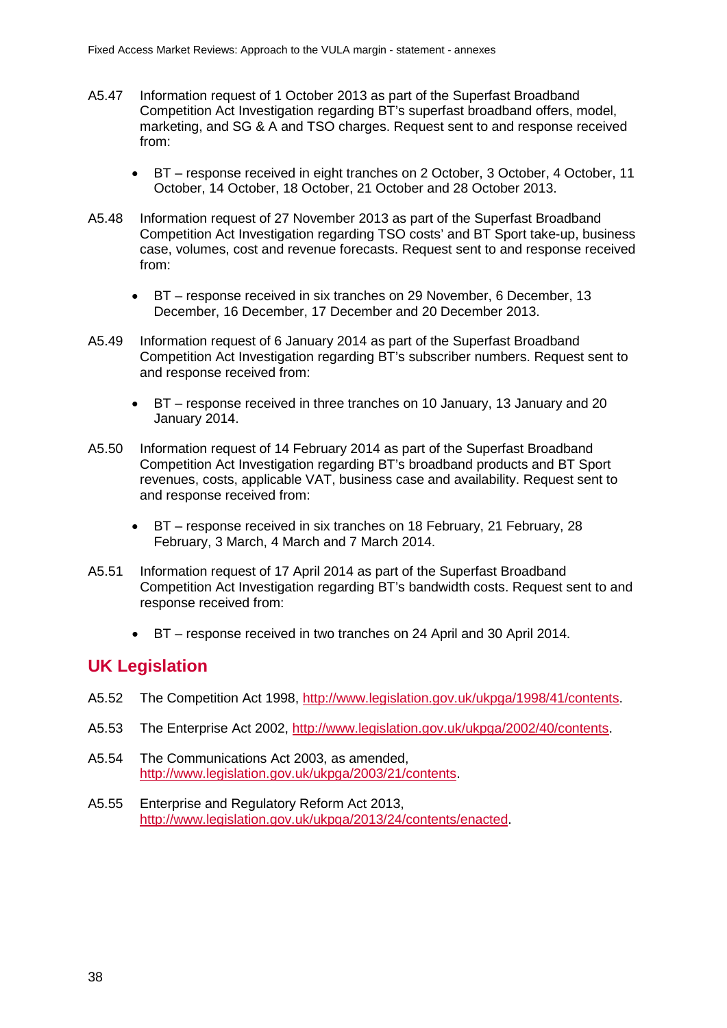A5.47 Information request of 1 October 2013 as part of the Superfast Broadband Competition Act Investigation regarding BT's superfast broadband offers, model, marketing, and SG & A and TSO charges. Request sent to and response received from:

- BT – response received in eight tranches on 2 October, 3 October, 4 October, 11 October, 14 October, 18 October, 21 October and 28 October 2013.

A5.48 Information request of 27 November 2013 as part of the Superfast Broadband Competition Act Investigation regarding TSO costs' and BT Sport take-up, business case, volumes, cost and revenue forecasts. Request sent to and response received from:

- BT – response received in six tranches on 29 November, 6 December, 13 December, 16 December, 17 December and 20 December 2013.

A5.49 Information request of 6 January 2014 as part of the Superfast Broadband Competition Act Investigation regarding BT's subscriber numbers. Request sent to and response received from:

- BT – response received in three tranches on 10 January, 13 January and 20 January 2014.

A5.50 Information request of 14 February 2014 as part of the Superfast Broadband Competition Act Investigation regarding BT's broadband products and BT Sport revenues, costs, applicable VAT, business case and availability. Request sent to and response received from:

- BT – response received in six tranches on 18 February, 21 February, 28 February, 3 March, 4 March and 7 March 2014.

A5.51 Information request of 17 April 2014 as part of the Superfast Broadband Competition Act Investigation regarding BT's bandwidth costs. Request sent to and response received from:

- BT – response received in two tranches on 24 April and 30 April 2014.

## UK Legislation

A5.52 The Competition Act 1998, http://www.legislation.gov.uk/ukpga/1998/41/contents.

A5.53 The Enterprise Act 2002, http://www.legislation.gov.uk/ukpga/2002/40/contents.

A5.54 The Communications Act 2003, as amended, http://www.legislation.gov.uk/ukpga/2003/21/contents.

A5.55 Enterprise and Regulatory Reform Act 2013, http://www.legislation.gov.uk/ukpga/2013/24/contents/enacted.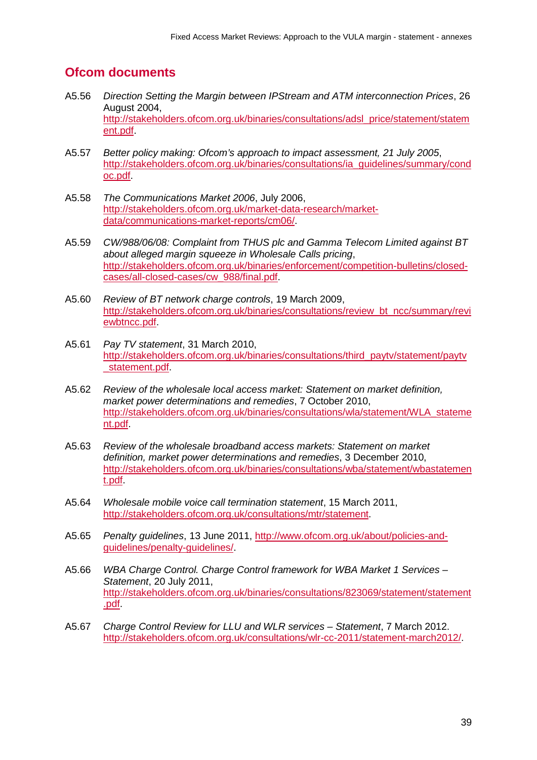## Ofcom documents

A5.56 *Direction Setting the Margin between IPStream and ATM interconnection Prices*, 26 August 2004, http://stakeholders.ofcom.org.uk/binaries/consultations/adsl_price/statement/statement.pdf.

A5.57 *Better policy making: Ofcom's approach to impact assessment, 21 July 2005*, http://stakeholders.ofcom.org.uk/binaries/consultations/ia_guidelines/summary/condoc.pdf.

A5.58 *The Communications Market 2006*, July 2006, http://stakeholders.ofcom.org.uk/market-data-research/market-data/communications-market-reports/cm06/.

A5.59 *CW/988/06/08: Complaint from THUS plc and Gamma Telecom Limited against BT about alleged margin squeeze in Wholesale Calls pricing*, http://stakeholders.ofcom.org.uk/binaries/enforcement/competition-bulletins/closed-cases/all-closed-cases/cw_988/final.pdf.

A5.60 *Review of BT network charge controls*, 19 March 2009, http://stakeholders.ofcom.org.uk/binaries/consultations/review_bt_ncc/summary/reviewbtncc.pdf.

A5.61 *Pay TV statement*, 31 March 2010, http://stakeholders.ofcom.org.uk/binaries/consultations/third_paytv/statement/paytv_statement.pdf.

A5.62 *Review of the wholesale local access market: Statement on market definition, market power determinations and remedies*, 7 October 2010, http://stakeholders.ofcom.org.uk/binaries/consultations/wla/statement/WLA_statement.pdf.

A5.63 *Review of the wholesale broadband access markets: Statement on market definition, market power determinations and remedies*, 3 December 2010, http://stakeholders.ofcom.org.uk/binaries/consultations/wba/statement/wbastatement.pdf.

A5.64 *Wholesale mobile voice call termination statement*, 15 March 2011, http://stakeholders.ofcom.org.uk/consultations/mtr/statement.

A5.65 *Penalty guidelines*, 13 June 2011, http://www.ofcom.org.uk/about/policies-and-guidelines/penalty-guidelines/.

A5.66 *WBA Charge Control. Charge Control framework for WBA Market 1 Services – Statement*, 20 July 2011, http://stakeholders.ofcom.org.uk/binaries/consultations/823069/statement/statement.pdf.

A5.67 *Charge Control Review for LLU and WLR services – Statement*, 7 March 2012. http://stakeholders.ofcom.org.uk/consultations/wlr-cc-2011/statement-march2012/.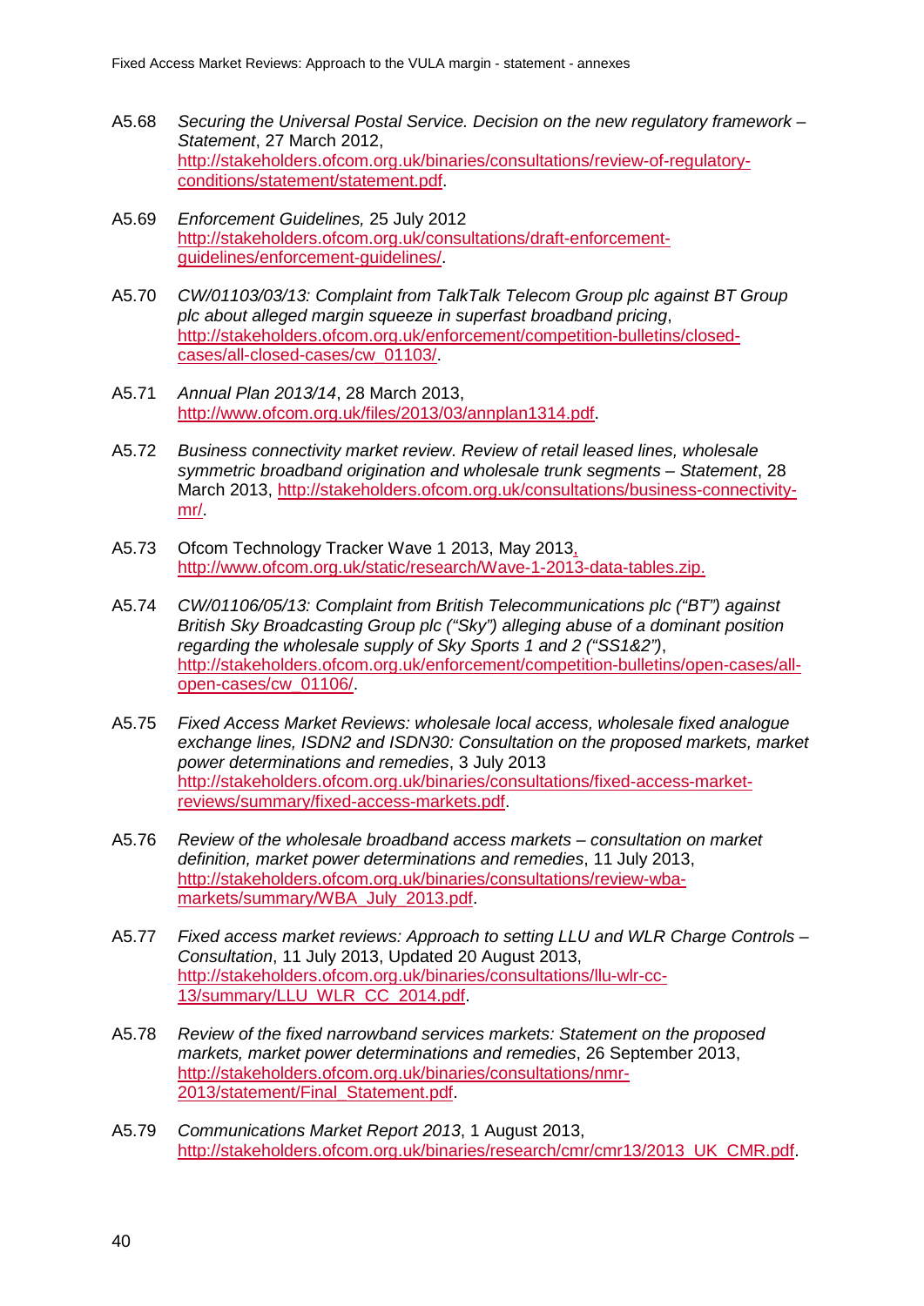A5.68 *Securing the Universal Postal Service. Decision on the new regulatory framework – Statement*, 27 March 2012, http://stakeholders.ofcom.org.uk/binaries/consultations/review-of-regulatory-conditions/statement/statement.pdf.

A5.69 *Enforcement Guidelines,* 25 July 2012 http://stakeholders.ofcom.org.uk/consultations/draft-enforcement-guidelines/enforcement-guidelines/.

A5.70 *CW/01103/03/13: Complaint from TalkTalk Telecom Group plc against BT Group plc about alleged margin squeeze in superfast broadband pricing*, http://stakeholders.ofcom.org.uk/enforcement/competition-bulletins/closed-cases/all-closed-cases/cw_01103/.

A5.71 *Annual Plan 2013/14*, 28 March 2013, http://www.ofcom.org.uk/files/2013/03/annplan1314.pdf.

A5.72 *Business connectivity market review. Review of retail leased lines, wholesale symmetric broadband origination and wholesale trunk segments – Statement*, 28 March 2013, http://stakeholders.ofcom.org.uk/consultations/business-connectivity-mr/.

A5.73 Ofcom Technology Tracker Wave 1 2013, May 2013, http://www.ofcom.org.uk/static/research/Wave-1-2013-data-tables.zip.

A5.74 *CW/01106/05/13: Complaint from British Telecommunications plc ("BT") against British Sky Broadcasting Group plc ("Sky") alleging abuse of a dominant position regarding the wholesale supply of Sky Sports 1 and 2 ("SS1&2")*, http://stakeholders.ofcom.org.uk/enforcement/competition-bulletins/open-cases/all-open-cases/cw_01106/.

A5.75 *Fixed Access Market Reviews: wholesale local access, wholesale fixed analogue exchange lines, ISDN2 and ISDN30: Consultation on the proposed markets, market power determinations and remedies*, 3 July 2013 http://stakeholders.ofcom.org.uk/binaries/consultations/fixed-access-market-reviews/summary/fixed-access-markets.pdf.

A5.76 *Review of the wholesale broadband access markets – consultation on market definition, market power determinations and remedies*, 11 July 2013, http://stakeholders.ofcom.org.uk/binaries/consultations/review-wba-markets/summary/WBA_July_2013.pdf.

A5.77 *Fixed access market reviews: Approach to setting LLU and WLR Charge Controls – Consultation*, 11 July 2013, Updated 20 August 2013, http://stakeholders.ofcom.org.uk/binaries/consultations/llu-wlr-cc-13/summary/LLU_WLR_CC_2014.pdf.

A5.78 *Review of the fixed narrowband services markets: Statement on the proposed markets, market power determinations and remedies*, 26 September 2013, http://stakeholders.ofcom.org.uk/binaries/consultations/nmr-2013/statement/Final_Statement.pdf.

A5.79 *Communications Market Report 2013*, 1 August 2013, http://stakeholders.ofcom.org.uk/binaries/research/cmr/cmr13/2013_UK_CMR.pdf.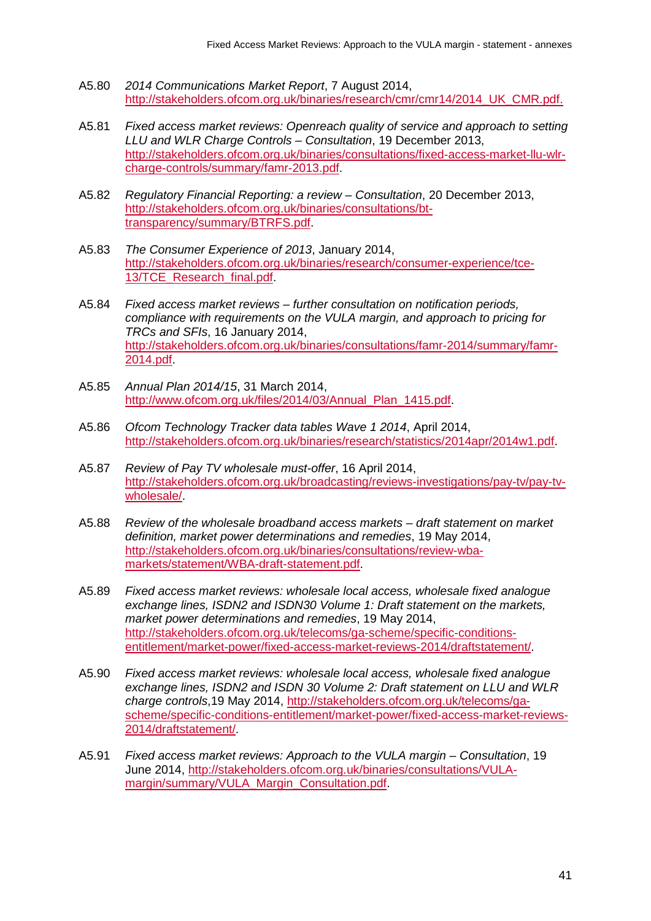A5.80 *2014 Communications Market Report*, 7 August 2014, http://stakeholders.ofcom.org.uk/binaries/research/cmr/cmr14/2014_UK_CMR.pdf.

A5.81 *Fixed access market reviews: Openreach quality of service and approach to setting LLU and WLR Charge Controls – Consultation*, 19 December 2013, http://stakeholders.ofcom.org.uk/binaries/consultations/fixed-access-market-llu-wlr-charge-controls/summary/famr-2013.pdf.

A5.82 *Regulatory Financial Reporting: a review – Consultation*, 20 December 2013, http://stakeholders.ofcom.org.uk/binaries/consultations/bt-transparency/summary/BTRFS.pdf.

A5.83 *The Consumer Experience of 2013*, January 2014, http://stakeholders.ofcom.org.uk/binaries/research/consumer-experience/tce-13/TCE_Research_final.pdf.

A5.84 *Fixed access market reviews – further consultation on notification periods, compliance with requirements on the VULA margin, and approach to pricing for TRCs and SFIs*, 16 January 2014, http://stakeholders.ofcom.org.uk/binaries/consultations/famr-2014/summary/famr-2014.pdf.

A5.85 *Annual Plan 2014/15*, 31 March 2014, http://www.ofcom.org.uk/files/2014/03/Annual_Plan_1415.pdf.

A5.86 *Ofcom Technology Tracker data tables Wave 1 2014*, April 2014, http://stakeholders.ofcom.org.uk/binaries/research/statistics/2014apr/2014w1.pdf.

A5.87 *Review of Pay TV wholesale must-offer*, 16 April 2014, http://stakeholders.ofcom.org.uk/broadcasting/reviews-investigations/pay-tv/pay-tv-wholesale/.

A5.88 *Review of the wholesale broadband access markets – draft statement on market definition, market power determinations and remedies*, 19 May 2014, http://stakeholders.ofcom.org.uk/binaries/consultations/review-wba-markets/statement/WBA-draft-statement.pdf.

A5.89 *Fixed access market reviews: wholesale local access, wholesale fixed analogue exchange lines, ISDN2 and ISDN30 Volume 1: Draft statement on the markets, market power determinations and remedies*, 19 May 2014, http://stakeholders.ofcom.org.uk/telecoms/ga-scheme/specific-conditions-entitlement/market-power/fixed-access-market-reviews-2014/draftstatement/.

A5.90 *Fixed access market reviews: wholesale local access, wholesale fixed analogue exchange lines, ISDN2 and ISDN 30 Volume 2: Draft statement on LLU and WLR charge controls*,19 May 2014, http://stakeholders.ofcom.org.uk/telecoms/ga-scheme/specific-conditions-entitlement/market-power/fixed-access-market-reviews-2014/draftstatement/.

A5.91 *Fixed access market reviews: Approach to the VULA margin – Consultation*, 19 June 2014, http://stakeholders.ofcom.org.uk/binaries/consultations/VULA-margin/summary/VULA_Margin_Consultation.pdf.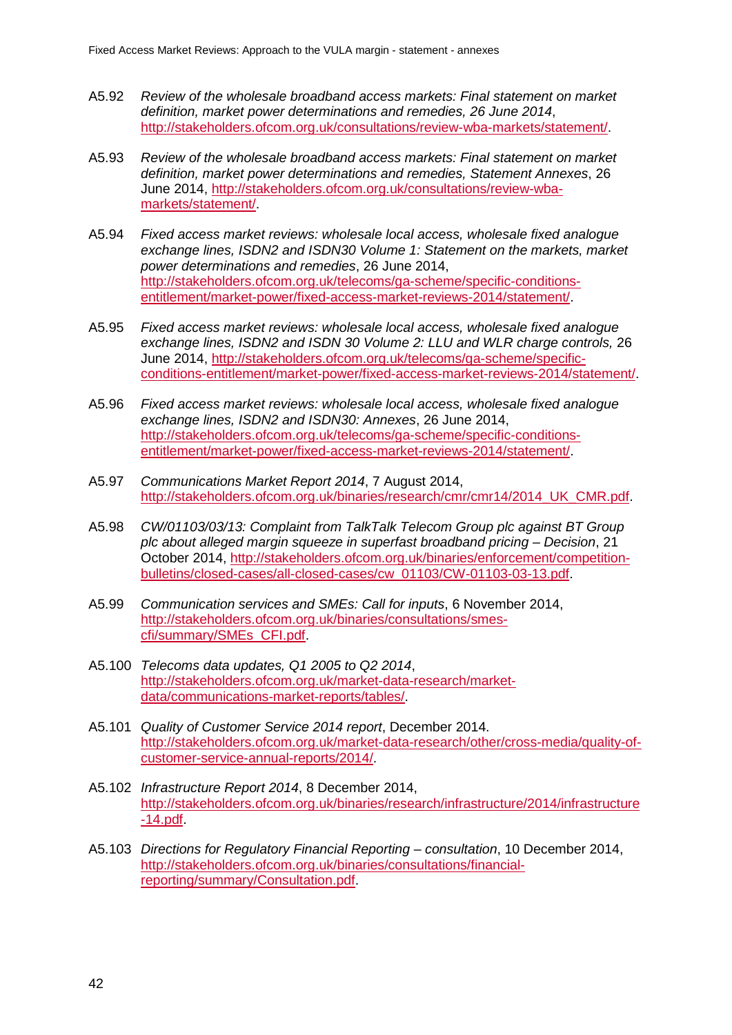A5.92 *Review of the wholesale broadband access markets: Final statement on market definition, market power determinations and remedies, 26 June 2014*, http://stakeholders.ofcom.org.uk/consultations/review-wba-markets/statement/.

A5.93 *Review of the wholesale broadband access markets: Final statement on market definition, market power determinations and remedies, Statement Annexes*, 26 June 2014, http://stakeholders.ofcom.org.uk/consultations/review-wba-markets/statement/.

A5.94 *Fixed access market reviews: wholesale local access, wholesale fixed analogue exchange lines, ISDN2 and ISDN30 Volume 1: Statement on the markets, market power determinations and remedies*, 26 June 2014, http://stakeholders.ofcom.org.uk/telecoms/ga-scheme/specific-conditions-entitlement/market-power/fixed-access-market-reviews-2014/statement/.

A5.95 *Fixed access market reviews: wholesale local access, wholesale fixed analogue exchange lines, ISDN2 and ISDN 30 Volume 2: LLU and WLR charge controls,* 26 June 2014, http://stakeholders.ofcom.org.uk/telecoms/ga-scheme/specific-conditions-entitlement/market-power/fixed-access-market-reviews-2014/statement/.

A5.96 *Fixed access market reviews: wholesale local access, wholesale fixed analogue exchange lines, ISDN2 and ISDN30: Annexes*, 26 June 2014, http://stakeholders.ofcom.org.uk/telecoms/ga-scheme/specific-conditions-entitlement/market-power/fixed-access-market-reviews-2014/statement/.

A5.97 *Communications Market Report 2014*, 7 August 2014, http://stakeholders.ofcom.org.uk/binaries/research/cmr/cmr14/2014_UK_CMR.pdf.

A5.98 *CW/01103/03/13: Complaint from TalkTalk Telecom Group plc against BT Group plc about alleged margin squeeze in superfast broadband pricing – Decision*, 21 October 2014, http://stakeholders.ofcom.org.uk/binaries/enforcement/competition-bulletins/closed-cases/all-closed-cases/cw_01103/CW-01103-03-13.pdf.

A5.99 *Communication services and SMEs: Call for inputs*, 6 November 2014, http://stakeholders.ofcom.org.uk/binaries/consultations/smes-cfi/summary/SMEs_CFI.pdf.

A5.100 *Telecoms data updates, Q1 2005 to Q2 2014*, http://stakeholders.ofcom.org.uk/market-data-research/market-data/communications-market-reports/tables/.

A5.101 *Quality of Customer Service 2014 report*, December 2014. http://stakeholders.ofcom.org.uk/market-data-research/other/cross-media/quality-of-customer-service-annual-reports/2014/.

A5.102 *Infrastructure Report 2014*, 8 December 2014, http://stakeholders.ofcom.org.uk/binaries/research/infrastructure/2014/infrastructure-14.pdf.

A5.103 *Directions for Regulatory Financial Reporting – consultation*, 10 December 2014, http://stakeholders.ofcom.org.uk/binaries/consultations/financial-reporting/summary/Consultation.pdf.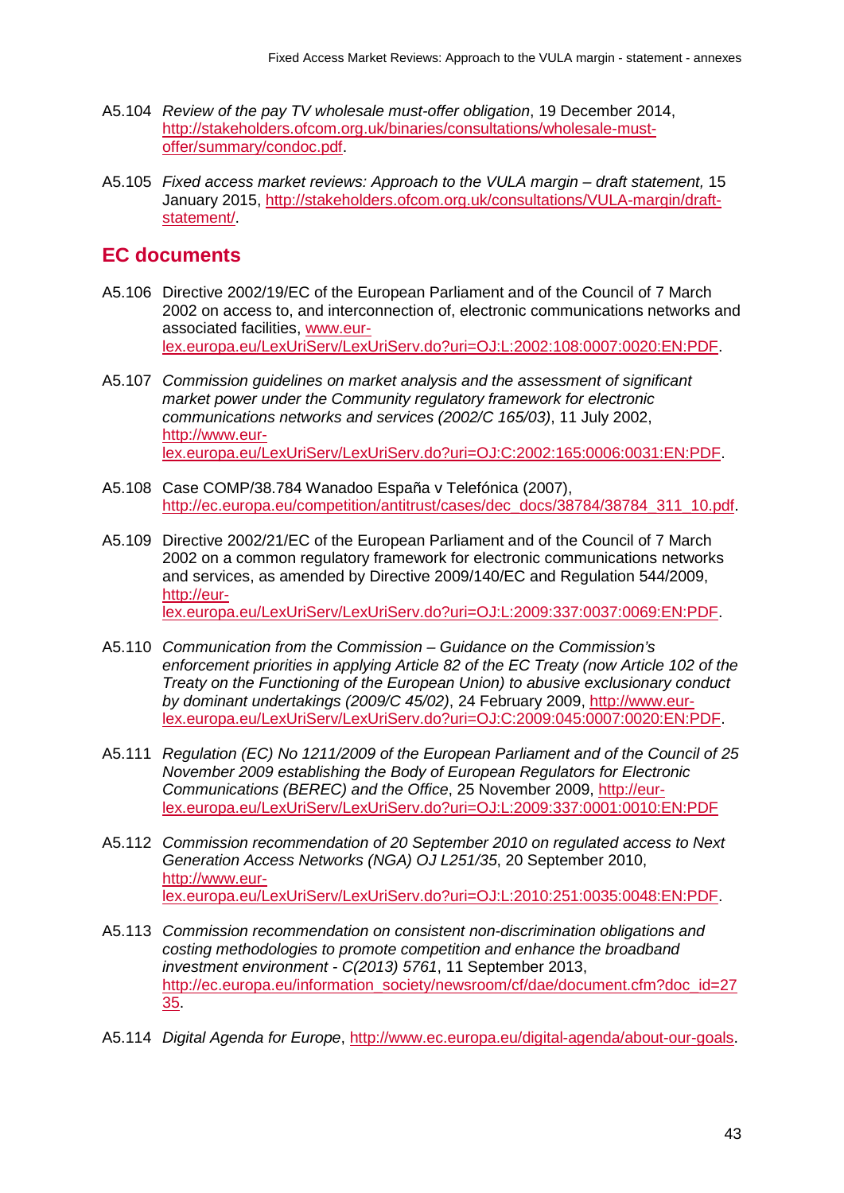A5.104 *Review of the pay TV wholesale must-offer obligation*, 19 December 2014, http://stakeholders.ofcom.org.uk/binaries/consultations/wholesale-must-offer/summary/condoc.pdf.

A5.105 *Fixed access market reviews: Approach to the VULA margin – draft statement,* 15 January 2015, http://stakeholders.ofcom.org.uk/consultations/VULA-margin/draft-statement/.

## EC documents

A5.106 Directive 2002/19/EC of the European Parliament and of the Council of 7 March 2002 on access to, and interconnection of, electronic communications networks and associated facilities, www.eur-lex.europa.eu/LexUriServ/LexUriServ.do?uri=OJ:L:2002:108:0007:0020:EN:PDF.

A5.107 *Commission guidelines on market analysis and the assessment of significant market power under the Community regulatory framework for electronic communications networks and services (2002/C 165/03)*, 11 July 2002, http://www.eur-lex.europa.eu/LexUriServ/LexUriServ.do?uri=OJ:C:2002:165:0006:0031:EN:PDF.

A5.108 Case COMP/38.784 Wanadoo España v Telefónica (2007), http://ec.europa.eu/competition/antitrust/cases/dec_docs/38784/38784_311_10.pdf.

A5.109 Directive 2002/21/EC of the European Parliament and of the Council of 7 March 2002 on a common regulatory framework for electronic communications networks and services, as amended by Directive 2009/140/EC and Regulation 544/2009, http://eur-lex.europa.eu/LexUriServ/LexUriServ.do?uri=OJ:L:2009:337:0037:0069:EN:PDF.

A5.110 *Communication from the Commission – Guidance on the Commission's enforcement priorities in applying Article 82 of the EC Treaty (now Article 102 of the Treaty on the Functioning of the European Union) to abusive exclusionary conduct by dominant undertakings (2009/C 45/02)*, 24 February 2009, http://www.eur-lex.europa.eu/LexUriServ/LexUriServ.do?uri=OJ:C:2009:045:0007:0020:EN:PDF.

A5.111 *Regulation (EC) No 1211/2009 of the European Parliament and of the Council of 25 November 2009 establishing the Body of European Regulators for Electronic Communications (BEREC) and the Office*, 25 November 2009, http://eur-lex.europa.eu/LexUriServ/LexUriServ.do?uri=OJ:L:2009:337:0001:0010:EN:PDF

A5.112 *Commission recommendation of 20 September 2010 on regulated access to Next Generation Access Networks (NGA) OJ L251/35*, 20 September 2010, http://www.eur-lex.europa.eu/LexUriServ/LexUriServ.do?uri=OJ:L:2010:251:0035:0048:EN:PDF.

A5.113 *Commission recommendation on consistent non-discrimination obligations and costing methodologies to promote competition and enhance the broadband investment environment - C(2013) 5761*, 11 September 2013, http://ec.europa.eu/information_society/newsroom/cf/dae/document.cfm?doc_id=2735.

A5.114 *Digital Agenda for Europe*, http://www.ec.europa.eu/digital-agenda/about-our-goals.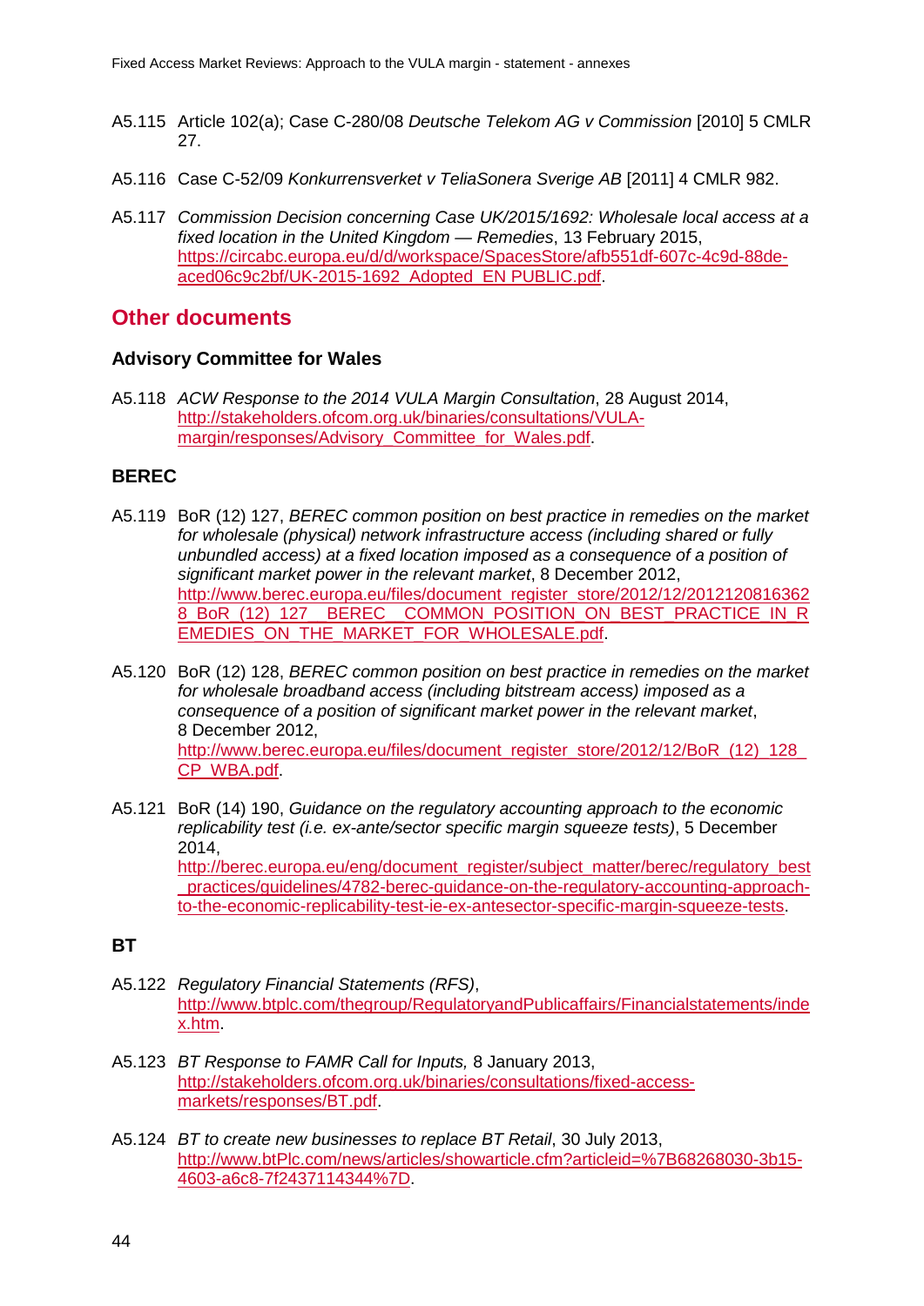A5.115 Article 102(a); Case C-280/08 *Deutsche Telekom AG v Commission* [2010] 5 CMLR 27.

A5.116 Case C-52/09 *Konkurrensverket v TeliaSonera Sverige AB* [2011] 4 CMLR 982.

A5.117 *Commission Decision concerning Case UK/2015/1692: Wholesale local access at a fixed location in the United Kingdom — Remedies*, 13 February 2015, https://circabc.europa.eu/d/d/workspace/SpacesStore/afb551df-607c-4c9d-88de-aced06c9c2bf/UK-2015-1692_Adopted_EN PUBLIC.pdf.

## Other documents

### Advisory Committee for Wales

A5.118 *ACW Response to the 2014 VULA Margin Consultation*, 28 August 2014, http://stakeholders.ofcom.org.uk/binaries/consultations/VULA-margin/responses/Advisory_Committee_for_Wales.pdf.

### BEREC

A5.119 BoR (12) 127, *BEREC common position on best practice in remedies on the market for wholesale (physical) network infrastructure access (including shared or fully unbundled access) at a fixed location imposed as a consequence of a position of significant market power in the relevant market*, 8 December 2012, http://www.berec.europa.eu/files/document_register_store/2012/12/20121208163628_BoR_(12)_127__BEREC__COMMON_POSITION_ON_BEST_PRACTICE_IN_REMEDIES_ON_THE_MARKET_FOR_WHOLESALE.pdf.

A5.120 BoR (12) 128, *BEREC common position on best practice in remedies on the market for wholesale broadband access (including bitstream access) imposed as a consequence of a position of significant market power in the relevant market*, 8 December 2012, http://www.berec.europa.eu/files/document_register_store/2012/12/BoR_(12)_128_CP_WBA.pdf.

A5.121 BoR (14) 190, *Guidance on the regulatory accounting approach to the economic replicability test (i.e. ex-ante/sector specific margin squeeze tests)*, 5 December 2014, http://berec.europa.eu/eng/document_register/subject_matter/berec/regulatory_best_practices/guidelines/4782-berec-guidance-on-the-regulatory-accounting-approach-to-the-economic-replicability-test-ie-ex-antesector-specific-margin-squeeze-tests.

### BT

A5.122 *Regulatory Financial Statements (RFS)*, http://www.btplc.com/thegroup/RegulatoryandPublicaffairs/Financialstatements/index.htm.

A5.123 *BT Response to FAMR Call for Inputs,* 8 January 2013, http://stakeholders.ofcom.org.uk/binaries/consultations/fixed-access-markets/responses/BT.pdf.

A5.124 *BT to create new businesses to replace BT Retail*, 30 July 2013, http://www.btPlc.com/news/articles/showarticle.cfm?articleid=%7B68268030-3b15-4603-a6c8-7f2437114344%7D.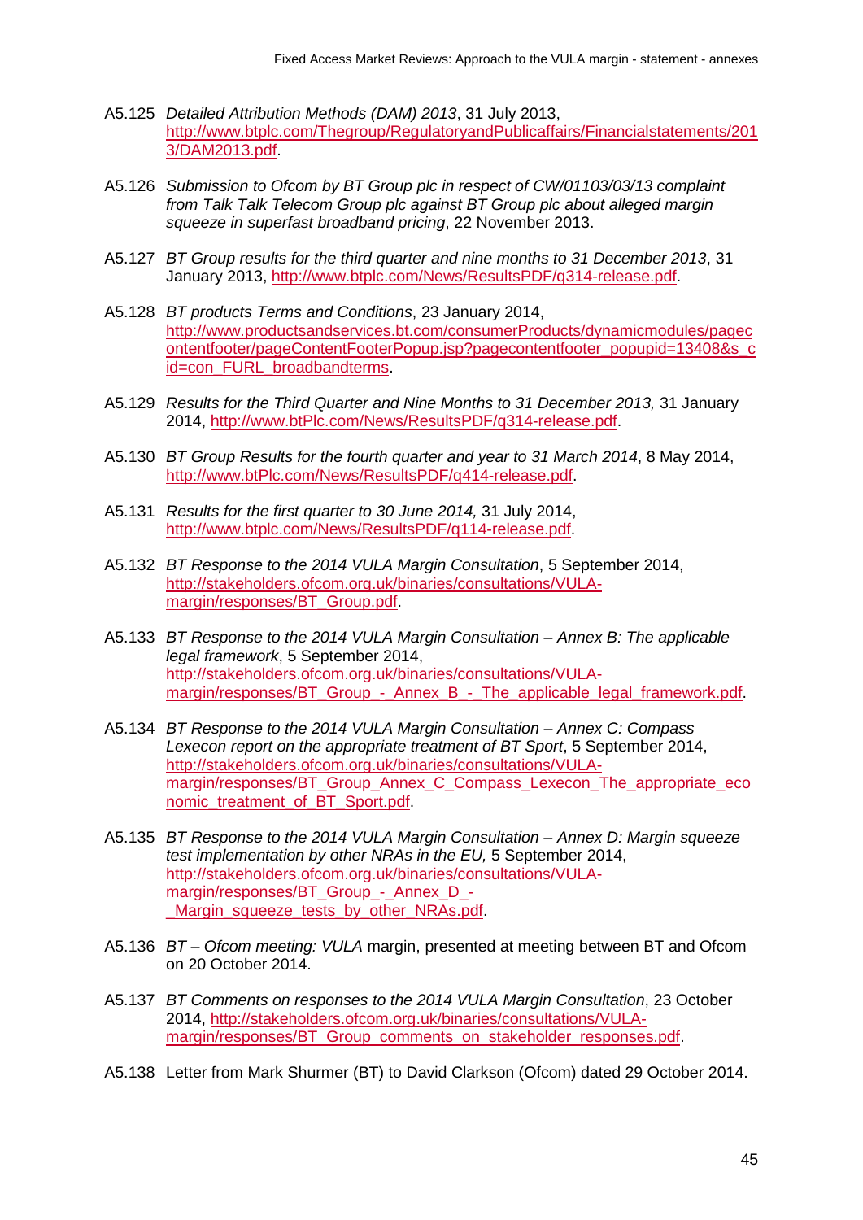A5.125 *Detailed Attribution Methods (DAM) 2013*, 31 July 2013, http://www.btplc.com/Thegroup/RegulatoryandPublicaffairs/Financialstatements/2013/DAM2013.pdf.

A5.126 *Submission to Ofcom by BT Group plc in respect of CW/01103/03/13 complaint from Talk Talk Telecom Group plc against BT Group plc about alleged margin squeeze in superfast broadband pricing*, 22 November 2013.

A5.127 *BT Group results for the third quarter and nine months to 31 December 2013*, 31 January 2013, http://www.btplc.com/News/ResultsPDF/q314-release.pdf.

A5.128 *BT products Terms and Conditions*, 23 January 2014, http://www.productsandservices.bt.com/consumerProducts/dynamicmodules/pagecontentfooter/pageContentFooterPopup.jsp?pagecontentfooter_popupid=13408&s_cid=con_FURL_broadbandterms.

A5.129 *Results for the Third Quarter and Nine Months to 31 December 2013,* 31 January 2014, http://www.btPlc.com/News/ResultsPDF/q314-release.pdf.

A5.130 *BT Group Results for the fourth quarter and year to 31 March 2014*, 8 May 2014, http://www.btPlc.com/News/ResultsPDF/q414-release.pdf.

A5.131 *Results for the first quarter to 30 June 2014,* 31 July 2014, http://www.btplc.com/News/ResultsPDF/q114-release.pdf.

A5.132 *BT Response to the 2014 VULA Margin Consultation*, 5 September 2014, http://stakeholders.ofcom.org.uk/binaries/consultations/VULA-margin/responses/BT_Group.pdf.

A5.133 *BT Response to the 2014 VULA Margin Consultation – Annex B: The applicable legal framework*, 5 September 2014, http://stakeholders.ofcom.org.uk/binaries/consultations/VULA-margin/responses/BT_Group_-_Annex_B_-_The_applicable_legal_framework.pdf.

A5.134 *BT Response to the 2014 VULA Margin Consultation – Annex C: Compass Lexecon report on the appropriate treatment of BT Sport*, 5 September 2014, http://stakeholders.ofcom.org.uk/binaries/consultations/VULA-margin/responses/BT_Group_Annex_C_Compass_Lexecon_The_appropriate_economic_treatment_of_BT_Sport.pdf.

A5.135 *BT Response to the 2014 VULA Margin Consultation – Annex D: Margin squeeze test implementation by other NRAs in the EU,* 5 September 2014, http://stakeholders.ofcom.org.uk/binaries/consultations/VULA-margin/responses/BT_Group_-_Annex_D_-_Margin_squeeze_tests_by_other_NRAs.pdf.

A5.136 *BT – Ofcom meeting: VULA* margin, presented at meeting between BT and Ofcom on 20 October 2014.

A5.137 *BT Comments on responses to the 2014 VULA Margin Consultation*, 23 October 2014, http://stakeholders.ofcom.org.uk/binaries/consultations/VULA-margin/responses/BT_Group_comments_on_stakeholder_responses.pdf.

A5.138 Letter from Mark Shurmer (BT) to David Clarkson (Ofcom) dated 29 October 2014.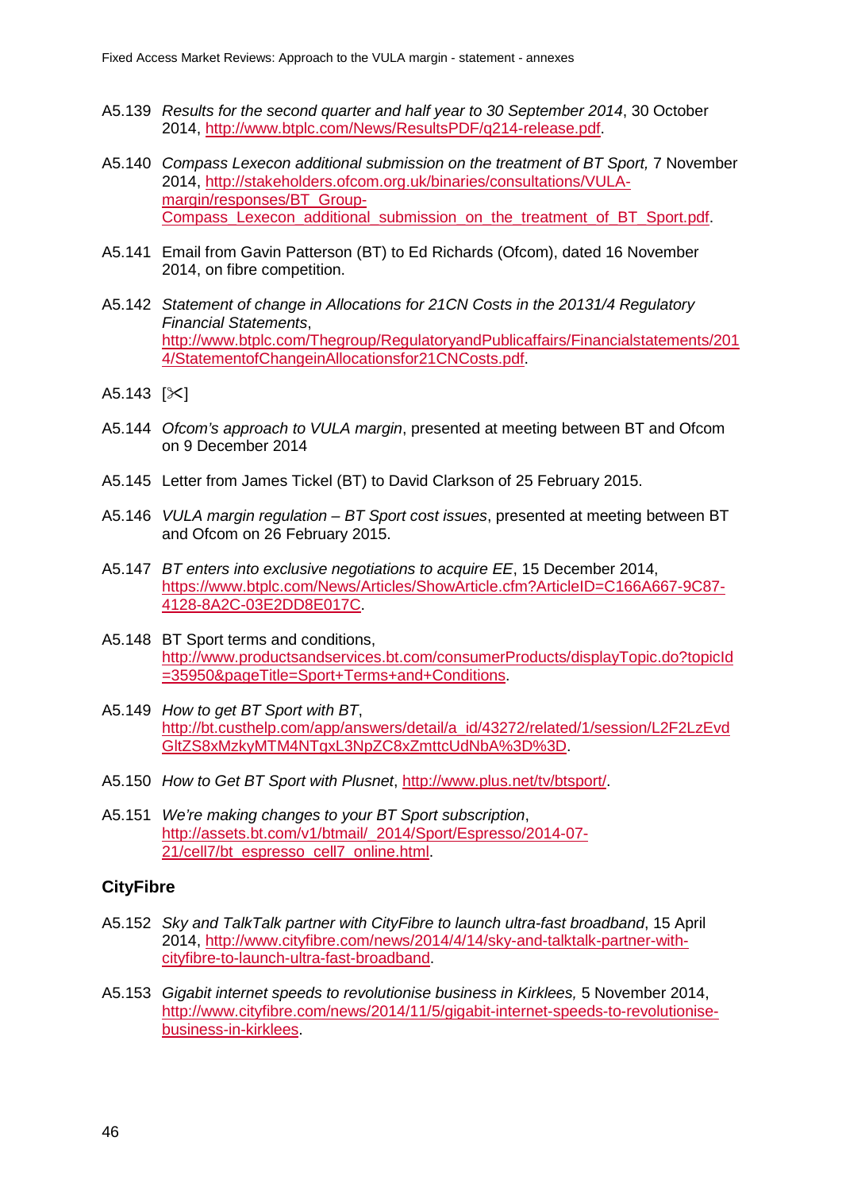A5.139 *Results for the second quarter and half year to 30 September 2014*, 30 October 2014, http://www.btplc.com/News/ResultsPDF/q214-release.pdf.

A5.140 *Compass Lexecon additional submission on the treatment of BT Sport,* 7 November 2014, http://stakeholders.ofcom.org.uk/binaries/consultations/VULA-margin/responses/BT_Group-Compass_Lexecon_additional_submission_on_the_treatment_of_BT_Sport.pdf.

A5.141 Email from Gavin Patterson (BT) to Ed Richards (Ofcom), dated 16 November 2014, on fibre competition.

A5.142 *Statement of change in Allocations for 21CN Costs in the 20131/4 Regulatory Financial Statements*, http://www.btplc.com/Thegroup/RegulatoryandPublicaffairs/Financialstatements/2014/StatementofChangeinAllocationsfor21CNCosts.pdf.

A5.143 [✂]

A5.144 *Ofcom's approach to VULA margin*, presented at meeting between BT and Ofcom on 9 December 2014

A5.145 Letter from James Tickel (BT) to David Clarkson of 25 February 2015.

A5.146 *VULA margin regulation – BT Sport cost issues*, presented at meeting between BT and Ofcom on 26 February 2015.

A5.147 *BT enters into exclusive negotiations to acquire EE*, 15 December 2014, https://www.btplc.com/News/Articles/ShowArticle.cfm?ArticleID=C166A667-9C87-4128-8A2C-03E2DD8E017C.

A5.148 BT Sport terms and conditions, http://www.productsandservices.bt.com/consumerProducts/displayTopic.do?topicId=35950&pageTitle=Sport+Terms+and+Conditions.

A5.149 *How to get BT Sport with BT*, http://bt.custhelp.com/app/answers/detail/a_id/43272/related/1/session/L2F2LzEvdGltZS8xMzkyMTM4NTgxL3NpZC8xZmttcUdNbA%3D%3D.

A5.150 *How to Get BT Sport with Plusnet*, http://www.plus.net/tv/btsport/.

A5.151 *We're making changes to your BT Sport subscription*, http://assets.bt.com/v1/btmail/_2014/Sport/Espresso/2014-07-21/cell7/bt_espresso_cell7_online.html.

## CityFibre

A5.152 *Sky and TalkTalk partner with CityFibre to launch ultra-fast broadband*, 15 April 2014, http://www.cityfibre.com/news/2014/4/14/sky-and-talktalk-partner-with-cityfibre-to-launch-ultra-fast-broadband.

A5.153 *Gigabit internet speeds to revolutionise business in Kirklees,* 5 November 2014, http://www.cityfibre.com/news/2014/11/5/gigabit-internet-speeds-to-revolutionise-business-in-kirklees.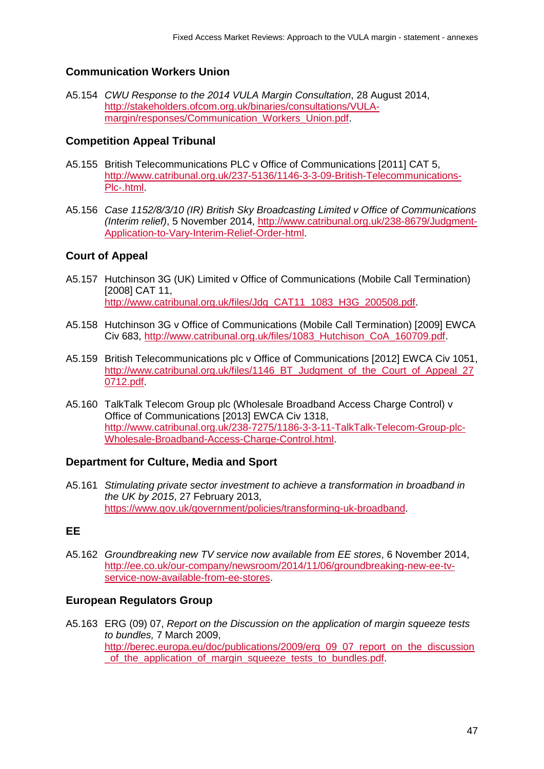## Communication Workers Union

A5.154 *CWU Response to the 2014 VULA Margin Consultation*, 28 August 2014, http://stakeholders.ofcom.org.uk/binaries/consultations/VULA-margin/responses/Communication_Workers_Union.pdf.

## Competition Appeal Tribunal

A5.155 British Telecommunications PLC v Office of Communications [2011] CAT 5, http://www.catribunal.org.uk/237-5136/1146-3-3-09-British-Telecommunications-Plc-.html.

A5.156 *Case 1152/8/3/10 (IR) British Sky Broadcasting Limited v Office of Communications (Interim relief)*, 5 November 2014, http://www.catribunal.org.uk/238-8679/Judgment-Application-to-Vary-Interim-Relief-Order-html.

## Court of Appeal

A5.157 Hutchinson 3G (UK) Limited v Office of Communications (Mobile Call Termination) [2008] CAT 11, http://www.catribunal.org.uk/files/Jdg_CAT11_1083_H3G_200508.pdf.

A5.158 Hutchinson 3G v Office of Communications (Mobile Call Termination) [2009] EWCA Civ 683, http://www.catribunal.org.uk/files/1083_Hutchison_CoA_160709.pdf.

A5.159 British Telecommunications plc v Office of Communications [2012] EWCA Civ 1051, http://www.catribunal.org.uk/files/1146_BT_Judgment_of_the_Court_of_Appeal_270712.pdf.

A5.160 TalkTalk Telecom Group plc (Wholesale Broadband Access Charge Control) v Office of Communications [2013] EWCA Civ 1318, http://www.catribunal.org.uk/238-7275/1186-3-3-11-TalkTalk-Telecom-Group-plc-Wholesale-Broadband-Access-Charge-Control.html.

## Department for Culture, Media and Sport

A5.161 *Stimulating private sector investment to achieve a transformation in broadband in the UK by 2015*, 27 February 2013, https://www.gov.uk/government/policies/transforming-uk-broadband.

## EE

A5.162 *Groundbreaking new TV service now available from EE stores*, 6 November 2014, http://ee.co.uk/our-company/newsroom/2014/11/06/groundbreaking-new-ee-tv-service-now-available-from-ee-stores.

## European Regulators Group

A5.163 ERG (09) 07, *Report on the Discussion on the application of margin squeeze tests to bundles,* 7 March 2009, http://berec.europa.eu/doc/publications/2009/erg_09_07_report_on_the_discussion_of_the_application_of_margin_squeeze_tests_to_bundles.pdf.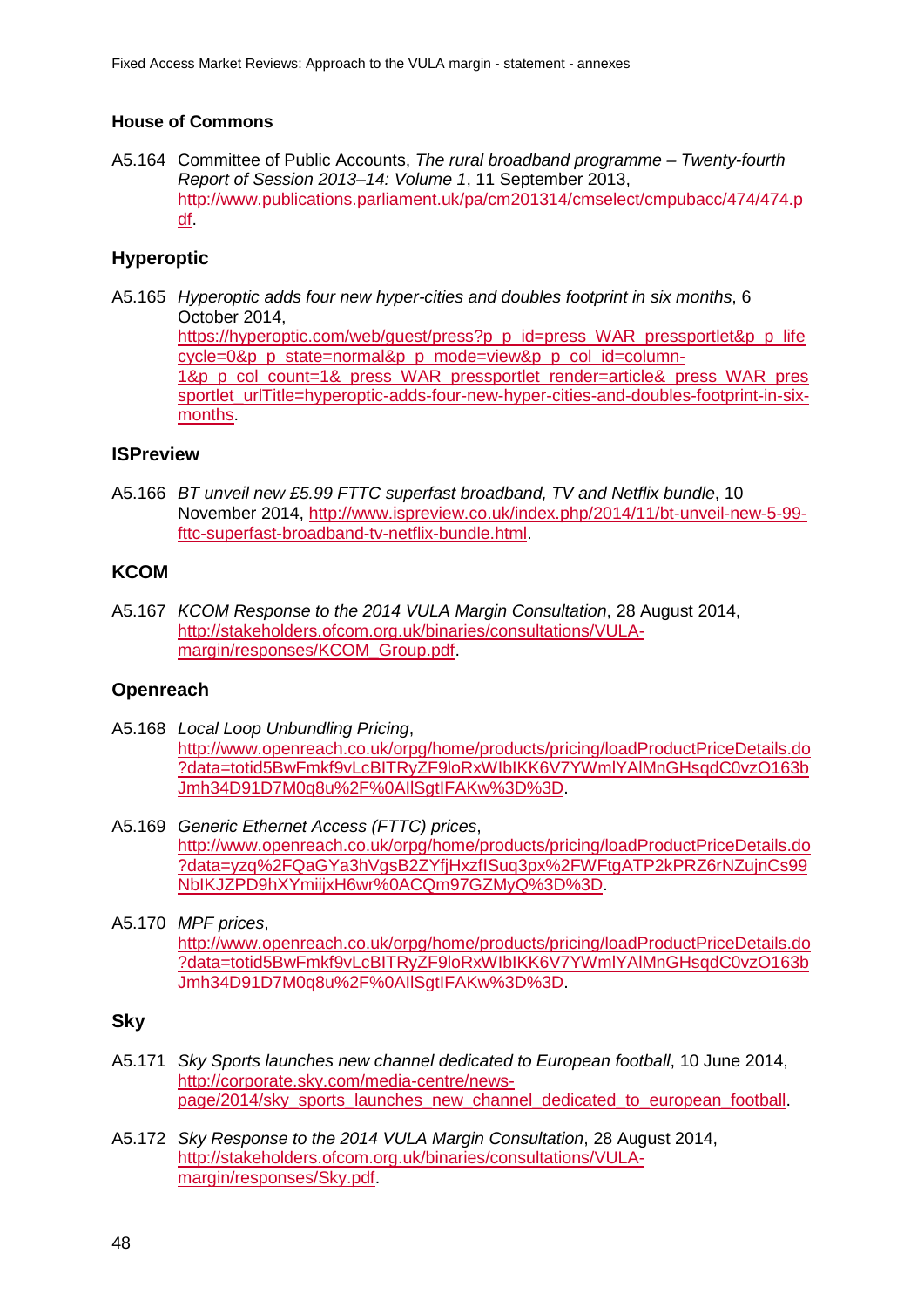## House of Commons

A5.164 Committee of Public Accounts, *The rural broadband programme – Twenty-fourth Report of Session 2013–14: Volume 1*, 11 September 2013, http://www.publications.parliament.uk/pa/cm201314/cmselect/cmpubacc/474/474.pdf.

## Hyperoptic

A5.165 *Hyperoptic adds four new hyper-cities and doubles footprint in six months*, 6 October 2014, https://hyperoptic.com/web/guest/press?p_p_id=press_WAR_pressportlet&p_p_lifecycle=0&p_p_state=normal&p_p_mode=view&p_p_col_id=column-1&p_p_col_count=1&_press_WAR_pressportlet_render=article&_press_WAR_pressportlet_urlTitle=hyperoptic-adds-four-new-hyper-cities-and-doubles-footprint-in-six-months.

## ISPreview

A5.166 *BT unveil new £5.99 FTTC superfast broadband, TV and Netflix bundle*, 10 November 2014, http://www.ispreview.co.uk/index.php/2014/11/bt-unveil-new-5-99-fttc-superfast-broadband-tv-netflix-bundle.html.

## KCOM

A5.167 *KCOM Response to the 2014 VULA Margin Consultation*, 28 August 2014, http://stakeholders.ofcom.org.uk/binaries/consultations/VULA-margin/responses/KCOM_Group.pdf.

## Openreach

A5.168 *Local Loop Unbundling Pricing*, http://www.openreach.co.uk/orpg/home/products/pricing/loadProductPriceDetails.do?data=totid5BwFmkf9vLcBITRyZF9loRxWIbIKK6V7YWmlYAlMnGHsqdC0vzO163bJmh34D91D7M0q8u%2F%0AIlSgtIFAKw%3D%3D.

A5.169 *Generic Ethernet Access (FTTC) prices*, http://www.openreach.co.uk/orpg/home/products/pricing/loadProductPriceDetails.do?data=yzq%2FQaGYa3hVgsB2ZYfjHxzfISuq3px%2FWFtgATP2kPRZ6rNZujnCs99NbIKJZPD9hXYmiijxH6wr%0ACQm97GZMyQ%3D%3D.

A5.170 *MPF prices*, http://www.openreach.co.uk/orpg/home/products/pricing/loadProductPriceDetails.do?data=totid5BwFmkf9vLcBITRyZF9loRxWIbIKK6V7YWmlYAlMnGHsqdC0vzO163bJmh34D91D7M0q8u%2F%0AIlSgtIFAKw%3D%3D.

## Sky

A5.171 *Sky Sports launches new channel dedicated to European football*, 10 June 2014, http://corporate.sky.com/media-centre/news-page/2014/sky_sports_launches_new_channel_dedicated_to_european_football.

A5.172 *Sky Response to the 2014 VULA Margin Consultation*, 28 August 2014, http://stakeholders.ofcom.org.uk/binaries/consultations/VULA-margin/responses/Sky.pdf.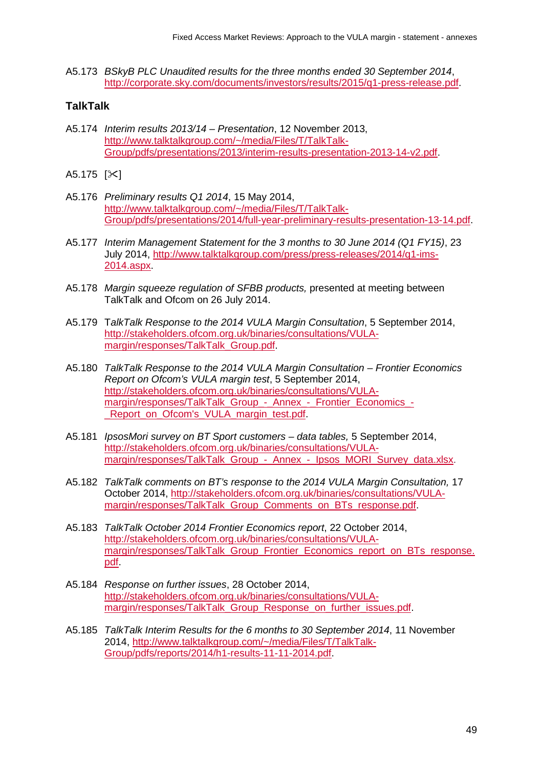A5.173 *BSkyB PLC Unaudited results for the three months ended 30 September 2014*, http://corporate.sky.com/documents/investors/results/2015/q1-press-release.pdf.

**TalkTalk**

A5.174 *Interim results 2013/14 – Presentation*, 12 November 2013, http://www.talktalkgroup.com/~/media/Files/T/TalkTalk-Group/pdfs/presentations/2013/interim-results-presentation-2013-14-v2.pdf.

A5.175 [✂]

A5.176 *Preliminary results Q1 2014*, 15 May 2014, http://www.talktalkgroup.com/~/media/Files/T/TalkTalk-Group/pdfs/presentations/2014/full-year-preliminary-results-presentation-13-14.pdf.

A5.177 *Interim Management Statement for the 3 months to 30 June 2014 (Q1 FY15)*, 23 July 2014, http://www.talktalkgroup.com/press/press-releases/2014/q1-ims-2014.aspx.

A5.178 *Margin squeeze regulation of SFBB products,* presented at meeting between TalkTalk and Ofcom on 26 July 2014.

A5.179 T*alkTalk Response to the 2014 VULA Margin Consultation*, 5 September 2014, http://stakeholders.ofcom.org.uk/binaries/consultations/VULA-margin/responses/TalkTalk_Group.pdf.

A5.180 *TalkTalk Response to the 2014 VULA Margin Consultation – Frontier Economics Report on Ofcom's VULA margin test*, 5 September 2014, http://stakeholders.ofcom.org.uk/binaries/consultations/VULA-margin/responses/TalkTalk_Group_-_Annex_-_Frontier_Economics_-_Report_on_Ofcom's_VULA_margin_test.pdf.

A5.181 *IpsosMori survey on BT Sport customers – data tables,* 5 September 2014, http://stakeholders.ofcom.org.uk/binaries/consultations/VULA-margin/responses/TalkTalk_Group_-_Annex_-_Ipsos_MORI_Survey_data.xlsx.

A5.182 *TalkTalk comments on BT's response to the 2014 VULA Margin Consultation,* 17 October 2014, http://stakeholders.ofcom.org.uk/binaries/consultations/VULA-margin/responses/TalkTalk_Group_Comments_on_BTs_response.pdf.

A5.183 *TalkTalk October 2014 Frontier Economics report*, 22 October 2014, http://stakeholders.ofcom.org.uk/binaries/consultations/VULA-margin/responses/TalkTalk_Group_Frontier_Economics_report_on_BTs_response.pdf.

A5.184 *Response on further issues*, 28 October 2014, http://stakeholders.ofcom.org.uk/binaries/consultations/VULA-margin/responses/TalkTalk_Group_Response_on_further_issues.pdf.

A5.185 *TalkTalk Interim Results for the 6 months to 30 September 2014*, 11 November 2014, http://www.talktalkgroup.com/~/media/Files/T/TalkTalk-Group/pdfs/reports/2014/h1-results-11-11-2014.pdf.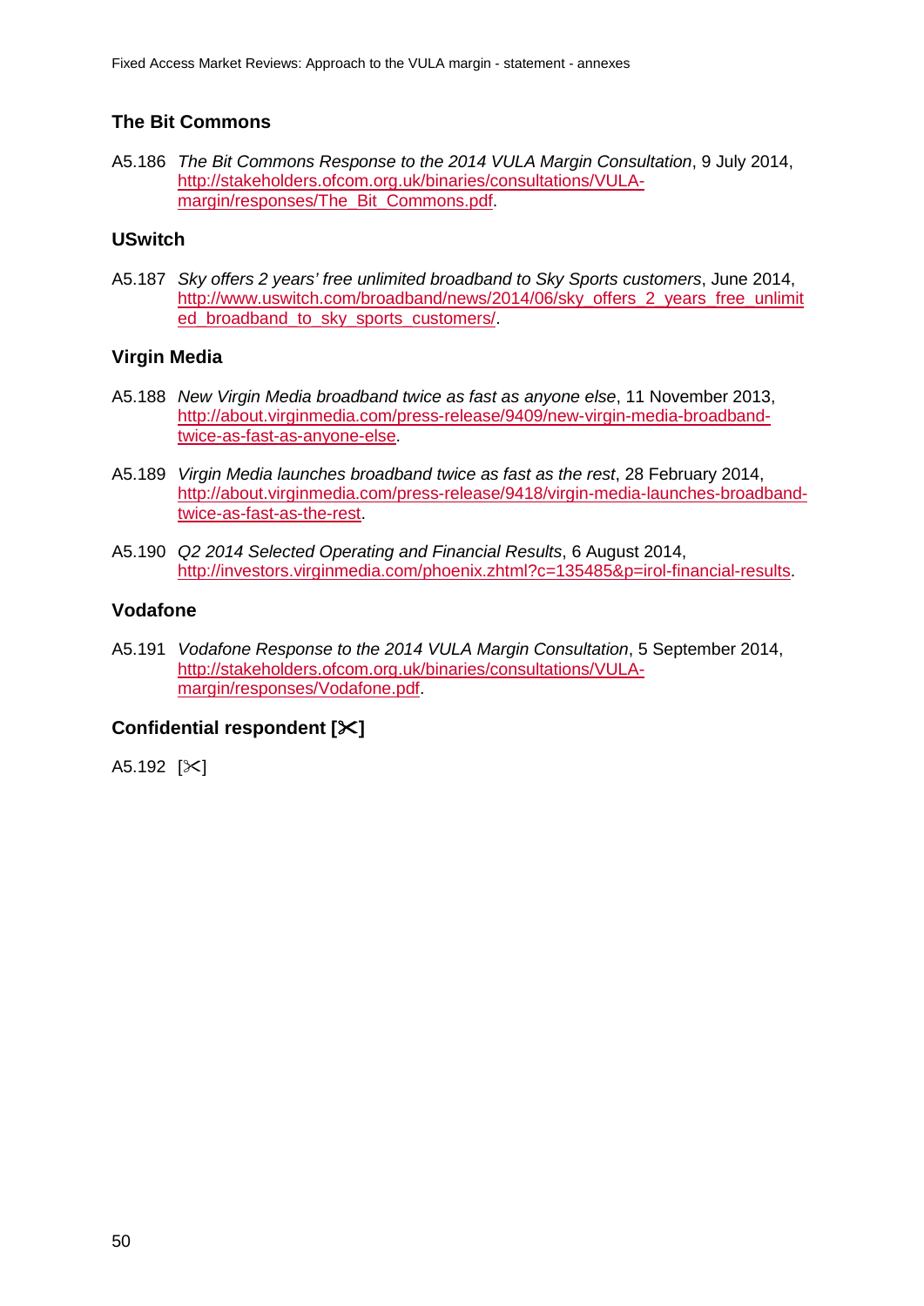### The Bit Commons

A5.186 *The Bit Commons Response to the 2014 VULA Margin Consultation*, 9 July 2014, http://stakeholders.ofcom.org.uk/binaries/consultations/VULA-margin/responses/The_Bit_Commons.pdf.

### USwitch

A5.187 *Sky offers 2 years' free unlimited broadband to Sky Sports customers*, June 2014, http://www.uswitch.com/broadband/news/2014/06/sky_offers_2_years_free_unlimited_broadband_to_sky_sports_customers/.

### Virgin Media

A5.188 *New Virgin Media broadband twice as fast as anyone else*, 11 November 2013, http://about.virginmedia.com/press-release/9409/new-virgin-media-broadband-twice-as-fast-as-anyone-else.

A5.189 *Virgin Media launches broadband twice as fast as the rest*, 28 February 2014, http://about.virginmedia.com/press-release/9418/virgin-media-launches-broadband-twice-as-fast-as-the-rest.

A5.190 *Q2 2014 Selected Operating and Financial Results*, 6 August 2014, http://investors.virginmedia.com/phoenix.zhtml?c=135485&p=irol-financial-results.

### Vodafone

A5.191 *Vodafone Response to the 2014 VULA Margin Consultation*, 5 September 2014, http://stakeholders.ofcom.org.uk/binaries/consultations/VULA-margin/responses/Vodafone.pdf.

### Confidential respondent [✂]

A5.192 [✂]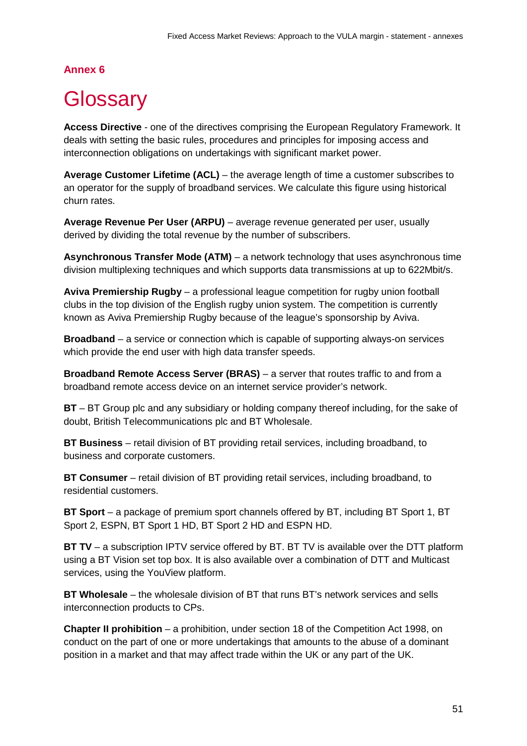## Annex 6

# Glossary

**Access Directive** - one of the directives comprising the European Regulatory Framework. It deals with setting the basic rules, procedures and principles for imposing access and interconnection obligations on undertakings with significant market power.

**Average Customer Lifetime (ACL)** – the average length of time a customer subscribes to an operator for the supply of broadband services. We calculate this figure using historical churn rates.

**Average Revenue Per User (ARPU)** – average revenue generated per user, usually derived by dividing the total revenue by the number of subscribers.

**Asynchronous Transfer Mode (ATM)** – a network technology that uses asynchronous time division multiplexing techniques and which supports data transmissions at up to 622Mbit/s.

**Aviva Premiership Rugby** – a professional league competition for rugby union football clubs in the top division of the English rugby union system. The competition is currently known as Aviva Premiership Rugby because of the league's sponsorship by Aviva.

**Broadband** – a service or connection which is capable of supporting always-on services which provide the end user with high data transfer speeds.

**Broadband Remote Access Server (BRAS)** – a server that routes traffic to and from a broadband remote access device on an internet service provider's network.

**BT** – BT Group plc and any subsidiary or holding company thereof including, for the sake of doubt, British Telecommunications plc and BT Wholesale.

**BT Business** – retail division of BT providing retail services, including broadband, to business and corporate customers.

**BT Consumer** – retail division of BT providing retail services, including broadband, to residential customers.

**BT Sport** – a package of premium sport channels offered by BT, including BT Sport 1, BT Sport 2, ESPN, BT Sport 1 HD, BT Sport 2 HD and ESPN HD.

**BT TV** – a subscription IPTV service offered by BT. BT TV is available over the DTT platform using a BT Vision set top box. It is also available over a combination of DTT and Multicast services, using the YouView platform.

**BT Wholesale** – the wholesale division of BT that runs BT's network services and sells interconnection products to CPs.

**Chapter II prohibition** – a prohibition, under section 18 of the Competition Act 1998, on conduct on the part of one or more undertakings that amounts to the abuse of a dominant position in a market and that may affect trade within the UK or any part of the UK.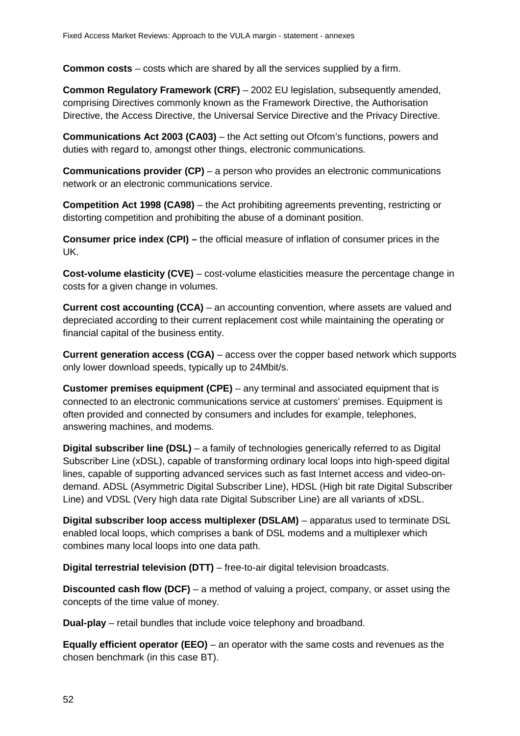**Common costs** – costs which are shared by all the services supplied by a firm.

**Common Regulatory Framework (CRF)** – 2002 EU legislation, subsequently amended, comprising Directives commonly known as the Framework Directive, the Authorisation Directive, the Access Directive, the Universal Service Directive and the Privacy Directive.

**Communications Act 2003 (CA03)** – the Act setting out Ofcom's functions, powers and duties with regard to, amongst other things, electronic communications.

**Communications provider (CP)** – a person who provides an electronic communications network or an electronic communications service.

**Competition Act 1998 (CA98)** – the Act prohibiting agreements preventing, restricting or distorting competition and prohibiting the abuse of a dominant position.

**Consumer price index (CPI) –** the official measure of inflation of consumer prices in the UK.

**Cost-volume elasticity (CVE)** – cost-volume elasticities measure the percentage change in costs for a given change in volumes.

**Current cost accounting (CCA)** – an accounting convention, where assets are valued and depreciated according to their current replacement cost while maintaining the operating or financial capital of the business entity.

**Current generation access (CGA)** – access over the copper based network which supports only lower download speeds, typically up to 24Mbit/s.

**Customer premises equipment (CPE)** – any terminal and associated equipment that is connected to an electronic communications service at customers' premises. Equipment is often provided and connected by consumers and includes for example, telephones, answering machines, and modems.

**Digital subscriber line (DSL)** – a family of technologies generically referred to as Digital Subscriber Line (xDSL), capable of transforming ordinary local loops into high-speed digital lines, capable of supporting advanced services such as fast Internet access and video-on-demand. ADSL (Asymmetric Digital Subscriber Line), HDSL (High bit rate Digital Subscriber Line) and VDSL (Very high data rate Digital Subscriber Line) are all variants of xDSL.

**Digital subscriber loop access multiplexer (DSLAM)** – apparatus used to terminate DSL enabled local loops, which comprises a bank of DSL modems and a multiplexer which combines many local loops into one data path.

**Digital terrestrial television (DTT)** – free-to-air digital television broadcasts.

**Discounted cash flow (DCF)** – a method of valuing a project, company, or asset using the concepts of the time value of money.

**Dual-play** – retail bundles that include voice telephony and broadband.

**Equally efficient operator (EEO)** – an operator with the same costs and revenues as the chosen benchmark (in this case BT).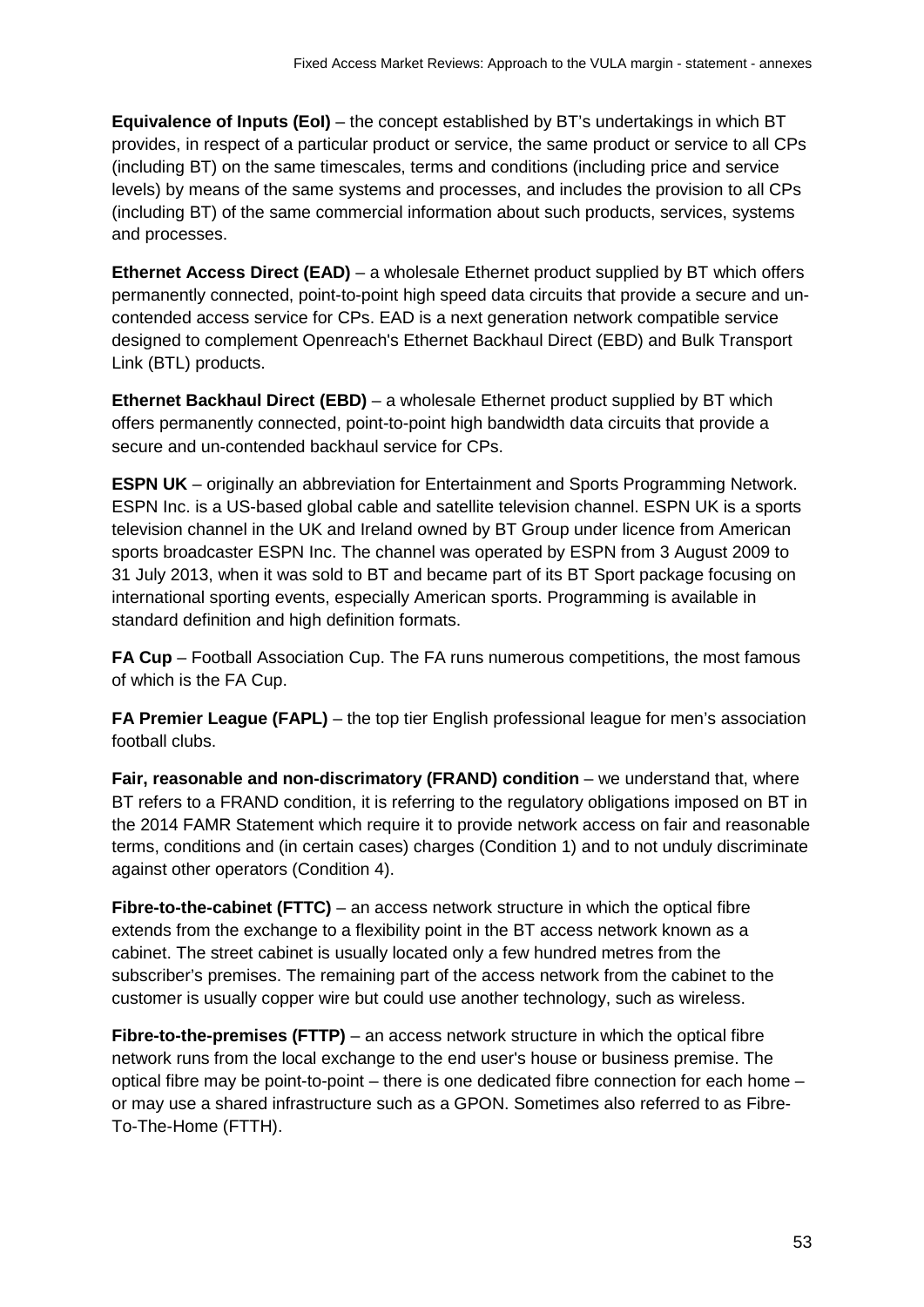**Equivalence of Inputs (EoI)** – the concept established by BT's undertakings in which BT provides, in respect of a particular product or service, the same product or service to all CPs (including BT) on the same timescales, terms and conditions (including price and service levels) by means of the same systems and processes, and includes the provision to all CPs (including BT) of the same commercial information about such products, services, systems and processes.

**Ethernet Access Direct (EAD)** – a wholesale Ethernet product supplied by BT which offers permanently connected, point-to-point high speed data circuits that provide a secure and un-contended access service for CPs. EAD is a next generation network compatible service designed to complement Openreach's Ethernet Backhaul Direct (EBD) and Bulk Transport Link (BTL) products.

**Ethernet Backhaul Direct (EBD)** – a wholesale Ethernet product supplied by BT which offers permanently connected, point-to-point high bandwidth data circuits that provide a secure and un-contended backhaul service for CPs.

**ESPN UK** – originally an abbreviation for Entertainment and Sports Programming Network. ESPN Inc. is a US-based global cable and satellite television channel. ESPN UK is a sports television channel in the UK and Ireland owned by BT Group under licence from American sports broadcaster ESPN Inc. The channel was operated by ESPN from 3 August 2009 to 31 July 2013, when it was sold to BT and became part of its BT Sport package focusing on international sporting events, especially American sports. Programming is available in standard definition and high definition formats.

**FA Cup** – Football Association Cup. The FA runs numerous competitions, the most famous of which is the FA Cup.

**FA Premier League (FAPL)** – the top tier English professional league for men's association football clubs.

**Fair, reasonable and non-discrimatory (FRAND) condition** – we understand that, where BT refers to a FRAND condition, it is referring to the regulatory obligations imposed on BT in the 2014 FAMR Statement which require it to provide network access on fair and reasonable terms, conditions and (in certain cases) charges (Condition 1) and to not unduly discriminate against other operators (Condition 4).

**Fibre-to-the-cabinet (FTTC)** – an access network structure in which the optical fibre extends from the exchange to a flexibility point in the BT access network known as a cabinet. The street cabinet is usually located only a few hundred metres from the subscriber's premises. The remaining part of the access network from the cabinet to the customer is usually copper wire but could use another technology, such as wireless.

**Fibre-to-the-premises (FTTP)** – an access network structure in which the optical fibre network runs from the local exchange to the end user's house or business premise. The optical fibre may be point-to-point – there is one dedicated fibre connection for each home – or may use a shared infrastructure such as a GPON. Sometimes also referred to as Fibre-To-The-Home (FTTH).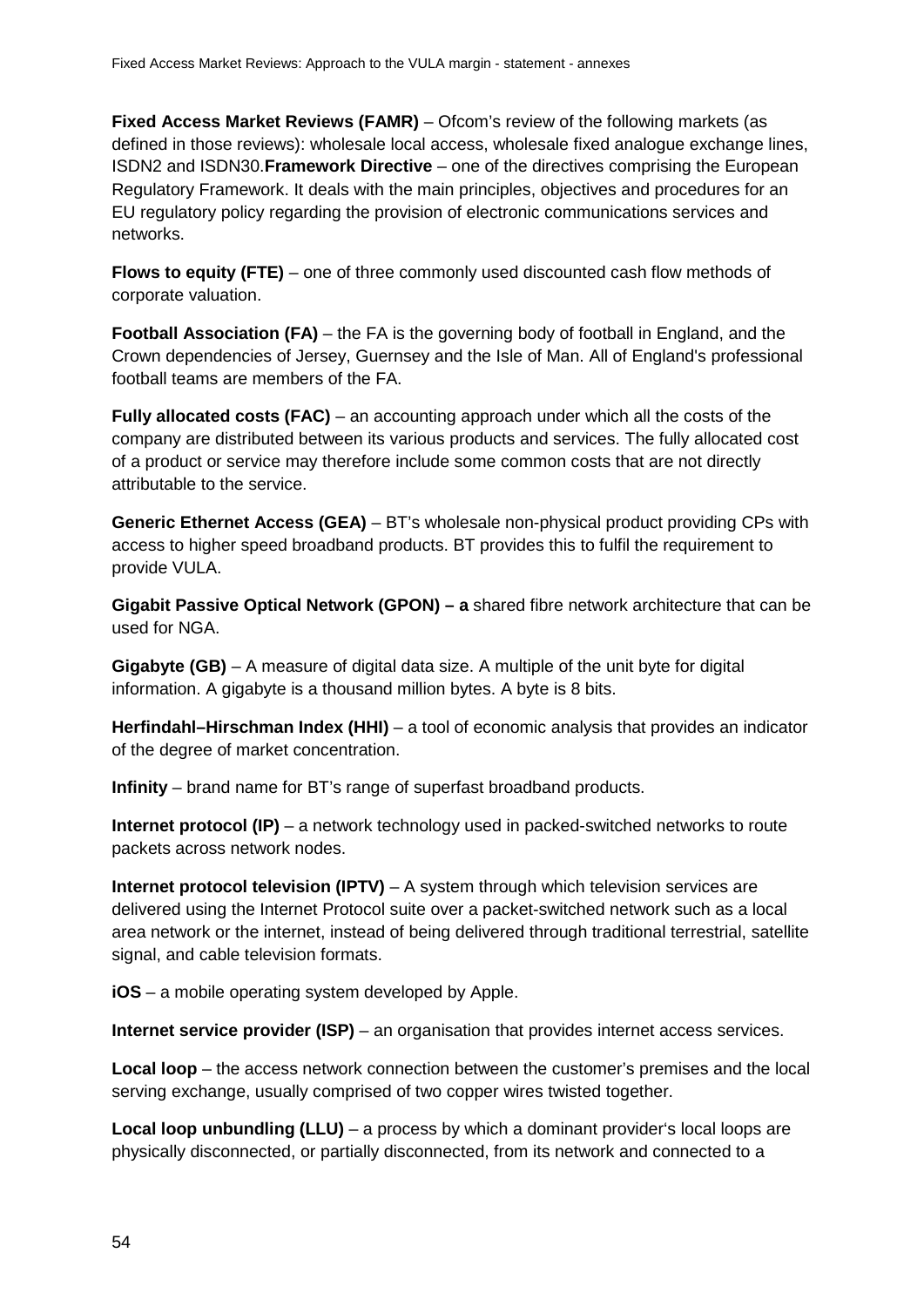**Fixed Access Market Reviews (FAMR)** – Ofcom's review of the following markets (as defined in those reviews): wholesale local access, wholesale fixed analogue exchange lines, ISDN2 and ISDN30.**Framework Directive** – one of the directives comprising the European Regulatory Framework. It deals with the main principles, objectives and procedures for an EU regulatory policy regarding the provision of electronic communications services and networks.

**Flows to equity (FTE)** – one of three commonly used discounted cash flow methods of corporate valuation.

**Football Association (FA)** – the FA is the governing body of football in England, and the Crown dependencies of Jersey, Guernsey and the Isle of Man. All of England's professional football teams are members of the FA.

**Fully allocated costs (FAC)** – an accounting approach under which all the costs of the company are distributed between its various products and services. The fully allocated cost of a product or service may therefore include some common costs that are not directly attributable to the service.

**Generic Ethernet Access (GEA)** – BT's wholesale non-physical product providing CPs with access to higher speed broadband products. BT provides this to fulfil the requirement to provide VULA.

**Gigabit Passive Optical Network (GPON) – a** shared fibre network architecture that can be used for NGA.

**Gigabyte (GB)** – A measure of digital data size. A multiple of the unit byte for digital information. A gigabyte is a thousand million bytes. A byte is 8 bits.

**Herfindahl–Hirschman Index (HHI)** – a tool of economic analysis that provides an indicator of the degree of market concentration.

**Infinity** – brand name for BT's range of superfast broadband products.

**Internet protocol (IP)** – a network technology used in packed-switched networks to route packets across network nodes.

**Internet protocol television (IPTV)** – A system through which television services are delivered using the Internet Protocol suite over a packet-switched network such as a local area network or the internet, instead of being delivered through traditional terrestrial, satellite signal, and cable television formats.

**iOS** – a mobile operating system developed by Apple.

**Internet service provider (ISP)** – an organisation that provides internet access services.

**Local loop** – the access network connection between the customer's premises and the local serving exchange, usually comprised of two copper wires twisted together.

**Local loop unbundling (LLU)** – a process by which a dominant provider's local loops are physically disconnected, or partially disconnected, from its network and connected to a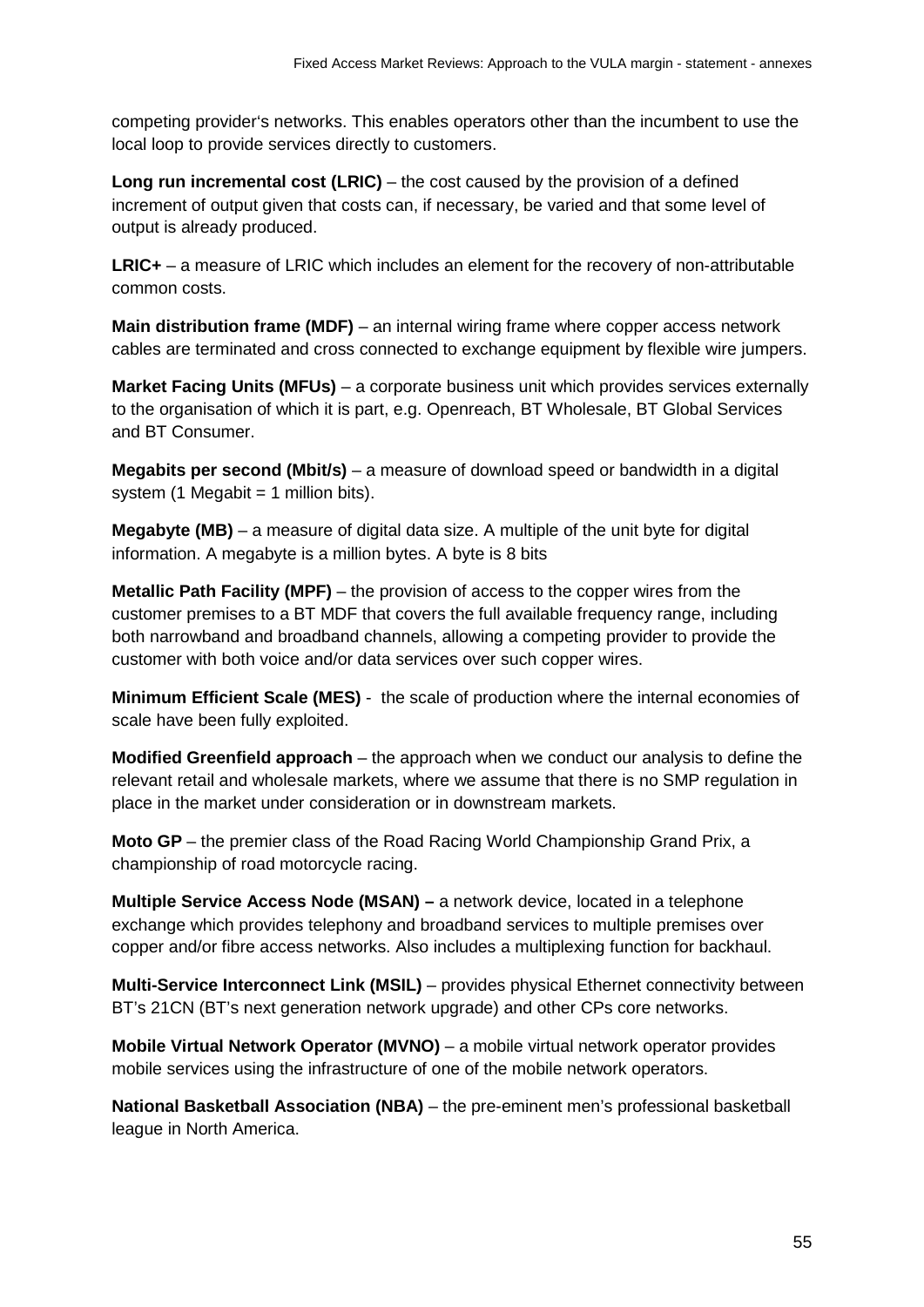competing provider's networks. This enables operators other than the incumbent to use the local loop to provide services directly to customers.

**Long run incremental cost (LRIC)** – the cost caused by the provision of a defined increment of output given that costs can, if necessary, be varied and that some level of output is already produced.

**LRIC+** – a measure of LRIC which includes an element for the recovery of non-attributable common costs.

**Main distribution frame (MDF)** – an internal wiring frame where copper access network cables are terminated and cross connected to exchange equipment by flexible wire jumpers.

**Market Facing Units (MFUs)** – a corporate business unit which provides services externally to the organisation of which it is part, e.g. Openreach, BT Wholesale, BT Global Services and BT Consumer.

**Megabits per second (Mbit/s)** – a measure of download speed or bandwidth in a digital system (1 Megabit = 1 million bits).

**Megabyte (MB)** – a measure of digital data size. A multiple of the unit byte for digital information. A megabyte is a million bytes. A byte is 8 bits

**Metallic Path Facility (MPF)** – the provision of access to the copper wires from the customer premises to a BT MDF that covers the full available frequency range, including both narrowband and broadband channels, allowing a competing provider to provide the customer with both voice and/or data services over such copper wires.

**Minimum Efficient Scale (MES)** - the scale of production where the internal economies of scale have been fully exploited.

**Modified Greenfield approach** – the approach when we conduct our analysis to define the relevant retail and wholesale markets, where we assume that there is no SMP regulation in place in the market under consideration or in downstream markets.

**Moto GP** – the premier class of the Road Racing World Championship Grand Prix, a championship of road motorcycle racing.

**Multiple Service Access Node (MSAN) –** a network device, located in a telephone exchange which provides telephony and broadband services to multiple premises over copper and/or fibre access networks. Also includes a multiplexing function for backhaul.

**Multi-Service Interconnect Link (MSIL)** – provides physical Ethernet connectivity between BT's 21CN (BT's next generation network upgrade) and other CPs core networks.

**Mobile Virtual Network Operator (MVNO)** – a mobile virtual network operator provides mobile services using the infrastructure of one of the mobile network operators.

**National Basketball Association (NBA)** – the pre-eminent men's professional basketball league in North America.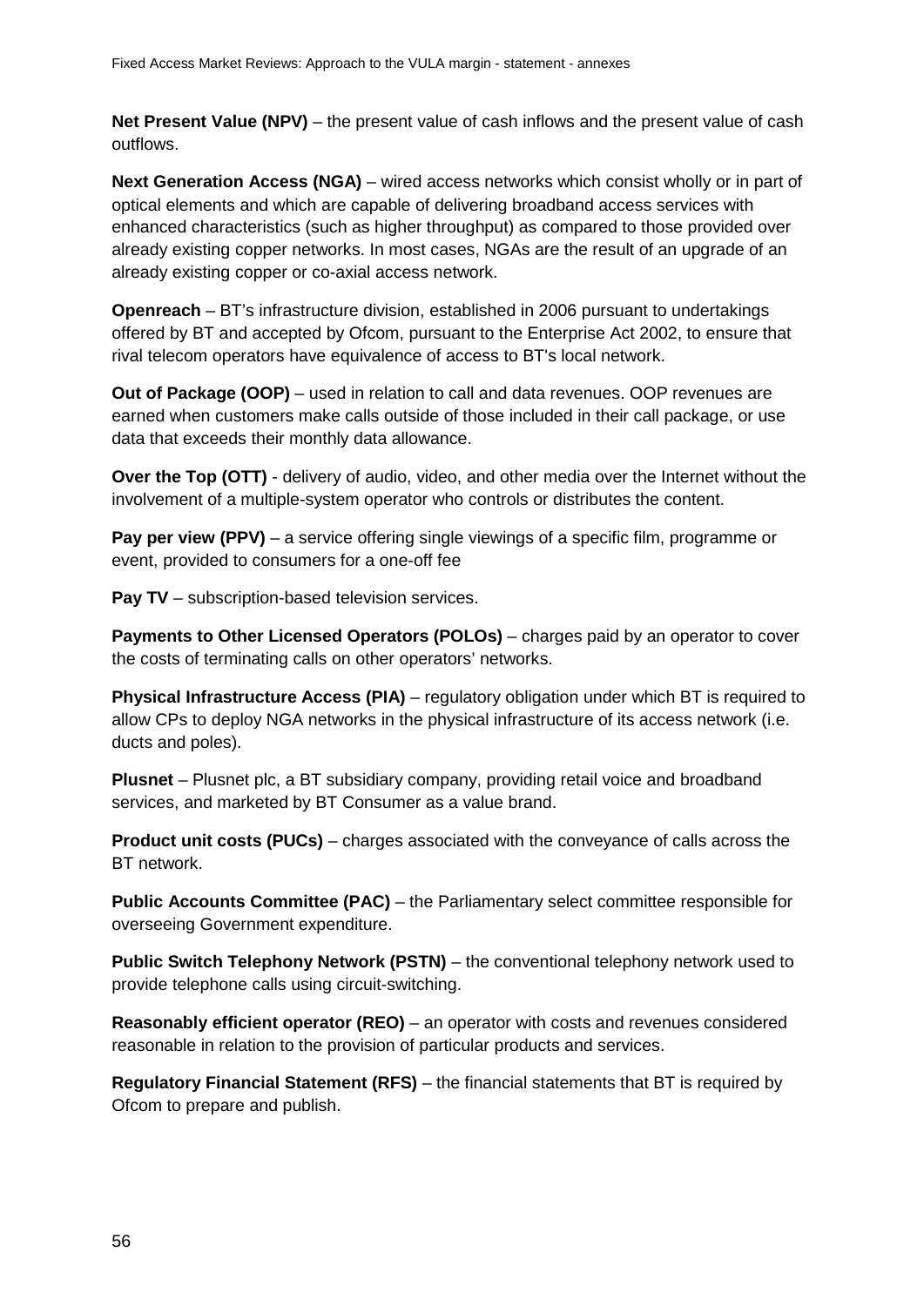**Net Present Value (NPV)** – the present value of cash inflows and the present value of cash outflows.

**Next Generation Access (NGA)** – wired access networks which consist wholly or in part of optical elements and which are capable of delivering broadband access services with enhanced characteristics (such as higher throughput) as compared to those provided over already existing copper networks. In most cases, NGAs are the result of an upgrade of an already existing copper or co-axial access network.

**Openreach** – BT's infrastructure division, established in 2006 pursuant to undertakings offered by BT and accepted by Ofcom, pursuant to the Enterprise Act 2002, to ensure that rival telecom operators have equivalence of access to BT's local network.

**Out of Package (OOP)** – used in relation to call and data revenues. OOP revenues are earned when customers make calls outside of those included in their call package, or use data that exceeds their monthly data allowance.

**Over the Top (OTT)** - delivery of audio, video, and other media over the Internet without the involvement of a multiple-system operator who controls or distributes the content.

**Pay per view (PPV)** – a service offering single viewings of a specific film, programme or event, provided to consumers for a one-off fee

**Pay TV** – subscription-based television services.

**Payments to Other Licensed Operators (POLOs)** – charges paid by an operator to cover the costs of terminating calls on other operators' networks.

**Physical Infrastructure Access (PIA)** – regulatory obligation under which BT is required to allow CPs to deploy NGA networks in the physical infrastructure of its access network (i.e. ducts and poles).

**Plusnet** – Plusnet plc, a BT subsidiary company, providing retail voice and broadband services, and marketed by BT Consumer as a value brand.

**Product unit costs (PUCs)** – charges associated with the conveyance of calls across the BT network.

**Public Accounts Committee (PAC)** – the Parliamentary select committee responsible for overseeing Government expenditure.

**Public Switch Telephony Network (PSTN)** – the conventional telephony network used to provide telephone calls using circuit-switching.

**Reasonably efficient operator (REO)** – an operator with costs and revenues considered reasonable in relation to the provision of particular products and services.

**Regulatory Financial Statement (RFS)** – the financial statements that BT is required by Ofcom to prepare and publish.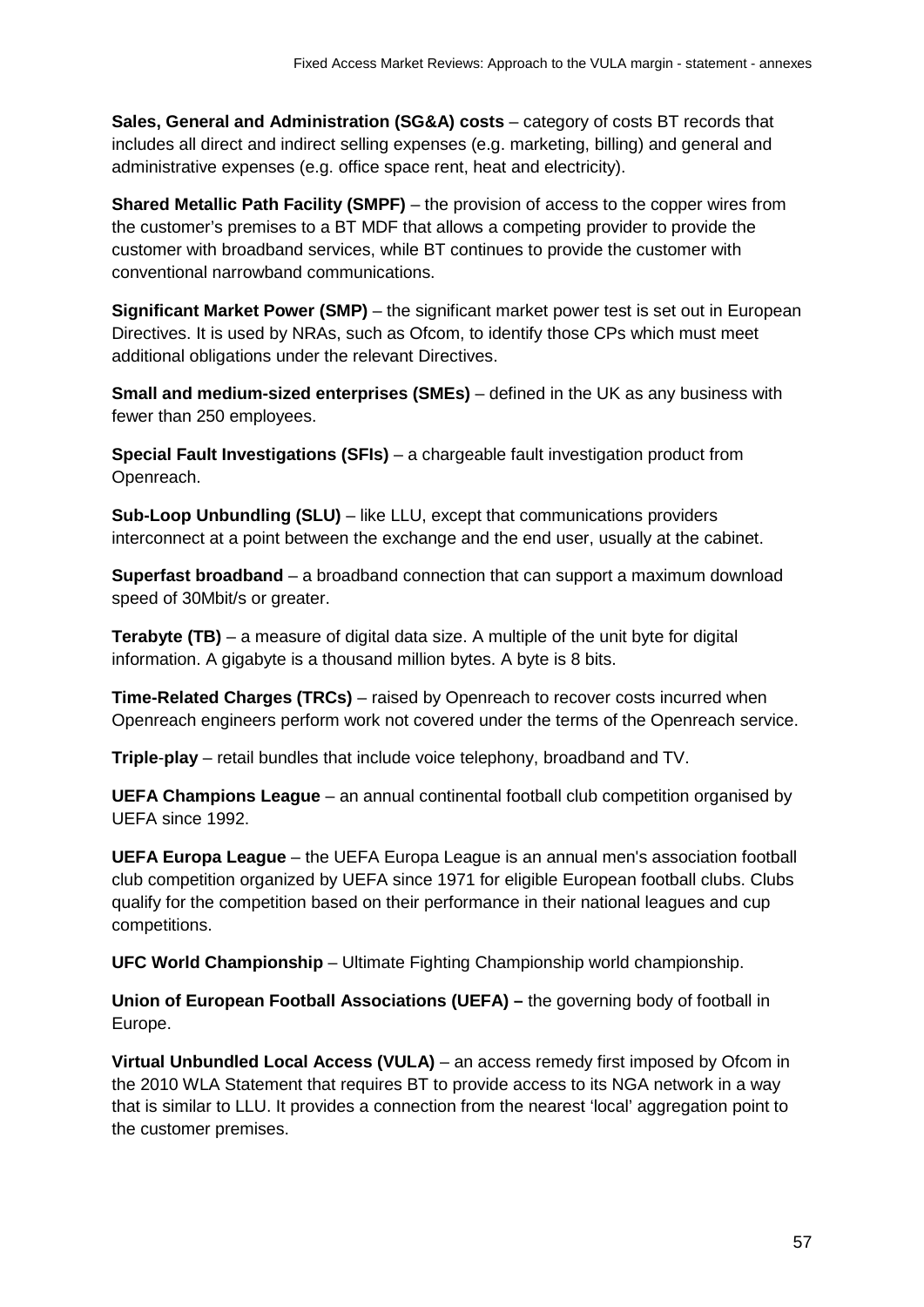**Sales, General and Administration (SG&A) costs** – category of costs BT records that includes all direct and indirect selling expenses (e.g. marketing, billing) and general and administrative expenses (e.g. office space rent, heat and electricity).

**Shared Metallic Path Facility (SMPF)** – the provision of access to the copper wires from the customer's premises to a BT MDF that allows a competing provider to provide the customer with broadband services, while BT continues to provide the customer with conventional narrowband communications.

**Significant Market Power (SMP)** – the significant market power test is set out in European Directives. It is used by NRAs, such as Ofcom, to identify those CPs which must meet additional obligations under the relevant Directives.

**Small and medium-sized enterprises (SMEs)** – defined in the UK as any business with fewer than 250 employees.

**Special Fault Investigations (SFIs)** – a chargeable fault investigation product from Openreach.

**Sub-Loop Unbundling (SLU)** – like LLU, except that communications providers interconnect at a point between the exchange and the end user, usually at the cabinet.

**Superfast broadband** – a broadband connection that can support a maximum download speed of 30Mbit/s or greater.

**Terabyte (TB)** – a measure of digital data size. A multiple of the unit byte for digital information. A gigabyte is a thousand million bytes. A byte is 8 bits.

**Time-Related Charges (TRCs)** – raised by Openreach to recover costs incurred when Openreach engineers perform work not covered under the terms of the Openreach service.

**Triple-play** – retail bundles that include voice telephony, broadband and TV.

**UEFA Champions League** – an annual continental football club competition organised by UEFA since 1992.

**UEFA Europa League** – the UEFA Europa League is an annual men's association football club competition organized by UEFA since 1971 for eligible European football clubs. Clubs qualify for the competition based on their performance in their national leagues and cup competitions.

**UFC World Championship** – Ultimate Fighting Championship world championship.

**Union of European Football Associations (UEFA) –** the governing body of football in Europe.

**Virtual Unbundled Local Access (VULA)** – an access remedy first imposed by Ofcom in the 2010 WLA Statement that requires BT to provide access to its NGA network in a way that is similar to LLU. It provides a connection from the nearest 'local' aggregation point to the customer premises.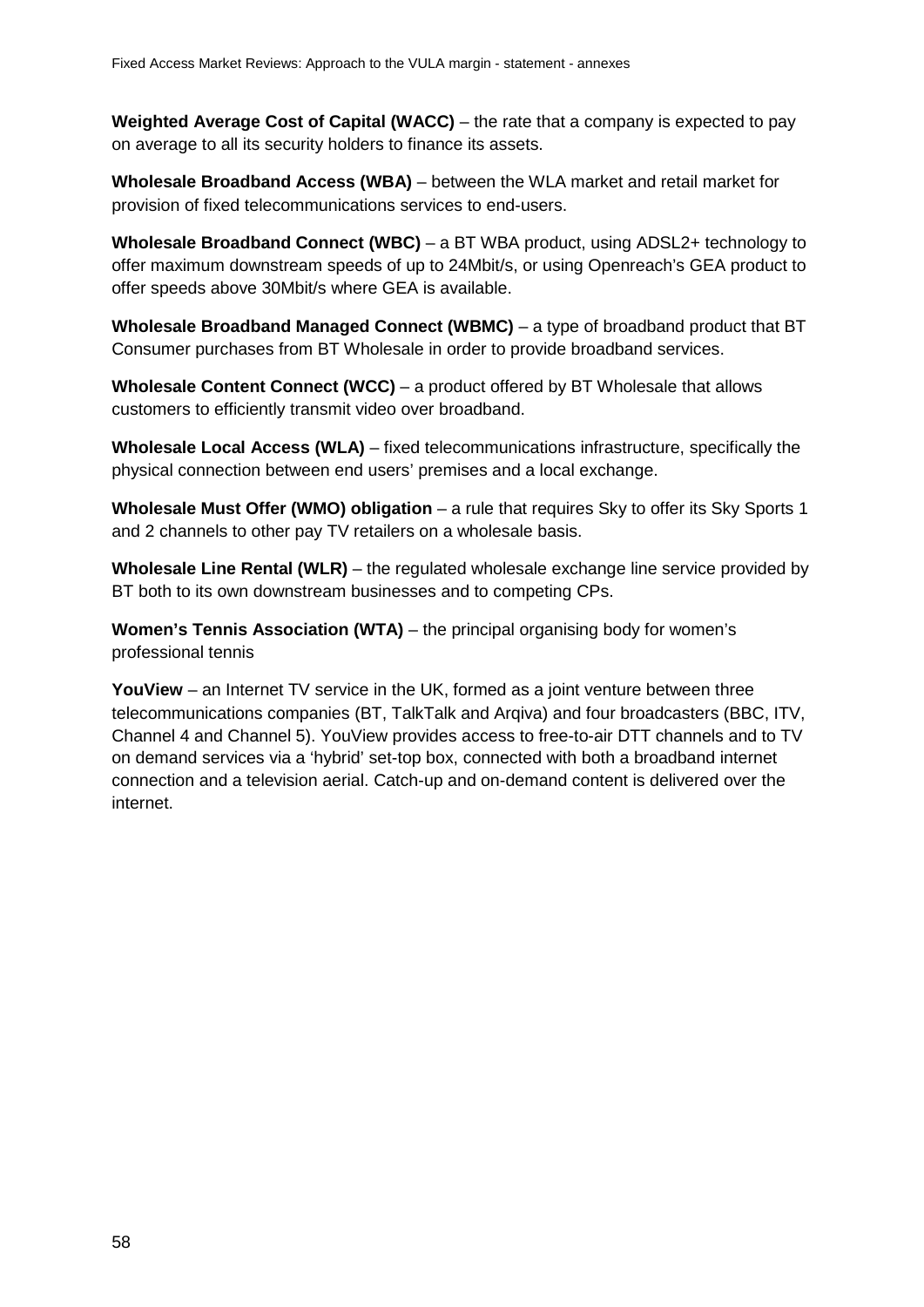**Weighted Average Cost of Capital (WACC)** – the rate that a company is expected to pay on average to all its security holders to finance its assets.

**Wholesale Broadband Access (WBA)** – between the WLA market and retail market for provision of fixed telecommunications services to end-users.

**Wholesale Broadband Connect (WBC)** – a BT WBA product, using ADSL2+ technology to offer maximum downstream speeds of up to 24Mbit/s, or using Openreach's GEA product to offer speeds above 30Mbit/s where GEA is available.

**Wholesale Broadband Managed Connect (WBMC)** – a type of broadband product that BT Consumer purchases from BT Wholesale in order to provide broadband services.

**Wholesale Content Connect (WCC)** – a product offered by BT Wholesale that allows customers to efficiently transmit video over broadband.

**Wholesale Local Access (WLA)** – fixed telecommunications infrastructure, specifically the physical connection between end users' premises and a local exchange.

**Wholesale Must Offer (WMO) obligation** – a rule that requires Sky to offer its Sky Sports 1 and 2 channels to other pay TV retailers on a wholesale basis.

**Wholesale Line Rental (WLR)** – the regulated wholesale exchange line service provided by BT both to its own downstream businesses and to competing CPs.

**Women's Tennis Association (WTA)** – the principal organising body for women's professional tennis

**YouView** – an Internet TV service in the UK, formed as a joint venture between three telecommunications companies (BT, TalkTalk and Arqiva) and four broadcasters (BBC, ITV, Channel 4 and Channel 5). YouView provides access to free-to-air DTT channels and to TV on demand services via a 'hybrid' set-top box, connected with both a broadband internet connection and a television aerial. Catch-up and on-demand content is delivered over the internet.